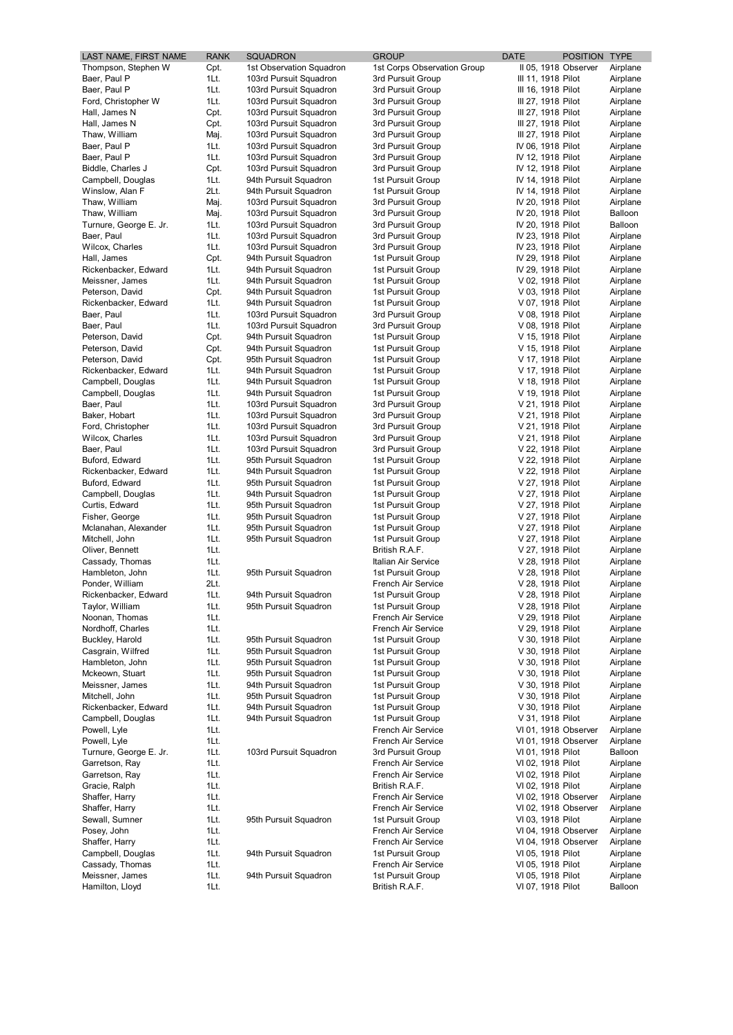| LAST NAME, FIRST NAME | RANK | SQUADRON | GROUP | DATE | POSITION | TYPE |
|---|---|---|---|---|---|---|
| Thompson, Stephen W | Cpt. | 1st Observation Squadron | 1st Corps Observation Group | II 05, 1918 | Observer | Airplane |
| Baer, Paul P | 1Lt. | 103rd Pursuit Squadron | 3rd Pursuit Group | III 11, 1918 | Pilot | Airplane |
| Baer, Paul P | 1Lt. | 103rd Pursuit Squadron | 3rd Pursuit Group | III 16, 1918 | Pilot | Airplane |
| Ford, Christopher W | 1Lt. | 103rd Pursuit Squadron | 3rd Pursuit Group | III 27, 1918 | Pilot | Airplane |
| Hall, James N | Cpt. | 103rd Pursuit Squadron | 3rd Pursuit Group | III 27, 1918 | Pilot | Airplane |
| Hall, James N | Cpt. | 103rd Pursuit Squadron | 3rd Pursuit Group | III 27, 1918 | Pilot | Airplane |
| Thaw, William | Maj. | 103rd Pursuit Squadron | 3rd Pursuit Group | III 27, 1918 | Pilot | Airplane |
| Baer, Paul P | 1Lt. | 103rd Pursuit Squadron | 3rd Pursuit Group | IV 06, 1918 | Pilot | Airplane |
| Baer, Paul P | 1Lt. | 103rd Pursuit Squadron | 3rd Pursuit Group | IV 12, 1918 | Pilot | Airplane |
| Biddle, Charles J | Cpt. | 103rd Pursuit Squadron | 3rd Pursuit Group | IV 12, 1918 | Pilot | Airplane |
| Campbell, Douglas | 1Lt. | 94th Pursuit Squadron | 1st Pursuit Group | IV 14, 1918 | Pilot | Airplane |
| Winslow, Alan F | 2Lt. | 94th Pursuit Squadron | 1st Pursuit Group | IV 14, 1918 | Pilot | Airplane |
| Thaw, William | Maj. | 103rd Pursuit Squadron | 3rd Pursuit Group | IV 20, 1918 | Pilot | Airplane |
| Thaw, William | Maj. | 103rd Pursuit Squadron | 3rd Pursuit Group | IV 20, 1918 | Pilot | Balloon |
| Turnure, George E. Jr. | 1Lt. | 103rd Pursuit Squadron | 3rd Pursuit Group | IV 20, 1918 | Pilot | Balloon |
| Baer, Paul | 1Lt. | 103rd Pursuit Squadron | 3rd Pursuit Group | IV 23, 1918 | Pilot | Airplane |
| Wilcox, Charles | 1Lt. | 103rd Pursuit Squadron | 3rd Pursuit Group | IV 23, 1918 | Pilot | Airplane |
| Hall, James | Cpt. | 94th Pursuit Squadron | 1st Pursuit Group | IV 29, 1918 | Pilot | Airplane |
| Rickenbacker, Edward | 1Lt. | 94th Pursuit Squadron | 1st Pursuit Group | IV 29, 1918 | Pilot | Airplane |
| Meissner, James | 1Lt. | 94th Pursuit Squadron | 1st Pursuit Group | V 02, 1918 | Pilot | Airplane |
| Peterson, David | Cpt. | 94th Pursuit Squadron | 1st Pursuit Group | V 03, 1918 | Pilot | Airplane |
| Rickenbacker, Edward | 1Lt. | 94th Pursuit Squadron | 1st Pursuit Group | V 07, 1918 | Pilot | Airplane |
| Baer, Paul | 1Lt. | 103rd Pursuit Squadron | 3rd Pursuit Group | V 08, 1918 | Pilot | Airplane |
| Baer, Paul | 1Lt. | 103rd Pursuit Squadron | 3rd Pursuit Group | V 08, 1918 | Pilot | Airplane |
| Peterson, David | Cpt. | 94th Pursuit Squadron | 1st Pursuit Group | V 15, 1918 | Pilot | Airplane |
| Peterson, David | Cpt. | 94th Pursuit Squadron | 1st Pursuit Group | V 15, 1918 | Pilot | Airplane |
| Peterson, David | Cpt. | 95th Pursuit Squadron | 1st Pursuit Group | V 17, 1918 | Pilot | Airplane |
| Rickenbacker, Edward | 1Lt. | 94th Pursuit Squadron | 1st Pursuit Group | V 17, 1918 | Pilot | Airplane |
| Campbell, Douglas | 1Lt. | 94th Pursuit Squadron | 1st Pursuit Group | V 18, 1918 | Pilot | Airplane |
| Campbell, Douglas | 1Lt. | 94th Pursuit Squadron | 1st Pursuit Group | V 19, 1918 | Pilot | Airplane |
| Baer, Paul | 1Lt. | 103rd Pursuit Squadron | 3rd Pursuit Group | V 21, 1918 | Pilot | Airplane |
| Baker, Hobart | 1Lt. | 103rd Pursuit Squadron | 3rd Pursuit Group | V 21, 1918 | Pilot | Airplane |
| Ford, Christopher | 1Lt. | 103rd Pursuit Squadron | 3rd Pursuit Group | V 21, 1918 | Pilot | Airplane |
| Wilcox, Charles | 1Lt. | 103rd Pursuit Squadron | 3rd Pursuit Group | V 21, 1918 | Pilot | Airplane |
| Baer, Paul | 1Lt. | 103rd Pursuit Squadron | 3rd Pursuit Group | V 22, 1918 | Pilot | Airplane |
| Buford, Edward | 1Lt. | 95th Pursuit Squadron | 1st Pursuit Group | V 22, 1918 | Pilot | Airplane |
| Rickenbacker, Edward | 1Lt. | 94th Pursuit Squadron | 1st Pursuit Group | V 22, 1918 | Pilot | Airplane |
| Buford, Edward | 1Lt. | 95th Pursuit Squadron | 1st Pursuit Group | V 27, 1918 | Pilot | Airplane |
| Campbell, Douglas | 1Lt. | 94th Pursuit Squadron | 1st Pursuit Group | V 27, 1918 | Pilot | Airplane |
| Curtis, Edward | 1Lt. | 95th Pursuit Squadron | 1st Pursuit Group | V 27, 1918 | Pilot | Airplane |
| Fisher, George | 1Lt. | 95th Pursuit Squadron | 1st Pursuit Group | V 27, 1918 | Pilot | Airplane |
| Mclanahan, Alexander | 1Lt. | 95th Pursuit Squadron | 1st Pursuit Group | V 27, 1918 | Pilot | Airplane |
| Mitchell, John | 1Lt. | 95th Pursuit Squadron | 1st Pursuit Group | V 27, 1918 | Pilot | Airplane |
| Oliver, Bennett | 1Lt. | | British R.A.F. | V 27, 1918 | Pilot | Airplane |
| Cassady, Thomas | 1Lt. | | Italian Air Service | V 28, 1918 | Pilot | Airplane |
| Hambleton, John | 1Lt. | 95th Pursuit Squadron | 1st Pursuit Group | V 28, 1918 | Pilot | Airplane |
| Ponder, William | 2Lt. | | French Air Service | V 28, 1918 | Pilot | Airplane |
| Rickenbacker, Edward | 1Lt. | 94th Pursuit Squadron | 1st Pursuit Group | V 28, 1918 | Pilot | Airplane |
| Taylor, William | 1Lt. | 95th Pursuit Squadron | 1st Pursuit Group | V 28, 1918 | Pilot | Airplane |
| Noonan, Thomas | 1Lt. | | French Air Service | V 29, 1918 | Pilot | Airplane |
| Nordhoff, Charles | 1Lt. | | French Air Service | V 29, 1918 | Pilot | Airplane |
| Buckley, Harold | 1Lt. | 95th Pursuit Squadron | 1st Pursuit Group | V 30, 1918 | Pilot | Airplane |
| Casgrain, Wilfred | 1Lt. | 95th Pursuit Squadron | 1st Pursuit Group | V 30, 1918 | Pilot | Airplane |
| Hambleton, John | 1Lt. | 95th Pursuit Squadron | 1st Pursuit Group | V 30, 1918 | Pilot | Airplane |
| Mckeown, Stuart | 1Lt. | 95th Pursuit Squadron | 1st Pursuit Group | V 30, 1918 | Pilot | Airplane |
| Meissner, James | 1Lt. | 94th Pursuit Squadron | 1st Pursuit Group | V 30, 1918 | Pilot | Airplane |
| Mitchell, John | 1Lt. | 95th Pursuit Squadron | 1st Pursuit Group | V 30, 1918 | Pilot | Airplane |
| Rickenbacker, Edward | 1Lt. | 94th Pursuit Squadron | 1st Pursuit Group | V 30, 1918 | Pilot | Airplane |
| Campbell, Douglas | 1Lt. | 94th Pursuit Squadron | 1st Pursuit Group | V 31, 1918 | Pilot | Airplane |
| Powell, Lyle | 1Lt. | | French Air Service | VI 01, 1918 | Observer | Airplane |
| Powell, Lyle | 1Lt. | | French Air Service | VI 01, 1918 | Observer | Airplane |
| Turnure, George E. Jr. | 1Lt. | 103rd Pursuit Squadron | 3rd Pursuit Group | VI 01, 1918 | Pilot | Balloon |
| Garretson, Ray | 1Lt. | | French Air Service | VI 02, 1918 | Pilot | Airplane |
| Garretson, Ray | 1Lt. | | French Air Service | VI 02, 1918 | Pilot | Airplane |
| Gracie, Ralph | 1Lt. | | British R.A.F. | VI 02, 1918 | Pilot | Airplane |
| Shaffer, Harry | 1Lt. | | French Air Service | VI 02, 1918 | Observer | Airplane |
| Shaffer, Harry | 1Lt. | | French Air Service | VI 02, 1918 | Observer | Airplane |
| Sewall, Sumner | 1Lt. | 95th Pursuit Squadron | 1st Pursuit Group | VI 03, 1918 | Pilot | Airplane |
| Posey, John | 1Lt. | | French Air Service | VI 04, 1918 | Observer | Airplane |
| Shaffer, Harry | 1Lt. | | French Air Service | VI 04, 1918 | Observer | Airplane |
| Campbell, Douglas | 1Lt. | 94th Pursuit Squadron | 1st Pursuit Group | VI 05, 1918 | Pilot | Airplane |
| Cassady, Thomas | 1Lt. | | French Air Service | VI 05, 1918 | Pilot | Airplane |
| Meissner, James | 1Lt. | 94th Pursuit Squadron | 1st Pursuit Group | VI 05, 1918 | Pilot | Airplane |
| Hamilton, Lloyd | 1Lt. | | British R.A.F. | VI 07, 1918 | Pilot | Balloon |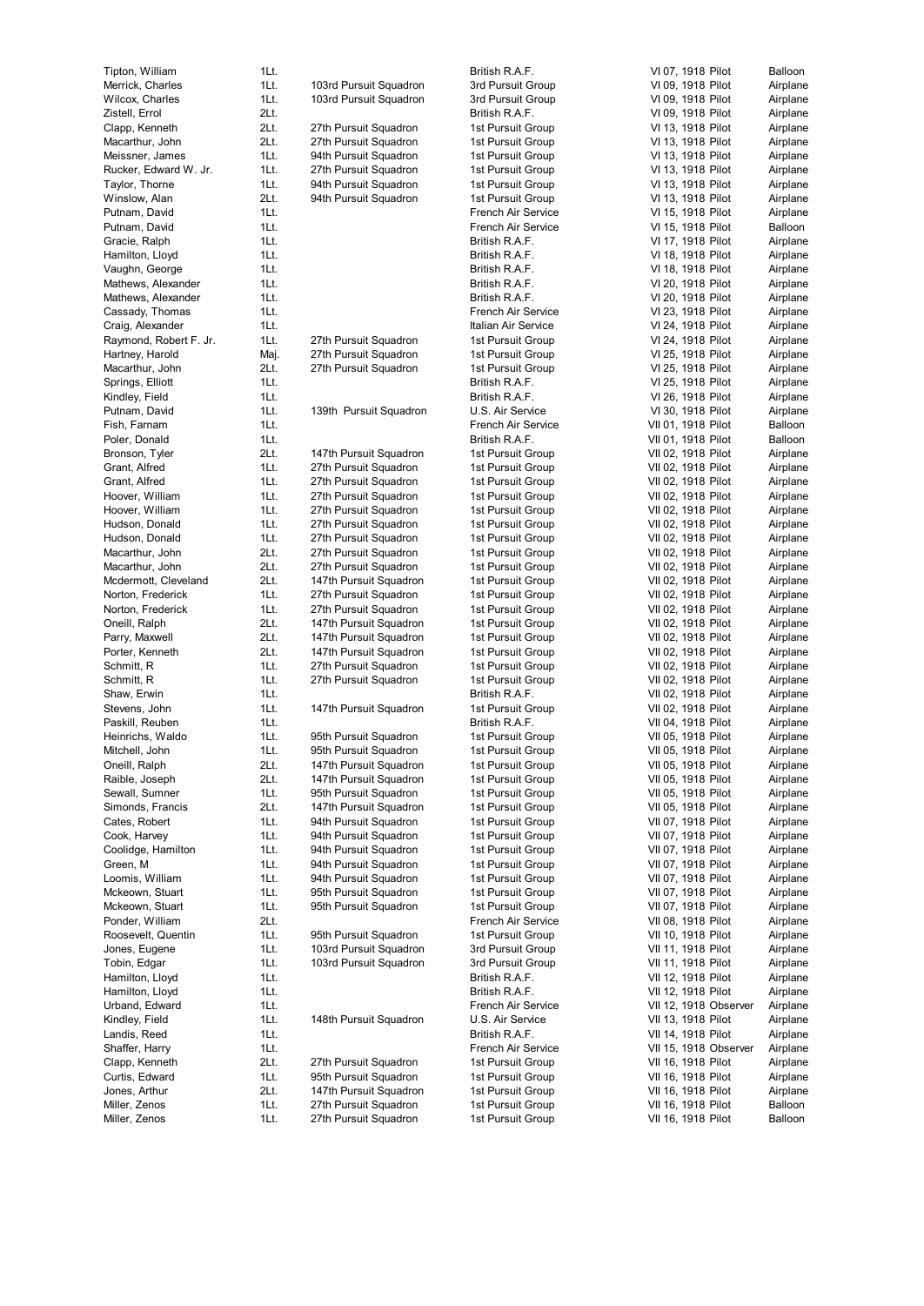| | | | | | |
|---|---|---|---|---|---|
| Tipton, William | 1Lt. | | British R.A.F. | VI 07, 1918 Pilot | Balloon |
| Merrick, Charles | 1Lt. | 103rd Pursuit Squadron | 3rd Pursuit Group | VI 09, 1918 Pilot | Airplane |
| Wilcox, Charles | 1Lt. | 103rd Pursuit Squadron | 3rd Pursuit Group | VI 09, 1918 Pilot | Airplane |
| Zistell, Errol | 2Lt. | | British R.A.F. | VI 09, 1918 Pilot | Airplane |
| Clapp, Kenneth | 2Lt. | 27th Pursuit Squadron | 1st Pursuit Group | VI 13, 1918 Pilot | Airplane |
| Macarthur, John | 2Lt. | 27th Pursuit Squadron | 1st Pursuit Group | VI 13, 1918 Pilot | Airplane |
| Meissner, James | 1Lt. | 94th Pursuit Squadron | 1st Pursuit Group | VI 13, 1918 Pilot | Airplane |
| Rucker, Edward W. Jr. | 1Lt. | 27th Pursuit Squadron | 1st Pursuit Group | VI 13, 1918 Pilot | Airplane |
| Taylor, Thorne | 1Lt. | 94th Pursuit Squadron | 1st Pursuit Group | VI 13, 1918 Pilot | Airplane |
| Winslow, Alan | 2Lt. | 94th Pursuit Squadron | 1st Pursuit Group | VI 13, 1918 Pilot | Airplane |
| Putnam, David | 1Lt. | | French Air Service | VI 15, 1918 Pilot | Airplane |
| Putnam, David | 1Lt. | | French Air Service | VI 15, 1918 Pilot | Balloon |
| Gracie, Ralph | 1Lt. | | British R.A.F. | VI 17, 1918 Pilot | Airplane |
| Hamilton, Lloyd | 1Lt. | | British R.A.F. | VI 18, 1918 Pilot | Airplane |
| Vaughn, George | 1Lt. | | British R.A.F. | VI 18, 1918 Pilot | Airplane |
| Mathews, Alexander | 1Lt. | | British R.A.F. | VI 20, 1918 Pilot | Airplane |
| Mathews, Alexander | 1Lt. | | British R.A.F. | VI 20, 1918 Pilot | Airplane |
| Cassady, Thomas | 1Lt. | | French Air Service | VI 23, 1918 Pilot | Airplane |
| Craig, Alexander | 1Lt. | | Italian Air Service | VI 24, 1918 Pilot | Airplane |
| Raymond, Robert F. Jr. | 1Lt. | 27th Pursuit Squadron | 1st Pursuit Group | VI 24, 1918 Pilot | Airplane |
| Hartney, Harold | Maj. | 27th Pursuit Squadron | 1st Pursuit Group | VI 25, 1918 Pilot | Airplane |
| Macarthur, John | 2Lt. | 27th Pursuit Squadron | 1st Pursuit Group | VI 25, 1918 Pilot | Airplane |
| Springs, Elliott | 1Lt. | | British R.A.F. | VI 25, 1918 Pilot | Airplane |
| Kindley, Field | 1Lt. | | British R.A.F. | VI 26, 1918 Pilot | Airplane |
| Putnam, David | 1Lt. | 139th Pursuit Squadron | U.S. Air Service | VI 30, 1918 Pilot | Airplane |
| Fish, Farnam | 1Lt. | | French Air Service | VII 01, 1918 Pilot | Balloon |
| Poler, Donald | 1Lt. | | British R.A.F. | VII 01, 1918 Pilot | Balloon |
| Bronson, Tyler | 2Lt. | 147th Pursuit Squadron | 1st Pursuit Group | VII 02, 1918 Pilot | Airplane |
| Grant, Alfred | 1Lt. | 27th Pursuit Squadron | 1st Pursuit Group | VII 02, 1918 Pilot | Airplane |
| Grant, Alfred | 1Lt. | 27th Pursuit Squadron | 1st Pursuit Group | VII 02, 1918 Pilot | Airplane |
| Hoover, William | 1Lt. | 27th Pursuit Squadron | 1st Pursuit Group | VII 02, 1918 Pilot | Airplane |
| Hoover, William | 1Lt. | 27th Pursuit Squadron | 1st Pursuit Group | VII 02, 1918 Pilot | Airplane |
| Hudson, Donald | 1Lt. | 27th Pursuit Squadron | 1st Pursuit Group | VII 02, 1918 Pilot | Airplane |
| Hudson, Donald | 1Lt. | 27th Pursuit Squadron | 1st Pursuit Group | VII 02, 1918 Pilot | Airplane |
| Macarthur, John | 2Lt. | 27th Pursuit Squadron | 1st Pursuit Group | VII 02, 1918 Pilot | Airplane |
| Macarthur, John | 2Lt. | 27th Pursuit Squadron | 1st Pursuit Group | VII 02, 1918 Pilot | Airplane |
| Mcdermott, Cleveland | 2Lt. | 147th Pursuit Squadron | 1st Pursuit Group | VII 02, 1918 Pilot | Airplane |
| Norton, Frederick | 1Lt. | 27th Pursuit Squadron | 1st Pursuit Group | VII 02, 1918 Pilot | Airplane |
| Norton, Frederick | 1Lt. | 27th Pursuit Squadron | 1st Pursuit Group | VII 02, 1918 Pilot | Airplane |
| Oneill, Ralph | 2Lt. | 147th Pursuit Squadron | 1st Pursuit Group | VII 02, 1918 Pilot | Airplane |
| Parry, Maxwell | 2Lt. | 147th Pursuit Squadron | 1st Pursuit Group | VII 02, 1918 Pilot | Airplane |
| Porter, Kenneth | 2Lt. | 147th Pursuit Squadron | 1st Pursuit Group | VII 02, 1918 Pilot | Airplane |
| Schmitt, R | 1Lt. | 27th Pursuit Squadron | 1st Pursuit Group | VII 02, 1918 Pilot | Airplane |
| Schmitt, R | 1Lt. | 27th Pursuit Squadron | 1st Pursuit Group | VII 02, 1918 Pilot | Airplane |
| Shaw, Erwin | 1Lt. | | British R.A.F. | VII 02, 1918 Pilot | Airplane |
| Stevens, John | 1Lt. | 147th Pursuit Squadron | 1st Pursuit Group | VII 02, 1918 Pilot | Airplane |
| Paskill, Reuben | 1Lt. | | British R.A.F. | VII 04, 1918 Pilot | Airplane |
| Heinrichs, Waldo | 1Lt. | 95th Pursuit Squadron | 1st Pursuit Group | VII 05, 1918 Pilot | Airplane |
| Mitchell, John | 1Lt. | 95th Pursuit Squadron | 1st Pursuit Group | VII 05, 1918 Pilot | Airplane |
| Oneill, Ralph | 2Lt. | 147th Pursuit Squadron | 1st Pursuit Group | VII 05, 1918 Pilot | Airplane |
| Raible, Joseph | 2Lt. | 147th Pursuit Squadron | 1st Pursuit Group | VII 05, 1918 Pilot | Airplane |
| Sewall, Sumner | 1Lt. | 95th Pursuit Squadron | 1st Pursuit Group | VII 05, 1918 Pilot | Airplane |
| Simonds, Francis | 2Lt. | 147th Pursuit Squadron | 1st Pursuit Group | VII 05, 1918 Pilot | Airplane |
| Cates, Robert | 1Lt. | 94th Pursuit Squadron | 1st Pursuit Group | VII 07, 1918 Pilot | Airplane |
| Cook, Harvey | 1Lt. | 94th Pursuit Squadron | 1st Pursuit Group | VII 07, 1918 Pilot | Airplane |
| Coolidge, Hamilton | 1Lt. | 94th Pursuit Squadron | 1st Pursuit Group | VII 07, 1918 Pilot | Airplane |
| Green, M | 1Lt. | 94th Pursuit Squadron | 1st Pursuit Group | VII 07, 1918 Pilot | Airplane |
| Loomis, William | 1Lt. | 94th Pursuit Squadron | 1st Pursuit Group | VII 07, 1918 Pilot | Airplane |
| Mckeown, Stuart | 1Lt. | 95th Pursuit Squadron | 1st Pursuit Group | VII 07, 1918 Pilot | Airplane |
| Mckeown, Stuart | 1Lt. | 95th Pursuit Squadron | 1st Pursuit Group | VII 07, 1918 Pilot | Airplane |
| Ponder, William | 2Lt. | | French Air Service | VII 08, 1918 Pilot | Airplane |
| Roosevelt, Quentin | 1Lt. | 95th Pursuit Squadron | 1st Pursuit Group | VII 10, 1918 Pilot | Airplane |
| Jones, Eugene | 1Lt. | 103rd Pursuit Squadron | 3rd Pursuit Group | VII 11, 1918 Pilot | Airplane |
| Tobin, Edgar | 1Lt. | 103rd Pursuit Squadron | 3rd Pursuit Group | VII 11, 1918 Pilot | Airplane |
| Hamilton, Lloyd | 1Lt. | | British R.A.F. | VII 12, 1918 Pilot | Airplane |
| Hamilton, Lloyd | 1Lt. | | British R.A.F. | VII 12, 1918 Pilot | Airplane |
| Urband, Edward | 1Lt. | | French Air Service | VII 12, 1918 Observer | Airplane |
| Kindley, Field | 1Lt. | 148th Pursuit Squadron | U.S. Air Service | VII 13, 1918 Pilot | Airplane |
| Landis, Reed | 1Lt. | | British R.A.F. | VII 14, 1918 Pilot | Airplane |
| Shaffer, Harry | 1Lt. | | French Air Service | VII 15, 1918 Observer | Airplane |
| Clapp, Kenneth | 2Lt. | 27th Pursuit Squadron | 1st Pursuit Group | VII 16, 1918 Pilot | Airplane |
| Curtis, Edward | 1Lt. | 95th Pursuit Squadron | 1st Pursuit Group | VII 16, 1918 Pilot | Airplane |
| Jones, Arthur | 2Lt. | 147th Pursuit Squadron | 1st Pursuit Group | VII 16, 1918 Pilot | Airplane |
| Miller, Zenos | 1Lt. | 27th Pursuit Squadron | 1st Pursuit Group | VII 16, 1918 Pilot | Balloon |
| Miller, Zenos | 1Lt. | 27th Pursuit Squadron | 1st Pursuit Group | VII 16, 1918 Pilot | Balloon |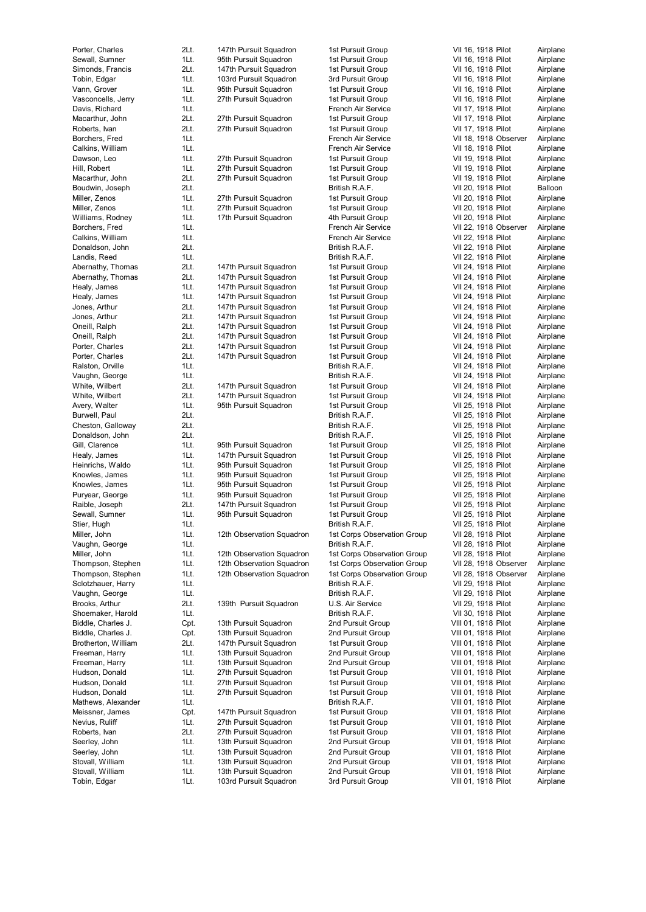| | | | | | | |
|---|---|---|---|---|---|---|
| Porter, Charles | 2Lt. | 147th Pursuit Squadron | 1st Pursuit Group | VII 16, 1918 | Pilot | Airplane |
| Sewall, Sumner | 1Lt. | 95th Pursuit Squadron | 1st Pursuit Group | VII 16, 1918 | Pilot | Airplane |
| Simonds, Francis | 2Lt. | 147th Pursuit Squadron | 1st Pursuit Group | VII 16, 1918 | Pilot | Airplane |
| Tobin, Edgar | 1Lt. | 103rd Pursuit Squadron | 3rd Pursuit Group | VII 16, 1918 | Pilot | Airplane |
| Vann, Grover | 1Lt. | 95th Pursuit Squadron | 1st Pursuit Group | VII 16, 1918 | Pilot | Airplane |
| Vasconcells, Jerry | 1Lt. | 27th Pursuit Squadron | 1st Pursuit Group | VII 16, 1918 | Pilot | Airplane |
| Davis, Richard | 1Lt. | | French Air Service | VII 17, 1918 | Pilot | Airplane |
| Macarthur, John | 2Lt. | 27th Pursuit Squadron | 1st Pursuit Group | VII 17, 1918 | Pilot | Airplane |
| Roberts, Ivan | 2Lt. | 27th Pursuit Squadron | 1st Pursuit Group | VII 17, 1918 | Pilot | Airplane |
| Borchers, Fred | 1Lt. | | French Air Service | VII 18, 1918 | Observer | Airplane |
| Calkins, William | 1Lt. | | French Air Service | VII 18, 1918 | Pilot | Airplane |
| Dawson, Leo | 1Lt. | 27th Pursuit Squadron | 1st Pursuit Group | VII 19, 1918 | Pilot | Airplane |
| Hill, Robert | 1Lt. | 27th Pursuit Squadron | 1st Pursuit Group | VII 19, 1918 | Pilot | Airplane |
| Macarthur, John | 2Lt. | 27th Pursuit Squadron | 1st Pursuit Group | VII 19, 1918 | Pilot | Airplane |
| Boudwin, Joseph | 2Lt. | | British R.A.F. | VII 20, 1918 | Pilot | Balloon |
| Miller, Zenos | 1Lt. | 27th Pursuit Squadron | 1st Pursuit Group | VII 20, 1918 | Pilot | Airplane |
| Miller, Zenos | 1Lt. | 27th Pursuit Squadron | 1st Pursuit Group | VII 20, 1918 | Pilot | Airplane |
| Williams, Rodney | 1Lt. | 17th Pursuit Squadron | 4th Pursuit Group | VII 20, 1918 | Pilot | Airplane |
| Borchers, Fred | 1Lt. | | French Air Service | VII 22, 1918 | Observer | Airplane |
| Calkins, William | 1Lt. | | French Air Service | VII 22, 1918 | Pilot | Airplane |
| Donaldson, John | 2Lt. | | British R.A.F. | VII 22, 1918 | Pilot | Airplane |
| Landis, Reed | 1Lt. | | British R.A.F. | VII 22, 1918 | Pilot | Airplane |
| Abernathy, Thomas | 2Lt. | 147th Pursuit Squadron | 1st Pursuit Group | VII 24, 1918 | Pilot | Airplane |
| Abernathy, Thomas | 2Lt. | 147th Pursuit Squadron | 1st Pursuit Group | VII 24, 1918 | Pilot | Airplane |
| Healy, James | 1Lt. | 147th Pursuit Squadron | 1st Pursuit Group | VII 24, 1918 | Pilot | Airplane |
| Healy, James | 1Lt. | 147th Pursuit Squadron | 1st Pursuit Group | VII 24, 1918 | Pilot | Airplane |
| Jones, Arthur | 2Lt. | 147th Pursuit Squadron | 1st Pursuit Group | VII 24, 1918 | Pilot | Airplane |
| Jones, Arthur | 2Lt. | 147th Pursuit Squadron | 1st Pursuit Group | VII 24, 1918 | Pilot | Airplane |
| Oneill, Ralph | 2Lt. | 147th Pursuit Squadron | 1st Pursuit Group | VII 24, 1918 | Pilot | Airplane |
| Oneill, Ralph | 2Lt. | 147th Pursuit Squadron | 1st Pursuit Group | VII 24, 1918 | Pilot | Airplane |
| Porter, Charles | 2Lt. | 147th Pursuit Squadron | 1st Pursuit Group | VII 24, 1918 | Pilot | Airplane |
| Porter, Charles | 2Lt. | 147th Pursuit Squadron | 1st Pursuit Group | VII 24, 1918 | Pilot | Airplane |
| Ralston, Orville | 1Lt. | | British R.A.F. | VII 24, 1918 | Pilot | Airplane |
| Vaughn, George | 1Lt. | | British R.A.F. | VII 24, 1918 | Pilot | Airplane |
| White, Wilbert | 2Lt. | 147th Pursuit Squadron | 1st Pursuit Group | VII 24, 1918 | Pilot | Airplane |
| White, Wilbert | 2Lt. | 147th Pursuit Squadron | 1st Pursuit Group | VII 24, 1918 | Pilot | Airplane |
| Avery, Walter | 1Lt. | 95th Pursuit Squadron | 1st Pursuit Group | VII 25, 1918 | Pilot | Airplane |
| Burwell, Paul | 2Lt. | | British R.A.F. | VII 25, 1918 | Pilot | Airplane |
| Cheston, Galloway | 2Lt. | | British R.A.F. | VII 25, 1918 | Pilot | Airplane |
| Donaldson, John | 2Lt. | | British R.A.F. | VII 25, 1918 | Pilot | Airplane |
| Gill, Clarence | 1Lt. | 95th Pursuit Squadron | 1st Pursuit Group | VII 25, 1918 | Pilot | Airplane |
| Healy, James | 1Lt. | 147th Pursuit Squadron | 1st Pursuit Group | VII 25, 1918 | Pilot | Airplane |
| Heinrichs, Waldo | 1Lt. | 95th Pursuit Squadron | 1st Pursuit Group | VII 25, 1918 | Pilot | Airplane |
| Knowles, James | 1Lt. | 95th Pursuit Squadron | 1st Pursuit Group | VII 25, 1918 | Pilot | Airplane |
| Knowles, James | 1Lt. | 95th Pursuit Squadron | 1st Pursuit Group | VII 25, 1918 | Pilot | Airplane |
| Puryear, George | 1Lt. | 95th Pursuit Squadron | 1st Pursuit Group | VII 25, 1918 | Pilot | Airplane |
| Raible, Joseph | 2Lt. | 147th Pursuit Squadron | 1st Pursuit Group | VII 25, 1918 | Pilot | Airplane |
| Sewall, Sumner | 1Lt. | 95th Pursuit Squadron | 1st Pursuit Group | VII 25, 1918 | Pilot | Airplane |
| Stier, Hugh | 1Lt. | | British R.A.F. | VII 25, 1918 | Pilot | Airplane |
| Miller, John | 1Lt. | 12th Observation Squadron | 1st Corps Observation Group | VII 28, 1918 | Pilot | Airplane |
| Vaughn, George | 1Lt. | | British R.A.F. | VII 28, 1918 | Pilot | Airplane |
| Miller, John | 1Lt. | 12th Observation Squadron | 1st Corps Observation Group | VII 28, 1918 | Pilot | Airplane |
| Thompson, Stephen | 1Lt. | 12th Observation Squadron | 1st Corps Observation Group | VII 28, 1918 | Observer | Airplane |
| Thompson, Stephen | 1Lt. | 12th Observation Squadron | 1st Corps Observation Group | VII 28, 1918 | Observer | Airplane |
| Sclotzhauer, Harry | 1Lt. | | British R.A.F. | VII 29, 1918 | Pilot | Airplane |
| Vaughn, George | 1Lt. | | British R.A.F. | VII 29, 1918 | Pilot | Airplane |
| Brooks, Arthur | 2Lt. | 139th Pursuit Squadron | U.S. Air Service | VII 29, 1918 | Pilot | Airplane |
| Shoemaker, Harold | 1Lt. | | British R.A.F. | VII 30, 1918 | Pilot | Airplane |
| Biddle, Charles J. | Cpt. | 13th Pursuit Squadron | 2nd Pursuit Group | VIII 01, 1918 | Pilot | Airplane |
| Biddle, Charles J. | Cpt. | 13th Pursuit Squadron | 2nd Pursuit Group | VIII 01, 1918 | Pilot | Airplane |
| Brotherton, William | 2Lt. | 147th Pursuit Squadron | 1st Pursuit Group | VIII 01, 1918 | Pilot | Airplane |
| Freeman, Harry | 1Lt. | 13th Pursuit Squadron | 2nd Pursuit Group | VIII 01, 1918 | Pilot | Airplane |
| Freeman, Harry | 1Lt. | 13th Pursuit Squadron | 2nd Pursuit Group | VIII 01, 1918 | Pilot | Airplane |
| Hudson, Donald | 1Lt. | 27th Pursuit Squadron | 1st Pursuit Group | VIII 01, 1918 | Pilot | Airplane |
| Hudson, Donald | 1Lt. | 27th Pursuit Squadron | 1st Pursuit Group | VIII 01, 1918 | Pilot | Airplane |
| Hudson, Donald | 1Lt. | 27th Pursuit Squadron | 1st Pursuit Group | VIII 01, 1918 | Pilot | Airplane |
| Mathews, Alexander | 1Lt. | | British R.A.F. | VIII 01, 1918 | Pilot | Airplane |
| Meissner, James | Cpt. | 147th Pursuit Squadron | 1st Pursuit Group | VIII 01, 1918 | Pilot | Airplane |
| Nevius, Ruliff | 1Lt. | 27th Pursuit Squadron | 1st Pursuit Group | VIII 01, 1918 | Pilot | Airplane |
| Roberts, Ivan | 2Lt. | 27th Pursuit Squadron | 1st Pursuit Group | VIII 01, 1918 | Pilot | Airplane |
| Seerley, John | 1Lt. | 13th Pursuit Squadron | 2nd Pursuit Group | VIII 01, 1918 | Pilot | Airplane |
| Seerley, John | 1Lt. | 13th Pursuit Squadron | 2nd Pursuit Group | VIII 01, 1918 | Pilot | Airplane |
| Stovall, William | 1Lt. | 13th Pursuit Squadron | 2nd Pursuit Group | VIII 01, 1918 | Pilot | Airplane |
| Stovall, William | 1Lt. | 13th Pursuit Squadron | 2nd Pursuit Group | VIII 01, 1918 | Pilot | Airplane |
| Tobin, Edgar | 1Lt. | 103rd Pursuit Squadron | 3rd Pursuit Group | VIII 01, 1918 | Pilot | Airplane |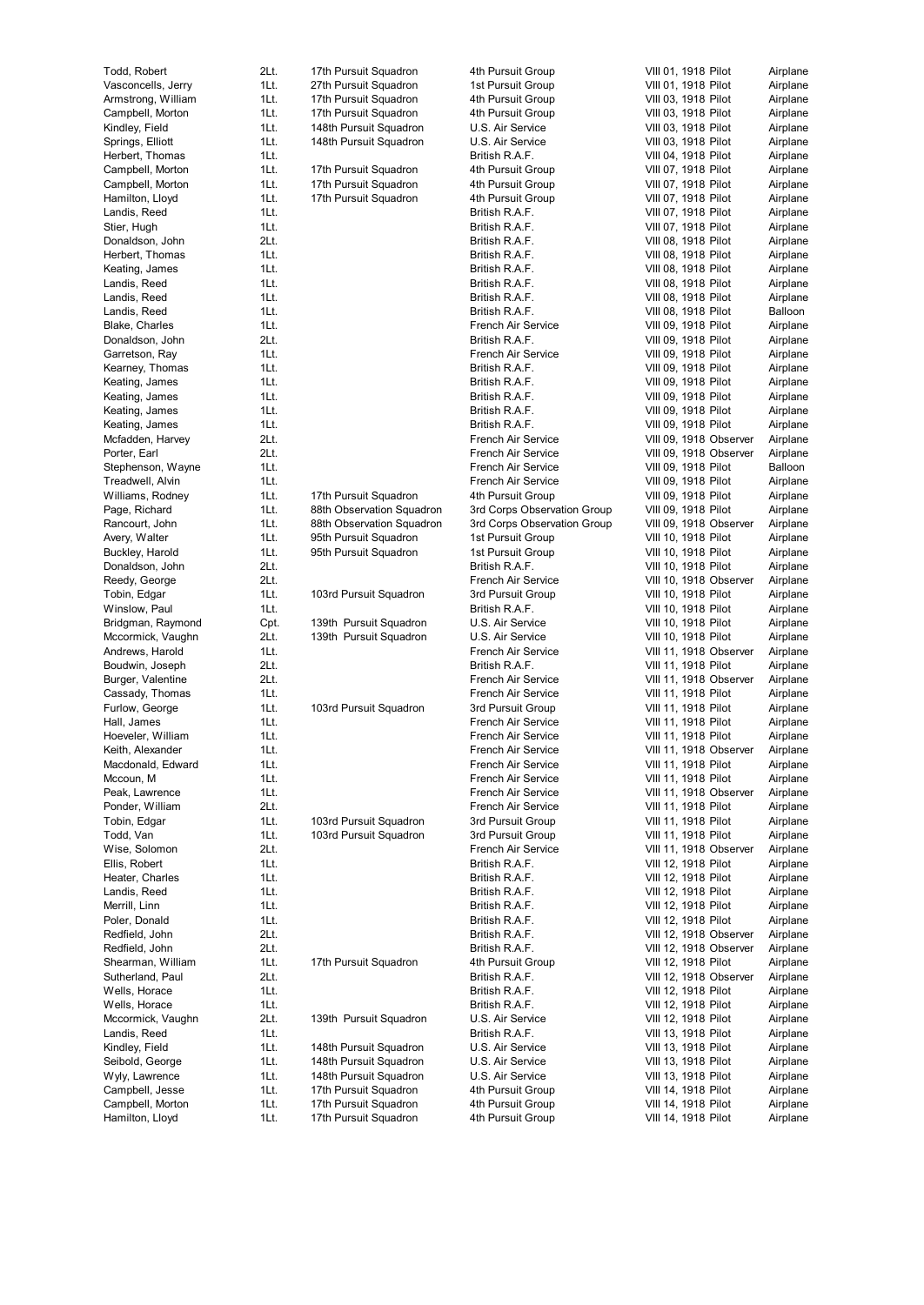| | | | | | | |
|---|---|---|---|---|---|---|
| Todd, Robert | 2Lt. | 17th Pursuit Squadron | 4th Pursuit Group | VIII 01, 1918 | Pilot | Airplane |
| Vasconcells, Jerry | 1Lt. | 27th Pursuit Squadron | 1st Pursuit Group | VIII 01, 1918 | Pilot | Airplane |
| Armstrong, William | 1Lt. | 17th Pursuit Squadron | 4th Pursuit Group | VIII 03, 1918 | Pilot | Airplane |
| Campbell, Morton | 1Lt. | 17th Pursuit Squadron | 4th Pursuit Group | VIII 03, 1918 | Pilot | Airplane |
| Kindley, Field | 1Lt. | 148th Pursuit Squadron | U.S. Air Service | VIII 03, 1918 | Pilot | Airplane |
| Springs, Elliott | 1Lt. | 148th Pursuit Squadron | U.S. Air Service | VIII 03, 1918 | Pilot | Airplane |
| Herbert, Thomas | 1Lt. | | British R.A.F. | VIII 04, 1918 | Pilot | Airplane |
| Campbell, Morton | 1Lt. | 17th Pursuit Squadron | 4th Pursuit Group | VIII 07, 1918 | Pilot | Airplane |
| Campbell, Morton | 1Lt. | 17th Pursuit Squadron | 4th Pursuit Group | VIII 07, 1918 | Pilot | Airplane |
| Hamilton, Lloyd | 1Lt. | 17th Pursuit Squadron | 4th Pursuit Group | VIII 07, 1918 | Pilot | Airplane |
| Landis, Reed | 1Lt. | | British R.A.F. | VIII 07, 1918 | Pilot | Airplane |
| Stier, Hugh | 1Lt. | | British R.A.F. | VIII 07, 1918 | Pilot | Airplane |
| Donaldson, John | 2Lt. | | British R.A.F. | VIII 08, 1918 | Pilot | Airplane |
| Herbert, Thomas | 1Lt. | | British R.A.F. | VIII 08, 1918 | Pilot | Airplane |
| Keating, James | 1Lt. | | British R.A.F. | VIII 08, 1918 | Pilot | Airplane |
| Landis, Reed | 1Lt. | | British R.A.F. | VIII 08, 1918 | Pilot | Airplane |
| Landis, Reed | 1Lt. | | British R.A.F. | VIII 08, 1918 | Pilot | Airplane |
| Landis, Reed | 1Lt. | | British R.A.F. | VIII 08, 1918 | Pilot | Balloon |
| Blake, Charles | 1Lt. | | French Air Service | VIII 09, 1918 | Pilot | Airplane |
| Donaldson, John | 2Lt. | | British R.A.F. | VIII 09, 1918 | Pilot | Airplane |
| Garretson, Ray | 1Lt. | | French Air Service | VIII 09, 1918 | Pilot | Airplane |
| Kearney, Thomas | 1Lt. | | British R.A.F. | VIII 09, 1918 | Pilot | Airplane |
| Keating, James | 1Lt. | | British R.A.F. | VIII 09, 1918 | Pilot | Airplane |
| Keating, James | 1Lt. | | British R.A.F. | VIII 09, 1918 | Pilot | Airplane |
| Keating, James | 1Lt. | | British R.A.F. | VIII 09, 1918 | Pilot | Airplane |
| Keating, James | 1Lt. | | British R.A.F. | VIII 09, 1918 | Pilot | Airplane |
| Mcfadden, Harvey | 2Lt. | | French Air Service | VIII 09, 1918 | Observer | Airplane |
| Porter, Earl | 2Lt. | | French Air Service | VIII 09, 1918 | Observer | Airplane |
| Stephenson, Wayne | 1Lt. | | French Air Service | VIII 09, 1918 | Pilot | Balloon |
| Treadwell, Alvin | 1Lt. | | French Air Service | VIII 09, 1918 | Pilot | Airplane |
| Williams, Rodney | 1Lt. | 17th Pursuit Squadron | 4th Pursuit Group | VIII 09, 1918 | Pilot | Airplane |
| Page, Richard | 1Lt. | 88th Observation Squadron | 3rd Corps Observation Group | VIII 09, 1918 | Pilot | Airplane |
| Rancourt, John | 1Lt. | 88th Observation Squadron | 3rd Corps Observation Group | VIII 09, 1918 | Observer | Airplane |
| Avery, Walter | 1Lt. | 95th Pursuit Squadron | 1st Pursuit Group | VIII 10, 1918 | Pilot | Airplane |
| Buckley, Harold | 1Lt. | 95th Pursuit Squadron | 1st Pursuit Group | VIII 10, 1918 | Pilot | Airplane |
| Donaldson, John | 2Lt. | | British R.A.F. | VIII 10, 1918 | Pilot | Airplane |
| Reedy, George | 2Lt. | | French Air Service | VIII 10, 1918 | Observer | Airplane |
| Tobin, Edgar | 1Lt. | 103rd Pursuit Squadron | 3rd Pursuit Group | VIII 10, 1918 | Pilot | Airplane |
| Winslow, Paul | 1Lt. | | British R.A.F. | VIII 10, 1918 | Pilot | Airplane |
| Bridgman, Raymond | Cpt. | 139th Pursuit Squadron | U.S. Air Service | VIII 10, 1918 | Pilot | Airplane |
| Mccormick, Vaughn | 2Lt. | 139th Pursuit Squadron | U.S. Air Service | VIII 10, 1918 | Pilot | Airplane |
| Andrews, Harold | 1Lt. | | French Air Service | VIII 11, 1918 | Observer | Airplane |
| Boudwin, Joseph | 2Lt. | | British R.A.F. | VIII 11, 1918 | Pilot | Airplane |
| Burger, Valentine | 2Lt. | | French Air Service | VIII 11, 1918 | Observer | Airplane |
| Cassady, Thomas | 1Lt. | | French Air Service | VIII 11, 1918 | Pilot | Airplane |
| Furlow, George | 1Lt. | 103rd Pursuit Squadron | 3rd Pursuit Group | VIII 11, 1918 | Pilot | Airplane |
| Hall, James | 1Lt. | | French Air Service | VIII 11, 1918 | Pilot | Airplane |
| Hoeveler, William | 1Lt. | | French Air Service | VIII 11, 1918 | Pilot | Airplane |
| Keith, Alexander | 1Lt. | | French Air Service | VIII 11, 1918 | Observer | Airplane |
| Macdonald, Edward | 1Lt. | | French Air Service | VIII 11, 1918 | Pilot | Airplane |
| Mccoun, M | 1Lt. | | French Air Service | VIII 11, 1918 | Pilot | Airplane |
| Peak, Lawrence | 1Lt. | | French Air Service | VIII 11, 1918 | Observer | Airplane |
| Ponder, William | 2Lt. | | French Air Service | VIII 11, 1918 | Pilot | Airplane |
| Tobin, Edgar | 1Lt. | 103rd Pursuit Squadron | 3rd Pursuit Group | VIII 11, 1918 | Pilot | Airplane |
| Todd, Van | 1Lt. | 103rd Pursuit Squadron | 3rd Pursuit Group | VIII 11, 1918 | Pilot | Airplane |
| Wise, Solomon | 2Lt. | | French Air Service | VIII 11, 1918 | Observer | Airplane |
| Ellis, Robert | 1Lt. | | British R.A.F. | VIII 12, 1918 | Pilot | Airplane |
| Heater, Charles | 1Lt. | | British R.A.F. | VIII 12, 1918 | Pilot | Airplane |
| Landis, Reed | 1Lt. | | British R.A.F. | VIII 12, 1918 | Pilot | Airplane |
| Merrill, Linn | 1Lt. | | British R.A.F. | VIII 12, 1918 | Pilot | Airplane |
| Poler, Donald | 1Lt. | | British R.A.F. | VIII 12, 1918 | Pilot | Airplane |
| Redfield, John | 2Lt. | | British R.A.F. | VIII 12, 1918 | Observer | Airplane |
| Redfield, John | 2Lt. | | British R.A.F. | VIII 12, 1918 | Observer | Airplane |
| Shearman, William | 1Lt. | 17th Pursuit Squadron | 4th Pursuit Group | VIII 12, 1918 | Pilot | Airplane |
| Sutherland, Paul | 2Lt. | | British R.A.F. | VIII 12, 1918 | Observer | Airplane |
| Wells, Horace | 1Lt. | | British R.A.F. | VIII 12, 1918 | Pilot | Airplane |
| Wells, Horace | 1Lt. | | British R.A.F. | VIII 12, 1918 | Pilot | Airplane |
| Mccormick, Vaughn | 2Lt. | 139th Pursuit Squadron | U.S. Air Service | VIII 12, 1918 | Pilot | Airplane |
| Landis, Reed | 1Lt. | | British R.A.F. | VIII 13, 1918 | Pilot | Airplane |
| Kindley, Field | 1Lt. | 148th Pursuit Squadron | U.S. Air Service | VIII 13, 1918 | Pilot | Airplane |
| Seibold, George | 1Lt. | 148th Pursuit Squadron | U.S. Air Service | VIII 13, 1918 | Pilot | Airplane |
| Wyly, Lawrence | 1Lt. | 148th Pursuit Squadron | U.S. Air Service | VIII 13, 1918 | Pilot | Airplane |
| Campbell, Jesse | 1Lt. | 17th Pursuit Squadron | 4th Pursuit Group | VIII 14, 1918 | Pilot | Airplane |
| Campbell, Morton | 1Lt. | 17th Pursuit Squadron | 4th Pursuit Group | VIII 14, 1918 | Pilot | Airplane |
| Hamilton, Lloyd | 1Lt. | 17th Pursuit Squadron | 4th Pursuit Group | VIII 14, 1918 | Pilot | Airplane |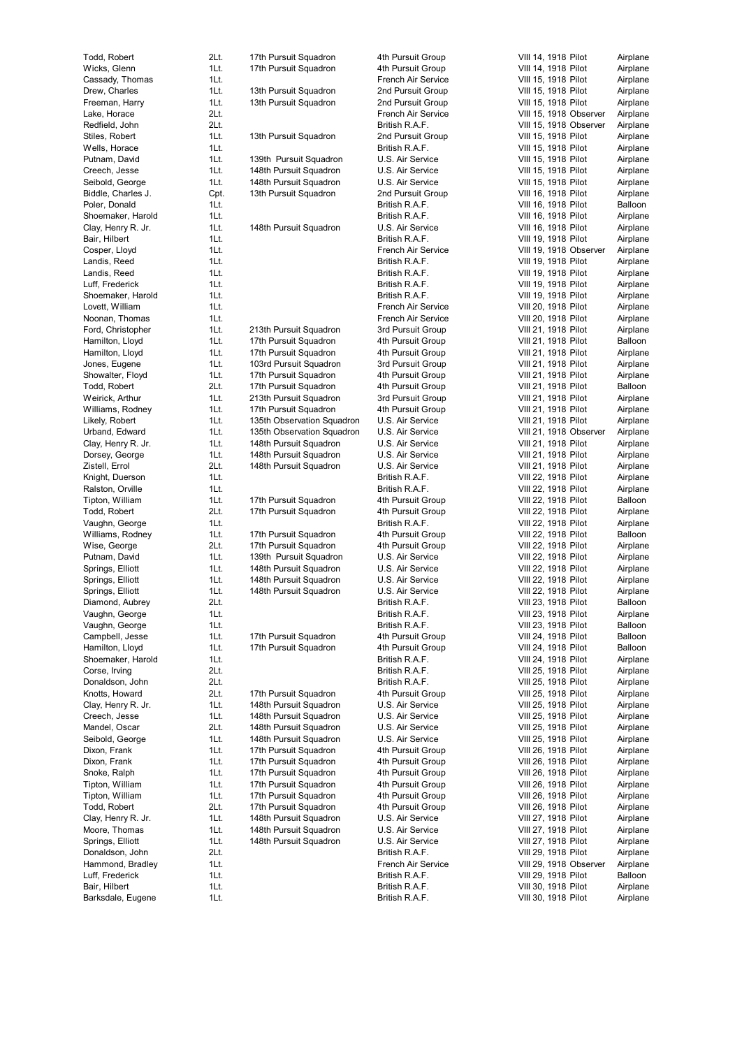| | | | | | | |
|---|---|---|---|---|---|---|
| Todd, Robert | 2Lt. | 17th Pursuit Squadron | 4th Pursuit Group | VIII 14, 1918 | Pilot | Airplane |
| Wicks, Glenn | 1Lt. | 17th Pursuit Squadron | 4th Pursuit Group | VIII 14, 1918 | Pilot | Airplane |
| Cassady, Thomas | 1Lt. | | French Air Service | VIII 15, 1918 | Pilot | Airplane |
| Drew, Charles | 1Lt. | 13th Pursuit Squadron | 2nd Pursuit Group | VIII 15, 1918 | Pilot | Airplane |
| Freeman, Harry | 1Lt. | 13th Pursuit Squadron | 2nd Pursuit Group | VIII 15, 1918 | Pilot | Airplane |
| Lake, Horace | 2Lt. | | French Air Service | VIII 15, 1918 | Observer | Airplane |
| Redfield, John | 2Lt. | | British R.A.F. | VIII 15, 1918 | Observer | Airplane |
| Stiles, Robert | 1Lt. | 13th Pursuit Squadron | 2nd Pursuit Group | VIII 15, 1918 | Pilot | Airplane |
| Wells, Horace | 1Lt. | | British R.A.F. | VIII 15, 1918 | Pilot | Airplane |
| Putnam, David | 1Lt. | 139th Pursuit Squadron | U.S. Air Service | VIII 15, 1918 | Pilot | Airplane |
| Creech, Jesse | 1Lt. | 148th Pursuit Squadron | U.S. Air Service | VIII 15, 1918 | Pilot | Airplane |
| Seibold, George | 1Lt. | 148th Pursuit Squadron | U.S. Air Service | VIII 15, 1918 | Pilot | Airplane |
| Biddle, Charles J. | Cpt. | 13th Pursuit Squadron | 2nd Pursuit Group | VIII 16, 1918 | Pilot | Airplane |
| Poler, Donald | 1Lt. | | British R.A.F. | VIII 16, 1918 | Pilot | Balloon |
| Shoemaker, Harold | 1Lt. | | British R.A.F. | VIII 16, 1918 | Pilot | Airplane |
| Clay, Henry R. Jr. | 1Lt. | 148th Pursuit Squadron | U.S. Air Service | VIII 16, 1918 | Pilot | Airplane |
| Bair, Hilbert | 1Lt. | | British R.A.F. | VIII 19, 1918 | Pilot | Airplane |
| Cosper, Lloyd | 1Lt. | | French Air Service | VIII 19, 1918 | Observer | Airplane |
| Landis, Reed | 1Lt. | | British R.A.F. | VIII 19, 1918 | Pilot | Airplane |
| Landis, Reed | 1Lt. | | British R.A.F. | VIII 19, 1918 | Pilot | Airplane |
| Luff, Frederick | 1Lt. | | British R.A.F. | VIII 19, 1918 | Pilot | Airplane |
| Shoemaker, Harold | 1Lt. | | British R.A.F. | VIII 19, 1918 | Pilot | Airplane |
| Lovett, William | 1Lt. | | French Air Service | VIII 20, 1918 | Pilot | Airplane |
| Noonan, Thomas | 1Lt. | | French Air Service | VIII 20, 1918 | Pilot | Airplane |
| Ford, Christopher | 1Lt. | 213th Pursuit Squadron | 3rd Pursuit Group | VIII 21, 1918 | Pilot | Airplane |
| Hamilton, Lloyd | 1Lt. | 17th Pursuit Squadron | 4th Pursuit Group | VIII 21, 1918 | Pilot | Balloon |
| Hamilton, Lloyd | 1Lt. | 17th Pursuit Squadron | 4th Pursuit Group | VIII 21, 1918 | Pilot | Airplane |
| Jones, Eugene | 1Lt. | 103rd Pursuit Squadron | 3rd Pursuit Group | VIII 21, 1918 | Pilot | Airplane |
| Showalter, Floyd | 1Lt. | 17th Pursuit Squadron | 4th Pursuit Group | VIII 21, 1918 | Pilot | Airplane |
| Todd, Robert | 2Lt. | 17th Pursuit Squadron | 4th Pursuit Group | VIII 21, 1918 | Pilot | Balloon |
| Weirick, Arthur | 1Lt. | 213th Pursuit Squadron | 3rd Pursuit Group | VIII 21, 1918 | Pilot | Airplane |
| Williams, Rodney | 1Lt. | 17th Pursuit Squadron | 4th Pursuit Group | VIII 21, 1918 | Pilot | Airplane |
| Likely, Robert | 1Lt. | 135th Observation Squadron | U.S. Air Service | VIII 21, 1918 | Pilot | Airplane |
| Urband, Edward | 1Lt. | 135th Observation Squadron | U.S. Air Service | VIII 21, 1918 | Observer | Airplane |
| Clay, Henry R. Jr. | 1Lt. | 148th Pursuit Squadron | U.S. Air Service | VIII 21, 1918 | Pilot | Airplane |
| Dorsey, George | 1Lt. | 148th Pursuit Squadron | U.S. Air Service | VIII 21, 1918 | Pilot | Airplane |
| Zistell, Errol | 2Lt. | 148th Pursuit Squadron | U.S. Air Service | VIII 21, 1918 | Pilot | Airplane |
| Knight, Duerson | 1Lt. | | British R.A.F. | VIII 22, 1918 | Pilot | Airplane |
| Ralston, Orville | 1Lt. | | British R.A.F. | VIII 22, 1918 | Pilot | Airplane |
| Tipton, William | 1Lt. | 17th Pursuit Squadron | 4th Pursuit Group | VIII 22, 1918 | Pilot | Balloon |
| Todd, Robert | 2Lt. | 17th Pursuit Squadron | 4th Pursuit Group | VIII 22, 1918 | Pilot | Airplane |
| Vaughn, George | 1Lt. | | British R.A.F. | VIII 22, 1918 | Pilot | Airplane |
| Williams, Rodney | 1Lt. | 17th Pursuit Squadron | 4th Pursuit Group | VIII 22, 1918 | Pilot | Balloon |
| Wise, George | 2Lt. | 17th Pursuit Squadron | 4th Pursuit Group | VIII 22, 1918 | Pilot | Airplane |
| Putnam, David | 1Lt. | 139th Pursuit Squadron | U.S. Air Service | VIII 22, 1918 | Pilot | Airplane |
| Springs, Elliott | 1Lt. | 148th Pursuit Squadron | U.S. Air Service | VIII 22, 1918 | Pilot | Airplane |
| Springs, Elliott | 1Lt. | 148th Pursuit Squadron | U.S. Air Service | VIII 22, 1918 | Pilot | Airplane |
| Springs, Elliott | 1Lt. | 148th Pursuit Squadron | U.S. Air Service | VIII 22, 1918 | Pilot | Airplane |
| Diamond, Aubrey | 2Lt. | | British R.A.F. | VIII 23, 1918 | Pilot | Balloon |
| Vaughn, George | 1Lt. | | British R.A.F. | VIII 23, 1918 | Pilot | Airplane |
| Vaughn, George | 1Lt. | | British R.A.F. | VIII 23, 1918 | Pilot | Balloon |
| Campbell, Jesse | 1Lt. | 17th Pursuit Squadron | 4th Pursuit Group | VIII 24, 1918 | Pilot | Balloon |
| Hamilton, Lloyd | 1Lt. | 17th Pursuit Squadron | 4th Pursuit Group | VIII 24, 1918 | Pilot | Balloon |
| Shoemaker, Harold | 1Lt. | | British R.A.F. | VIII 24, 1918 | Pilot | Airplane |
| Corse, Irving | 2Lt. | | British R.A.F. | VIII 25, 1918 | Pilot | Airplane |
| Donaldson, John | 2Lt. | | British R.A.F. | VIII 25, 1918 | Pilot | Airplane |
| Knotts, Howard | 2Lt. | 17th Pursuit Squadron | 4th Pursuit Group | VIII 25, 1918 | Pilot | Airplane |
| Clay, Henry R. Jr. | 1Lt. | 148th Pursuit Squadron | U.S. Air Service | VIII 25, 1918 | Pilot | Airplane |
| Creech, Jesse | 1Lt. | 148th Pursuit Squadron | U.S. Air Service | VIII 25, 1918 | Pilot | Airplane |
| Mandel, Oscar | 2Lt. | 148th Pursuit Squadron | U.S. Air Service | VIII 25, 1918 | Pilot | Airplane |
| Seibold, George | 1Lt. | 148th Pursuit Squadron | U.S. Air Service | VIII 25, 1918 | Pilot | Airplane |
| Dixon, Frank | 1Lt. | 17th Pursuit Squadron | 4th Pursuit Group | VIII 26, 1918 | Pilot | Airplane |
| Dixon, Frank | 1Lt. | 17th Pursuit Squadron | 4th Pursuit Group | VIII 26, 1918 | Pilot | Airplane |
| Snoke, Ralph | 1Lt. | 17th Pursuit Squadron | 4th Pursuit Group | VIII 26, 1918 | Pilot | Airplane |
| Tipton, William | 1Lt. | 17th Pursuit Squadron | 4th Pursuit Group | VIII 26, 1918 | Pilot | Airplane |
| Tipton, William | 1Lt. | 17th Pursuit Squadron | 4th Pursuit Group | VIII 26, 1918 | Pilot | Airplane |
| Todd, Robert | 2Lt. | 17th Pursuit Squadron | 4th Pursuit Group | VIII 26, 1918 | Pilot | Airplane |
| Clay, Henry R. Jr. | 1Lt. | 148th Pursuit Squadron | U.S. Air Service | VIII 27, 1918 | Pilot | Airplane |
| Moore, Thomas | 1Lt. | 148th Pursuit Squadron | U.S. Air Service | VIII 27, 1918 | Pilot | Airplane |
| Springs, Elliott | 1Lt. | 148th Pursuit Squadron | U.S. Air Service | VIII 27, 1918 | Pilot | Airplane |
| Donaldson, John | 2Lt. | | British R.A.F. | VIII 29, 1918 | Pilot | Airplane |
| Hammond, Bradley | 1Lt. | | French Air Service | VIII 29, 1918 | Observer | Airplane |
| Luff, Frederick | 1Lt. | | British R.A.F. | VIII 29, 1918 | Pilot | Balloon |
| Bair, Hilbert | 1Lt. | | British R.A.F. | VIII 30, 1918 | Pilot | Airplane |
| Barksdale, Eugene | 1Lt. | | British R.A.F. | VIII 30, 1918 | Pilot | Airplane |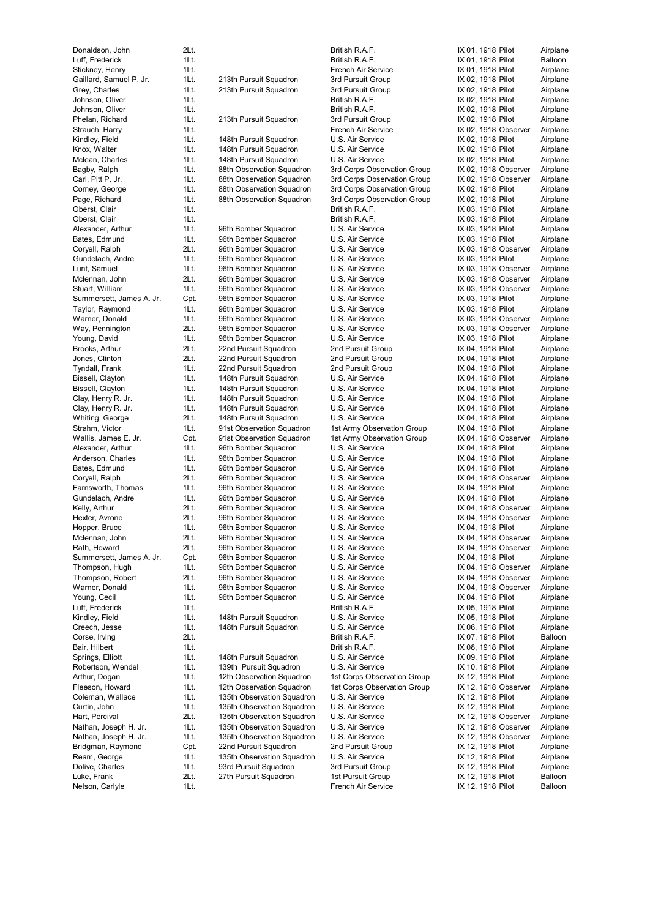| | | | | | |
|---|---|---|---|---|---|
| Donaldson, John | 2Lt. | | British R.A.F. | IX 01, 1918 Pilot | Airplane |
| Luff, Frederick | 1Lt. | | British R.A.F. | IX 01, 1918 Pilot | Balloon |
| Stickney, Henry | 1Lt. | | French Air Service | IX 01, 1918 Pilot | Airplane |
| Gaillard, Samuel P. Jr. | 1Lt. | 213th Pursuit Squadron | 3rd Pursuit Group | IX 02, 1918 Pilot | Airplane |
| Grey, Charles | 1Lt. | 213th Pursuit Squadron | 3rd Pursuit Group | IX 02, 1918 Pilot | Airplane |
| Johnson, Oliver | 1Lt. | | British R.A.F. | IX 02, 1918 Pilot | Airplane |
| Johnson, Oliver | 1Lt. | | British R.A.F. | IX 02, 1918 Pilot | Airplane |
| Phelan, Richard | 1Lt. | 213th Pursuit Squadron | 3rd Pursuit Group | IX 02, 1918 Pilot | Airplane |
| Strauch, Harry | 1Lt. | | French Air Service | IX 02, 1918 Observer | Airplane |
| Kindley, Field | 1Lt. | 148th Pursuit Squadron | U.S. Air Service | IX 02, 1918 Pilot | Airplane |
| Knox, Walter | 1Lt. | 148th Pursuit Squadron | U.S. Air Service | IX 02, 1918 Pilot | Airplane |
| Mclean, Charles | 1Lt. | 148th Pursuit Squadron | U.S. Air Service | IX 02, 1918 Pilot | Airplane |
| Bagby, Ralph | 1Lt. | 88th Observation Squadron | 3rd Corps Observation Group | IX 02, 1918 Observer | Airplane |
| Carl, Pitt P. Jr. | 1Lt. | 88th Observation Squadron | 3rd Corps Observation Group | IX 02, 1918 Observer | Airplane |
| Comey, George | 1Lt. | 88th Observation Squadron | 3rd Corps Observation Group | IX 02, 1918 Pilot | Airplane |
| Page, Richard | 1Lt. | 88th Observation Squadron | 3rd Corps Observation Group | IX 02, 1918 Pilot | Airplane |
| Oberst, Clair | 1Lt. | | British R.A.F. | IX 03, 1918 Pilot | Airplane |
| Oberst, Clair | 1Lt. | | British R.A.F. | IX 03, 1918 Pilot | Airplane |
| Alexander, Arthur | 1Lt. | 96th Bomber Squadron | U.S. Air Service | IX 03, 1918 Pilot | Airplane |
| Bates, Edmund | 1Lt. | 96th Bomber Squadron | U.S. Air Service | IX 03, 1918 Pilot | Airplane |
| Coryell, Ralph | 2Lt. | 96th Bomber Squadron | U.S. Air Service | IX 03, 1918 Observer | Airplane |
| Gundelach, Andre | 1Lt. | 96th Bomber Squadron | U.S. Air Service | IX 03, 1918 Pilot | Airplane |
| Lunt, Samuel | 1Lt. | 96th Bomber Squadron | U.S. Air Service | IX 03, 1918 Observer | Airplane |
| Mclennan, John | 2Lt. | 96th Bomber Squadron | U.S. Air Service | IX 03, 1918 Observer | Airplane |
| Stuart, William | 1Lt. | 96th Bomber Squadron | U.S. Air Service | IX 03, 1918 Observer | Airplane |
| Summersett, James A. Jr. | Cpt. | 96th Bomber Squadron | U.S. Air Service | IX 03, 1918 Pilot | Airplane |
| Taylor, Raymond | 1Lt. | 96th Bomber Squadron | U.S. Air Service | IX 03, 1918 Pilot | Airplane |
| Warner, Donald | 1Lt. | 96th Bomber Squadron | U.S. Air Service | IX 03, 1918 Observer | Airplane |
| Way, Pennington | 2Lt. | 96th Bomber Squadron | U.S. Air Service | IX 03, 1918 Observer | Airplane |
| Young, David | 1Lt. | 96th Bomber Squadron | U.S. Air Service | IX 03, 1918 Pilot | Airplane |
| Brooks, Arthur | 2Lt. | 22nd Pursuit Squadron | 2nd Pursuit Group | IX 04, 1918 Pilot | Airplane |
| Jones, Clinton | 2Lt. | 22nd Pursuit Squadron | 2nd Pursuit Group | IX 04, 1918 Pilot | Airplane |
| Tyndall, Frank | 1Lt. | 22nd Pursuit Squadron | 2nd Pursuit Group | IX 04, 1918 Pilot | Airplane |
| Bissell, Clayton | 1Lt. | 148th Pursuit Squadron | U.S. Air Service | IX 04, 1918 Pilot | Airplane |
| Bissell, Clayton | 1Lt. | 148th Pursuit Squadron | U.S. Air Service | IX 04, 1918 Pilot | Airplane |
| Clay, Henry R. Jr. | 1Lt. | 148th Pursuit Squadron | U.S. Air Service | IX 04, 1918 Pilot | Airplane |
| Clay, Henry R. Jr. | 1Lt. | 148th Pursuit Squadron | U.S. Air Service | IX 04, 1918 Pilot | Airplane |
| Whiting, George | 2Lt. | 148th Pursuit Squadron | U.S. Air Service | IX 04, 1918 Pilot | Airplane |
| Strahm, Victor | 1Lt. | 91st Observation Squadron | 1st Army Observation Group | IX 04, 1918 Pilot | Airplane |
| Wallis, James E. Jr. | Cpt. | 91st Observation Squadron | 1st Army Observation Group | IX 04, 1918 Observer | Airplane |
| Alexander, Arthur | 1Lt. | 96th Bomber Squadron | U.S. Air Service | IX 04, 1918 Pilot | Airplane |
| Anderson, Charles | 1Lt. | 96th Bomber Squadron | U.S. Air Service | IX 04, 1918 Pilot | Airplane |
| Bates, Edmund | 1Lt. | 96th Bomber Squadron | U.S. Air Service | IX 04, 1918 Pilot | Airplane |
| Coryell, Ralph | 2Lt. | 96th Bomber Squadron | U.S. Air Service | IX 04, 1918 Observer | Airplane |
| Farnsworth, Thomas | 1Lt. | 96th Bomber Squadron | U.S. Air Service | IX 04, 1918 Pilot | Airplane |
| Gundelach, Andre | 1Lt. | 96th Bomber Squadron | U.S. Air Service | IX 04, 1918 Pilot | Airplane |
| Kelly, Arthur | 2Lt. | 96th Bomber Squadron | U.S. Air Service | IX 04, 1918 Observer | Airplane |
| Hexter, Avrone | 2Lt. | 96th Bomber Squadron | U.S. Air Service | IX 04, 1918 Observer | Airplane |
| Hopper, Bruce | 1Lt. | 96th Bomber Squadron | U.S. Air Service | IX 04, 1918 Pilot | Airplane |
| Mclennan, John | 2Lt. | 96th Bomber Squadron | U.S. Air Service | IX 04, 1918 Observer | Airplane |
| Rath, Howard | 2Lt. | 96th Bomber Squadron | U.S. Air Service | IX 04, 1918 Observer | Airplane |
| Summersett, James A. Jr. | Cpt. | 96th Bomber Squadron | U.S. Air Service | IX 04, 1918 Pilot | Airplane |
| Thompson, Hugh | 1Lt. | 96th Bomber Squadron | U.S. Air Service | IX 04, 1918 Observer | Airplane |
| Thompson, Robert | 2Lt. | 96th Bomber Squadron | U.S. Air Service | IX 04, 1918 Observer | Airplane |
| Warner, Donald | 1Lt. | 96th Bomber Squadron | U.S. Air Service | IX 04, 1918 Observer | Airplane |
| Young, Cecil | 1Lt. | 96th Bomber Squadron | U.S. Air Service | IX 04, 1918 Pilot | Airplane |
| Luff, Frederick | 1Lt. | | British R.A.F. | IX 05, 1918 Pilot | Airplane |
| Kindley, Field | 1Lt. | 148th Pursuit Squadron | U.S. Air Service | IX 05, 1918 Pilot | Airplane |
| Creech, Jesse | 1Lt. | 148th Pursuit Squadron | U.S. Air Service | IX 06, 1918 Pilot | Airplane |
| Corse, Irving | 2Lt. | | British R.A.F. | IX 07, 1918 Pilot | Balloon |
| Bair, Hilbert | 1Lt. | | British R.A.F. | IX 08, 1918 Pilot | Airplane |
| Springs, Elliott | 1Lt. | 148th Pursuit Squadron | U.S. Air Service | IX 09, 1918 Pilot | Airplane |
| Robertson, Wendel | 1Lt. | 139th Pursuit Squadron | U.S. Air Service | IX 10, 1918 Pilot | Airplane |
| Arthur, Dogan | 1Lt. | 12th Observation Squadron | 1st Corps Observation Group | IX 12, 1918 Pilot | Airplane |
| Fleeson, Howard | 1Lt. | 12th Observation Squadron | 1st Corps Observation Group | IX 12, 1918 Observer | Airplane |
| Coleman, Wallace | 1Lt. | 135th Observation Squadron | U.S. Air Service | IX 12, 1918 Pilot | Airplane |
| Curtin, John | 1Lt. | 135th Observation Squadron | U.S. Air Service | IX 12, 1918 Pilot | Airplane |
| Hart, Percival | 2Lt. | 135th Observation Squadron | U.S. Air Service | IX 12, 1918 Observer | Airplane |
| Nathan, Joseph H. Jr. | 1Lt. | 135th Observation Squadron | U.S. Air Service | IX 12, 1918 Observer | Airplane |
| Nathan, Joseph H. Jr. | 1Lt. | 135th Observation Squadron | U.S. Air Service | IX 12, 1918 Observer | Airplane |
| Bridgman, Raymond | Cpt. | 22nd Pursuit Squadron | 2nd Pursuit Group | IX 12, 1918 Pilot | Airplane |
| Ream, George | 1Lt. | 135th Observation Squadron | U.S. Air Service | IX 12, 1918 Pilot | Airplane |
| Dolive, Charles | 1Lt. | 93rd Pursuit Squadron | 3rd Pursuit Group | IX 12, 1918 Pilot | Airplane |
| Luke, Frank | 2Lt. | 27th Pursuit Squadron | 1st Pursuit Group | IX 12, 1918 Pilot | Balloon |
| Nelson, Carlyle | 1Lt. | | French Air Service | IX 12, 1918 Pilot | Balloon |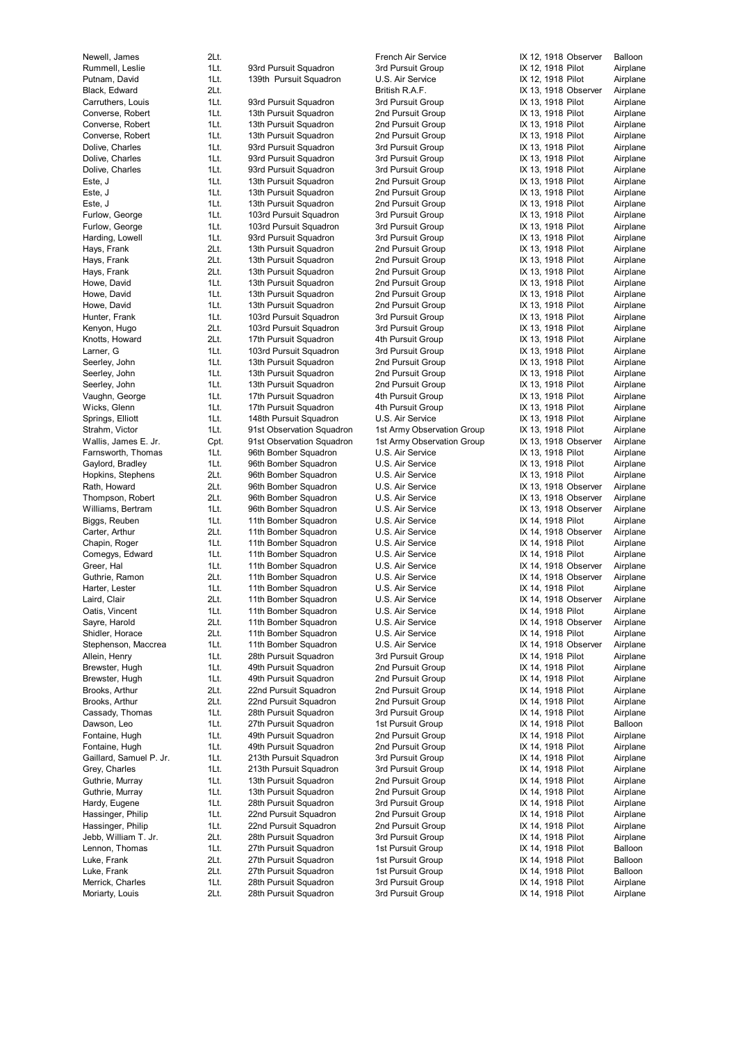| | | | | | | |
|---|---|---|---|---|---|---|
| Newell, James | 2Lt. | | French Air Service | IX 12, 1918 | Observer | Balloon |
| Rummell, Leslie | 1Lt. | 93rd Pursuit Squadron | 3rd Pursuit Group | IX 12, 1918 | Pilot | Airplane |
| Putnam, David | 1Lt. | 139th Pursuit Squadron | U.S. Air Service | IX 12, 1918 | Pilot | Airplane |
| Black, Edward | 2Lt. | | British R.A.F. | IX 13, 1918 | Observer | Airplane |
| Carruthers, Louis | 1Lt. | 93rd Pursuit Squadron | 3rd Pursuit Group | IX 13, 1918 | Pilot | Airplane |
| Converse, Robert | 1Lt. | 13th Pursuit Squadron | 2nd Pursuit Group | IX 13, 1918 | Pilot | Airplane |
| Converse, Robert | 1Lt. | 13th Pursuit Squadron | 2nd Pursuit Group | IX 13, 1918 | Pilot | Airplane |
| Converse, Robert | 1Lt. | 13th Pursuit Squadron | 2nd Pursuit Group | IX 13, 1918 | Pilot | Airplane |
| Dolive, Charles | 1Lt. | 93rd Pursuit Squadron | 3rd Pursuit Group | IX 13, 1918 | Pilot | Airplane |
| Dolive, Charles | 1Lt. | 93rd Pursuit Squadron | 3rd Pursuit Group | IX 13, 1918 | Pilot | Airplane |
| Dolive, Charles | 1Lt. | 93rd Pursuit Squadron | 3rd Pursuit Group | IX 13, 1918 | Pilot | Airplane |
| Este, J | 1Lt. | 13th Pursuit Squadron | 2nd Pursuit Group | IX 13, 1918 | Pilot | Airplane |
| Este, J | 1Lt. | 13th Pursuit Squadron | 2nd Pursuit Group | IX 13, 1918 | Pilot | Airplane |
| Este, J | 1Lt. | 13th Pursuit Squadron | 2nd Pursuit Group | IX 13, 1918 | Pilot | Airplane |
| Furlow, George | 1Lt. | 103rd Pursuit Squadron | 3rd Pursuit Group | IX 13, 1918 | Pilot | Airplane |
| Furlow, George | 1Lt. | 103rd Pursuit Squadron | 3rd Pursuit Group | IX 13, 1918 | Pilot | Airplane |
| Harding, Lowell | 1Lt. | 93rd Pursuit Squadron | 3rd Pursuit Group | IX 13, 1918 | Pilot | Airplane |
| Hays, Frank | 2Lt. | 13th Pursuit Squadron | 2nd Pursuit Group | IX 13, 1918 | Pilot | Airplane |
| Hays, Frank | 2Lt. | 13th Pursuit Squadron | 2nd Pursuit Group | IX 13, 1918 | Pilot | Airplane |
| Hays, Frank | 2Lt. | 13th Pursuit Squadron | 2nd Pursuit Group | IX 13, 1918 | Pilot | Airplane |
| Howe, David | 1Lt. | 13th Pursuit Squadron | 2nd Pursuit Group | IX 13, 1918 | Pilot | Airplane |
| Howe, David | 1Lt. | 13th Pursuit Squadron | 2nd Pursuit Group | IX 13, 1918 | Pilot | Airplane |
| Howe, David | 1Lt. | 13th Pursuit Squadron | 2nd Pursuit Group | IX 13, 1918 | Pilot | Airplane |
| Hunter, Frank | 1Lt. | 103rd Pursuit Squadron | 3rd Pursuit Group | IX 13, 1918 | Pilot | Airplane |
| Kenyon, Hugo | 2Lt. | 103rd Pursuit Squadron | 3rd Pursuit Group | IX 13, 1918 | Pilot | Airplane |
| Knotts, Howard | 2Lt. | 17th Pursuit Squadron | 4th Pursuit Group | IX 13, 1918 | Pilot | Airplane |
| Larner, G | 1Lt. | 103rd Pursuit Squadron | 3rd Pursuit Group | IX 13, 1918 | Pilot | Airplane |
| Seerley, John | 1Lt. | 13th Pursuit Squadron | 2nd Pursuit Group | IX 13, 1918 | Pilot | Airplane |
| Seerley, John | 1Lt. | 13th Pursuit Squadron | 2nd Pursuit Group | IX 13, 1918 | Pilot | Airplane |
| Seerley, John | 1Lt. | 13th Pursuit Squadron | 2nd Pursuit Group | IX 13, 1918 | Pilot | Airplane |
| Vaughn, George | 1Lt. | 17th Pursuit Squadron | 4th Pursuit Group | IX 13, 1918 | Pilot | Airplane |
| Wicks, Glenn | 1Lt. | 17th Pursuit Squadron | 4th Pursuit Group | IX 13, 1918 | Pilot | Airplane |
| Springs, Elliott | 1Lt. | 148th Pursuit Squadron | U.S. Air Service | IX 13, 1918 | Pilot | Airplane |
| Strahm, Victor | 1Lt. | 91st Observation Squadron | 1st Army Observation Group | IX 13, 1918 | Pilot | Airplane |
| Wallis, James E. Jr. | Cpt. | 91st Observation Squadron | 1st Army Observation Group | IX 13, 1918 | Observer | Airplane |
| Farnsworth, Thomas | 1Lt. | 96th Bomber Squadron | U.S. Air Service | IX 13, 1918 | Pilot | Airplane |
| Gaylord, Bradley | 1Lt. | 96th Bomber Squadron | U.S. Air Service | IX 13, 1918 | Pilot | Airplane |
| Hopkins, Stephens | 2Lt. | 96th Bomber Squadron | U.S. Air Service | IX 13, 1918 | Pilot | Airplane |
| Rath, Howard | 2Lt. | 96th Bomber Squadron | U.S. Air Service | IX 13, 1918 | Observer | Airplane |
| Thompson, Robert | 2Lt. | 96th Bomber Squadron | U.S. Air Service | IX 13, 1918 | Observer | Airplane |
| Williams, Bertram | 1Lt. | 96th Bomber Squadron | U.S. Air Service | IX 13, 1918 | Observer | Airplane |
| Biggs, Reuben | 1Lt. | 11th Bomber Squadron | U.S. Air Service | IX 14, 1918 | Pilot | Airplane |
| Carter, Arthur | 2Lt. | 11th Bomber Squadron | U.S. Air Service | IX 14, 1918 | Observer | Airplane |
| Chapin, Roger | 1Lt. | 11th Bomber Squadron | U.S. Air Service | IX 14, 1918 | Pilot | Airplane |
| Comegys, Edward | 1Lt. | 11th Bomber Squadron | U.S. Air Service | IX 14, 1918 | Pilot | Airplane |
| Greer, Hal | 1Lt. | 11th Bomber Squadron | U.S. Air Service | IX 14, 1918 | Observer | Airplane |
| Guthrie, Ramon | 2Lt. | 11th Bomber Squadron | U.S. Air Service | IX 14, 1918 | Observer | Airplane |
| Harter, Lester | 1Lt. | 11th Bomber Squadron | U.S. Air Service | IX 14, 1918 | Pilot | Airplane |
| Laird, Clair | 2Lt. | 11th Bomber Squadron | U.S. Air Service | IX 14, 1918 | Observer | Airplane |
| Oatis, Vincent | 1Lt. | 11th Bomber Squadron | U.S. Air Service | IX 14, 1918 | Pilot | Airplane |
| Sayre, Harold | 2Lt. | 11th Bomber Squadron | U.S. Air Service | IX 14, 1918 | Observer | Airplane |
| Shidler, Horace | 2Lt. | 11th Bomber Squadron | U.S. Air Service | IX 14, 1918 | Pilot | Airplane |
| Stephenson, Maccrea | 1Lt. | 11th Bomber Squadron | U.S. Air Service | IX 14, 1918 | Observer | Airplane |
| Allien, Henry | 1Lt. | 28th Pursuit Squadron | 3rd Pursuit Group | IX 14, 1918 | Pilot | Airplane |
| Brewster, Hugh | 1Lt. | 49th Pursuit Squadron | 2nd Pursuit Group | IX 14, 1918 | Pilot | Airplane |
| Brewster, Hugh | 1Lt. | 49th Pursuit Squadron | 2nd Pursuit Group | IX 14, 1918 | Pilot | Airplane |
| Brooks, Arthur | 2Lt. | 22nd Pursuit Squadron | 2nd Pursuit Group | IX 14, 1918 | Pilot | Airplane |
| Brooks, Arthur | 2Lt. | 22nd Pursuit Squadron | 2nd Pursuit Group | IX 14, 1918 | Pilot | Airplane |
| Cassady, Thomas | 1Lt. | 28th Pursuit Squadron | 3rd Pursuit Group | IX 14, 1918 | Pilot | Airplane |
| Dawson, Leo | 1Lt. | 27th Pursuit Squadron | 1st Pursuit Group | IX 14, 1918 | Pilot | Balloon |
| Fontaine, Hugh | 1Lt. | 49th Pursuit Squadron | 2nd Pursuit Group | IX 14, 1918 | Pilot | Airplane |
| Fontaine, Hugh | 1Lt. | 49th Pursuit Squadron | 2nd Pursuit Group | IX 14, 1918 | Pilot | Airplane |
| Gaillard, Samuel P. Jr. | 1Lt. | 213th Pursuit Squadron | 3rd Pursuit Group | IX 14, 1918 | Pilot | Airplane |
| Grey, Charles | 1Lt. | 213th Pursuit Squadron | 3rd Pursuit Group | IX 14, 1918 | Pilot | Airplane |
| Guthrie, Murray | 1Lt. | 13th Pursuit Squadron | 2nd Pursuit Group | IX 14, 1918 | Pilot | Airplane |
| Guthrie, Murray | 1Lt. | 13th Pursuit Squadron | 2nd Pursuit Group | IX 14, 1918 | Pilot | Airplane |
| Hardy, Eugene | 1Lt. | 28th Pursuit Squadron | 3rd Pursuit Group | IX 14, 1918 | Pilot | Airplane |
| Hassinger, Philip | 1Lt. | 22nd Pursuit Squadron | 2nd Pursuit Group | IX 14, 1918 | Pilot | Airplane |
| Hassinger, Philip | 1Lt. | 22nd Pursuit Squadron | 2nd Pursuit Group | IX 14, 1918 | Pilot | Airplane |
| Jebb, William T. Jr. | 2Lt. | 28th Pursuit Squadron | 3rd Pursuit Group | IX 14, 1918 | Pilot | Airplane |
| Lennon, Thomas | 1Lt. | 27th Pursuit Squadron | 1st Pursuit Group | IX 14, 1918 | Pilot | Balloon |
| Luke, Frank | 2Lt. | 27th Pursuit Squadron | 1st Pursuit Group | IX 14, 1918 | Pilot | Balloon |
| Luke, Frank | 2Lt. | 27th Pursuit Squadron | 1st Pursuit Group | IX 14, 1918 | Pilot | Balloon |
| Merrick, Charles | 1Lt. | 28th Pursuit Squadron | 3rd Pursuit Group | IX 14, 1918 | Pilot | Airplane |
| Moriarty, Louis | 2Lt. | 28th Pursuit Squadron | 3rd Pursuit Group | IX 14, 1918 | Pilot | Airplane |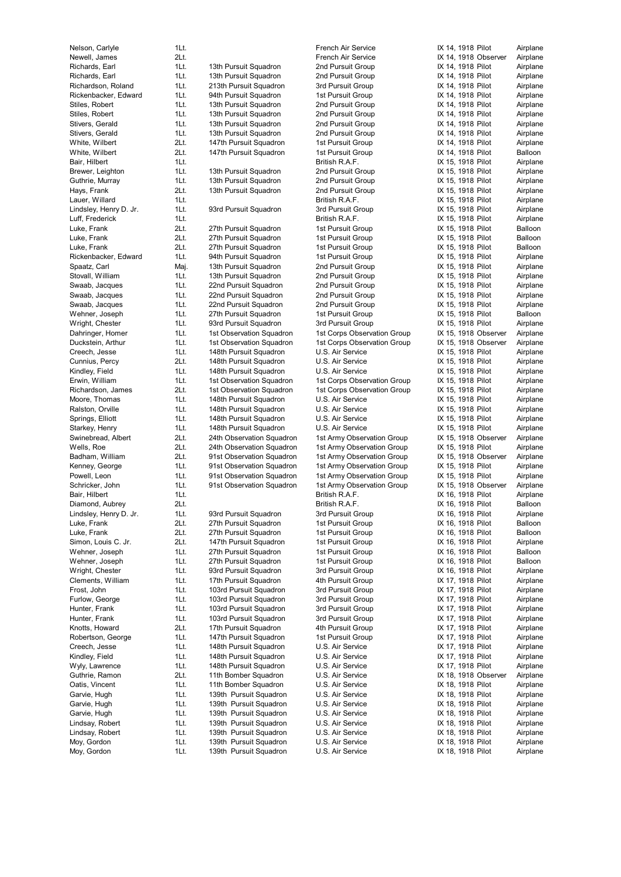| | | | | | | |
|---|---|---|---|---|---|---|
| Nelson, Carlyle | 1Lt. | | French Air Service | IX 14, 1918 | Pilot | Airplane |
| Newell, James | 2Lt. | | French Air Service | IX 14, 1918 | Observer | Airplane |
| Richards, Earl | 1Lt. | 13th Pursuit Squadron | 2nd Pursuit Group | IX 14, 1918 | Pilot | Airplane |
| Richards, Earl | 1Lt. | 13th Pursuit Squadron | 2nd Pursuit Group | IX 14, 1918 | Pilot | Airplane |
| Richardson, Roland | 1Lt. | 213th Pursuit Squadron | 3rd Pursuit Group | IX 14, 1918 | Pilot | Airplane |
| Rickenbacker, Edward | 1Lt. | 94th Pursuit Squadron | 1st Pursuit Group | IX 14, 1918 | Pilot | Airplane |
| Stiles, Robert | 1Lt. | 13th Pursuit Squadron | 2nd Pursuit Group | IX 14, 1918 | Pilot | Airplane |
| Stiles, Robert | 1Lt. | 13th Pursuit Squadron | 2nd Pursuit Group | IX 14, 1918 | Pilot | Airplane |
| Stivers, Gerald | 1Lt. | 13th Pursuit Squadron | 2nd Pursuit Group | IX 14, 1918 | Pilot | Airplane |
| Stivers, Gerald | 1Lt. | 13th Pursuit Squadron | 2nd Pursuit Group | IX 14, 1918 | Pilot | Airplane |
| White, Wilbert | 2Lt. | 147th Pursuit Squadron | 1st Pursuit Group | IX 14, 1918 | Pilot | Airplane |
| White, Wilbert | 2Lt. | 147th Pursuit Squadron | 1st Pursuit Group | IX 14, 1918 | Pilot | Balloon |
| Bair, Hilbert | 1Lt. | | British R.A.F. | IX 15, 1918 | Pilot | Airplane |
| Brewer, Leighton | 1Lt. | 13th Pursuit Squadron | 2nd Pursuit Group | IX 15, 1918 | Pilot | Airplane |
| Guthrie, Murray | 1Lt. | 13th Pursuit Squadron | 2nd Pursuit Group | IX 15, 1918 | Pilot | Airplane |
| Hays, Frank | 2Lt. | 13th Pursuit Squadron | 2nd Pursuit Group | IX 15, 1918 | Pilot | Airplane |
| Lauer, Willard | 1Lt. | | British R.A.F. | IX 15, 1918 | Pilot | Airplane |
| Lindsley, Henry D. Jr. | 1Lt. | 93rd Pursuit Squadron | 3rd Pursuit Group | IX 15, 1918 | Pilot | Airplane |
| Luff, Frederick | 1Lt. | | British R.A.F. | IX 15, 1918 | Pilot | Airplane |
| Luke, Frank | 2Lt. | 27th Pursuit Squadron | 1st Pursuit Group | IX 15, 1918 | Pilot | Balloon |
| Luke, Frank | 2Lt. | 27th Pursuit Squadron | 1st Pursuit Group | IX 15, 1918 | Pilot | Balloon |
| Luke, Frank | 2Lt. | 27th Pursuit Squadron | 1st Pursuit Group | IX 15, 1918 | Pilot | Balloon |
| Rickenbacker, Edward | 1Lt. | 94th Pursuit Squadron | 1st Pursuit Group | IX 15, 1918 | Pilot | Airplane |
| Spaatz, Carl | Maj. | 13th Pursuit Squadron | 2nd Pursuit Group | IX 15, 1918 | Pilot | Airplane |
| Stovall, William | 1Lt. | 13th Pursuit Squadron | 2nd Pursuit Group | IX 15, 1918 | Pilot | Airplane |
| Swaab, Jacques | 1Lt. | 22nd Pursuit Squadron | 2nd Pursuit Group | IX 15, 1918 | Pilot | Airplane |
| Swaab, Jacques | 1Lt. | 22nd Pursuit Squadron | 2nd Pursuit Group | IX 15, 1918 | Pilot | Airplane |
| Swaab, Jacques | 1Lt. | 22nd Pursuit Squadron | 2nd Pursuit Group | IX 15, 1918 | Pilot | Airplane |
| Wehner, Joseph | 1Lt. | 27th Pursuit Squadron | 1st Pursuit Group | IX 15, 1918 | Pilot | Balloon |
| Wright, Chester | 1Lt. | 93rd Pursuit Squadron | 3rd Pursuit Group | IX 15, 1918 | Pilot | Airplane |
| Dahringer, Homer | 1Lt. | 1st Observation Squadron | 1st Corps Observation Group | IX 15, 1918 | Observer | Airplane |
| Duckstein, Arthur | 1Lt. | 1st Observation Squadron | 1st Corps Observation Group | IX 15, 1918 | Observer | Airplane |
| Creech, Jesse | 1Lt. | 148th Pursuit Squadron | U.S. Air Service | IX 15, 1918 | Pilot | Airplane |
| Cunnius, Percy | 2Lt. | 148th Pursuit Squadron | U.S. Air Service | IX 15, 1918 | Pilot | Airplane |
| Kindley, Field | 1Lt. | 148th Pursuit Squadron | U.S. Air Service | IX 15, 1918 | Pilot | Airplane |
| Erwin, William | 1Lt. | 1st Observation Squadron | 1st Corps Observation Group | IX 15, 1918 | Pilot | Airplane |
| Richardson, James | 2Lt. | 1st Observation Squadron | 1st Corps Observation Group | IX 15, 1918 | Pilot | Airplane |
| Moore, Thomas | 1Lt. | 148th Pursuit Squadron | U.S. Air Service | IX 15, 1918 | Pilot | Airplane |
| Ralston, Orville | 1Lt. | 148th Pursuit Squadron | U.S. Air Service | IX 15, 1918 | Pilot | Airplane |
| Springs, Elliott | 1Lt. | 148th Pursuit Squadron | U.S. Air Service | IX 15, 1918 | Pilot | Airplane |
| Starkey, Henry | 1Lt. | 148th Pursuit Squadron | U.S. Air Service | IX 15, 1918 | Pilot | Airplane |
| Swinebread, Albert | 2Lt. | 24th Observation Squadron | 1st Army Observation Group | IX 15, 1918 | Observer | Airplane |
| Wells, Roe | 2Lt. | 24th Observation Squadron | 1st Army Observation Group | IX 15, 1918 | Pilot | Airplane |
| Badham, William | 2Lt. | 91st Observation Squadron | 1st Army Observation Group | IX 15, 1918 | Observer | Airplane |
| Kenney, George | 1Lt. | 91st Observation Squadron | 1st Army Observation Group | IX 15, 1918 | Pilot | Airplane |
| Powell, Leon | 1Lt. | 91st Observation Squadron | 1st Army Observation Group | IX 15, 1918 | Pilot | Airplane |
| Schricker, John | 1Lt. | 91st Observation Squadron | 1st Army Observation Group | IX 15, 1918 | Observer | Airplane |
| Bair, Hilbert | 1Lt. | | British R.A.F. | IX 16, 1918 | Pilot | Airplane |
| Diamond, Aubrey | 2Lt. | | British R.A.F. | IX 16, 1918 | Pilot | Balloon |
| Lindsley, Henry D. Jr. | 1Lt. | 93rd Pursuit Squadron | 3rd Pursuit Group | IX 16, 1918 | Pilot | Airplane |
| Luke, Frank | 2Lt. | 27th Pursuit Squadron | 1st Pursuit Group | IX 16, 1918 | Pilot | Balloon |
| Luke, Frank | 2Lt. | 27th Pursuit Squadron | 1st Pursuit Group | IX 16, 1918 | Pilot | Balloon |
| Simon, Louis C. Jr. | 2Lt. | 147th Pursuit Squadron | 1st Pursuit Group | IX 16, 1918 | Pilot | Airplane |
| Wehner, Joseph | 1Lt. | 27th Pursuit Squadron | 1st Pursuit Group | IX 16, 1918 | Pilot | Balloon |
| Wehner, Joseph | 1Lt. | 27th Pursuit Squadron | 1st Pursuit Group | IX 16, 1918 | Pilot | Balloon |
| Wright, Chester | 1Lt. | 93rd Pursuit Squadron | 3rd Pursuit Group | IX 16, 1918 | Pilot | Airplane |
| Clements, William | 1Lt. | 17th Pursuit Squadron | 4th Pursuit Group | IX 17, 1918 | Pilot | Airplane |
| Frost, John | 1Lt. | 103rd Pursuit Squadron | 3rd Pursuit Group | IX 17, 1918 | Pilot | Airplane |
| Furlow, George | 1Lt. | 103rd Pursuit Squadron | 3rd Pursuit Group | IX 17, 1918 | Pilot | Airplane |
| Hunter, Frank | 1Lt. | 103rd Pursuit Squadron | 3rd Pursuit Group | IX 17, 1918 | Pilot | Airplane |
| Hunter, Frank | 1Lt. | 103rd Pursuit Squadron | 3rd Pursuit Group | IX 17, 1918 | Pilot | Airplane |
| Knotts, Howard | 2Lt. | 17th Pursuit Squadron | 4th Pursuit Group | IX 17, 1918 | Pilot | Airplane |
| Robertson, George | 1Lt. | 147th Pursuit Squadron | 1st Pursuit Group | IX 17, 1918 | Pilot | Airplane |
| Creech, Jesse | 1Lt. | 148th Pursuit Squadron | U.S. Air Service | IX 17, 1918 | Pilot | Airplane |
| Kindley, Field | 1Lt. | 148th Pursuit Squadron | U.S. Air Service | IX 17, 1918 | Pilot | Airplane |
| Wyly, Lawrence | 1Lt. | 148th Pursuit Squadron | U.S. Air Service | IX 17, 1918 | Pilot | Airplane |
| Guthrie, Ramon | 2Lt. | 11th Bomber Squadron | U.S. Air Service | IX 18, 1918 | Observer | Airplane |
| Oatis, Vincent | 1Lt. | 11th Bomber Squadron | U.S. Air Service | IX 18, 1918 | Pilot | Airplane |
| Garvie, Hugh | 1Lt. | 139th Pursuit Squadron | U.S. Air Service | IX 18, 1918 | Pilot | Airplane |
| Garvie, Hugh | 1Lt. | 139th Pursuit Squadron | U.S. Air Service | IX 18, 1918 | Pilot | Airplane |
| Garvie, Hugh | 1Lt. | 139th Pursuit Squadron | U.S. Air Service | IX 18, 1918 | Pilot | Airplane |
| Lindsay, Robert | 1Lt. | 139th Pursuit Squadron | U.S. Air Service | IX 18, 1918 | Pilot | Airplane |
| Lindsay, Robert | 1Lt. | 139th Pursuit Squadron | U.S. Air Service | IX 18, 1918 | Pilot | Airplane |
| Moy, Gordon | 1Lt. | 139th Pursuit Squadron | U.S. Air Service | IX 18, 1918 | Pilot | Airplane |
| Moy, Gordon | 1Lt. | 139th Pursuit Squadron | U.S. Air Service | IX 18, 1918 | Pilot | Airplane |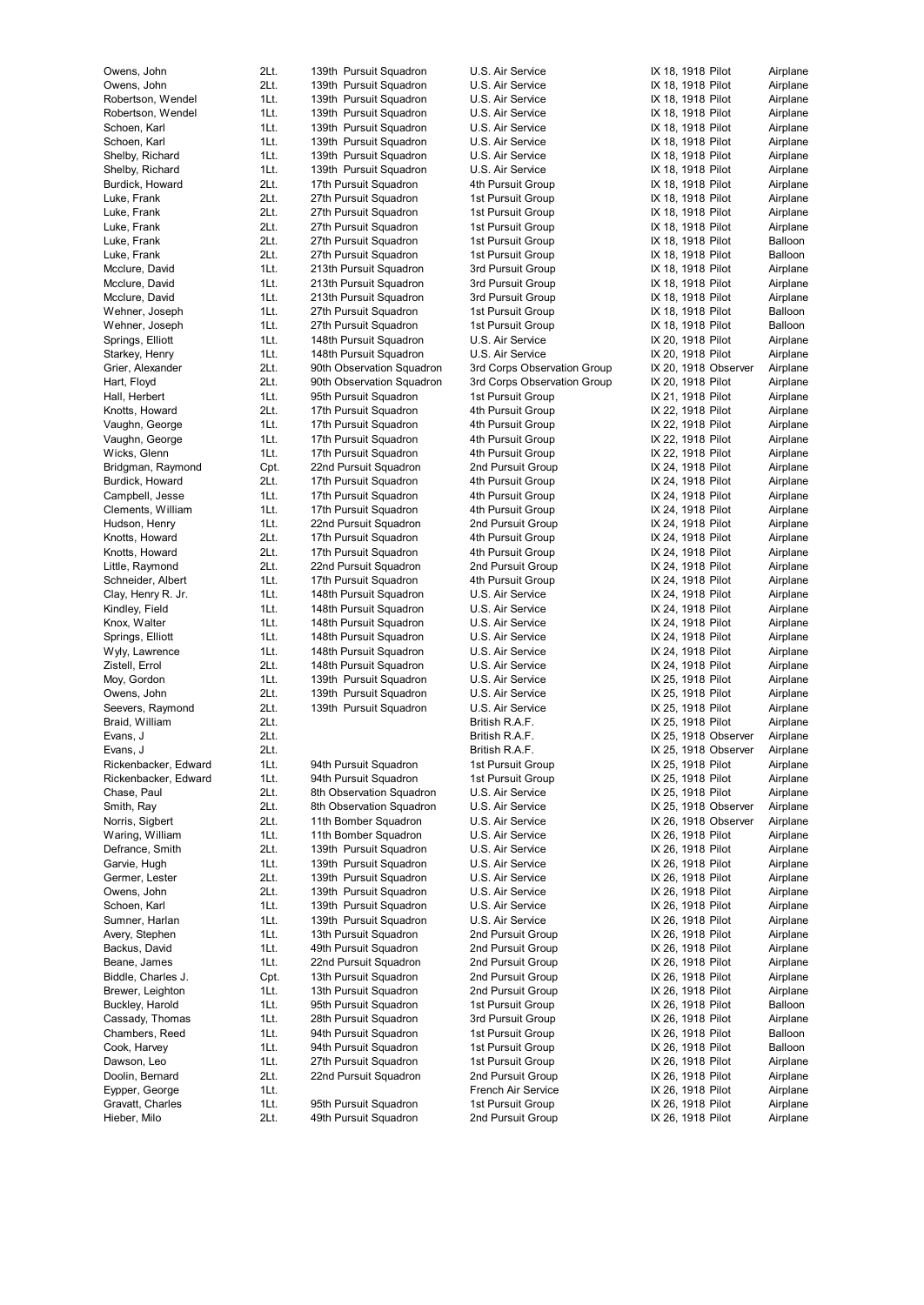| | | | | | | |
|---|---|---|---|---|---|---|
| Owens, John | 2Lt. | 139th Pursuit Squadron | U.S. Air Service | IX 18, 1918 | Pilot | Airplane |
| Owens, John | 2Lt. | 139th Pursuit Squadron | U.S. Air Service | IX 18, 1918 | Pilot | Airplane |
| Robertson, Wendel | 1Lt. | 139th Pursuit Squadron | U.S. Air Service | IX 18, 1918 | Pilot | Airplane |
| Robertson, Wendel | 1Lt. | 139th Pursuit Squadron | U.S. Air Service | IX 18, 1918 | Pilot | Airplane |
| Schoen, Karl | 1Lt. | 139th Pursuit Squadron | U.S. Air Service | IX 18, 1918 | Pilot | Airplane |
| Schoen, Karl | 1Lt. | 139th Pursuit Squadron | U.S. Air Service | IX 18, 1918 | Pilot | Airplane |
| Shelby, Richard | 1Lt. | 139th Pursuit Squadron | U.S. Air Service | IX 18, 1918 | Pilot | Airplane |
| Shelby, Richard | 1Lt. | 139th Pursuit Squadron | U.S. Air Service | IX 18, 1918 | Pilot | Airplane |
| Burdick, Howard | 2Lt. | 17th Pursuit Squadron | 4th Pursuit Group | IX 18, 1918 | Pilot | Airplane |
| Luke, Frank | 2Lt. | 27th Pursuit Squadron | 1st Pursuit Group | IX 18, 1918 | Pilot | Airplane |
| Luke, Frank | 2Lt. | 27th Pursuit Squadron | 1st Pursuit Group | IX 18, 1918 | Pilot | Airplane |
| Luke, Frank | 2Lt. | 27th Pursuit Squadron | 1st Pursuit Group | IX 18, 1918 | Pilot | Airplane |
| Luke, Frank | 2Lt. | 27th Pursuit Squadron | 1st Pursuit Group | IX 18, 1918 | Pilot | Balloon |
| Luke, Frank | 2Lt. | 27th Pursuit Squadron | 1st Pursuit Group | IX 18, 1918 | Pilot | Balloon |
| Mcclure, David | 1Lt. | 213th Pursuit Squadron | 3rd Pursuit Group | IX 18, 1918 | Pilot | Airplane |
| Mcclure, David | 1Lt. | 213th Pursuit Squadron | 3rd Pursuit Group | IX 18, 1918 | Pilot | Airplane |
| Mcclure, David | 1Lt. | 213th Pursuit Squadron | 3rd Pursuit Group | IX 18, 1918 | Pilot | Airplane |
| Wehner, Joseph | 1Lt. | 27th Pursuit Squadron | 1st Pursuit Group | IX 18, 1918 | Pilot | Balloon |
| Wehner, Joseph | 1Lt. | 27th Pursuit Squadron | 1st Pursuit Group | IX 18, 1918 | Pilot | Balloon |
| Springs, Elliott | 1Lt. | 148th Pursuit Squadron | U.S. Air Service | IX 20, 1918 | Pilot | Airplane |
| Starkey, Henry | 1Lt. | 148th Pursuit Squadron | U.S. Air Service | IX 20, 1918 | Pilot | Airplane |
| Grier, Alexander | 2Lt. | 90th Observation Squadron | 3rd Corps Observation Group | IX 20, 1918 | Observer | Airplane |
| Hart, Floyd | 2Lt. | 90th Observation Squadron | 3rd Corps Observation Group | IX 20, 1918 | Pilot | Airplane |
| Hall, Herbert | 1Lt. | 95th Pursuit Squadron | 1st Pursuit Group | IX 21, 1918 | Pilot | Airplane |
| Knotts, Howard | 2Lt. | 17th Pursuit Squadron | 4th Pursuit Group | IX 22, 1918 | Pilot | Airplane |
| Vaughn, George | 1Lt. | 17th Pursuit Squadron | 4th Pursuit Group | IX 22, 1918 | Pilot | Airplane |
| Vaughn, George | 1Lt. | 17th Pursuit Squadron | 4th Pursuit Group | IX 22, 1918 | Pilot | Airplane |
| Wicks, Glenn | 1Lt. | 17th Pursuit Squadron | 4th Pursuit Group | IX 22, 1918 | Pilot | Airplane |
| Bridgman, Raymond | Cpt. | 22nd Pursuit Squadron | 2nd Pursuit Group | IX 24, 1918 | Pilot | Airplane |
| Burdick, Howard | 2Lt. | 17th Pursuit Squadron | 4th Pursuit Group | IX 24, 1918 | Pilot | Airplane |
| Campbell, Jesse | 1Lt. | 17th Pursuit Squadron | 4th Pursuit Group | IX 24, 1918 | Pilot | Airplane |
| Clements, William | 1Lt. | 17th Pursuit Squadron | 4th Pursuit Group | IX 24, 1918 | Pilot | Airplane |
| Hudson, Henry | 1Lt. | 22nd Pursuit Squadron | 2nd Pursuit Group | IX 24, 1918 | Pilot | Airplane |
| Knotts, Howard | 2Lt. | 17th Pursuit Squadron | 4th Pursuit Group | IX 24, 1918 | Pilot | Airplane |
| Knotts, Howard | 2Lt. | 17th Pursuit Squadron | 4th Pursuit Group | IX 24, 1918 | Pilot | Airplane |
| Little, Raymond | 2Lt. | 22nd Pursuit Squadron | 2nd Pursuit Group | IX 24, 1918 | Pilot | Airplane |
| Schneider, Albert | 1Lt. | 17th Pursuit Squadron | 4th Pursuit Group | IX 24, 1918 | Pilot | Airplane |
| Clay, Henry R. Jr. | 1Lt. | 148th Pursuit Squadron | U.S. Air Service | IX 24, 1918 | Pilot | Airplane |
| Kindley, Field | 1Lt. | 148th Pursuit Squadron | U.S. Air Service | IX 24, 1918 | Pilot | Airplane |
| Knox, Walter | 1Lt. | 148th Pursuit Squadron | U.S. Air Service | IX 24, 1918 | Pilot | Airplane |
| Springs, Elliott | 1Lt. | 148th Pursuit Squadron | U.S. Air Service | IX 24, 1918 | Pilot | Airplane |
| Wyly, Lawrence | 1Lt. | 148th Pursuit Squadron | U.S. Air Service | IX 24, 1918 | Pilot | Airplane |
| Zistell, Errol | 2Lt. | 148th Pursuit Squadron | U.S. Air Service | IX 24, 1918 | Pilot | Airplane |
| Moy, Gordon | 1Lt. | 139th Pursuit Squadron | U.S. Air Service | IX 25, 1918 | Pilot | Airplane |
| Owens, John | 2Lt. | 139th Pursuit Squadron | U.S. Air Service | IX 25, 1918 | Pilot | Airplane |
| Seevers, Raymond | 2Lt. | 139th Pursuit Squadron | U.S. Air Service | IX 25, 1918 | Pilot | Airplane |
| Braid, William | 2Lt. | | British R.A.F. | IX 25, 1918 | Pilot | Airplane |
| Evans, J | 2Lt. | | British R.A.F. | IX 25, 1918 | Observer | Airplane |
| Evans, J | 2Lt. | | British R.A.F. | IX 25, 1918 | Observer | Airplane |
| Rickenbacker, Edward | 1Lt. | 94th Pursuit Squadron | 1st Pursuit Group | IX 25, 1918 | Pilot | Airplane |
| Rickenbacker, Edward | 1Lt. | 94th Pursuit Squadron | 1st Pursuit Group | IX 25, 1918 | Pilot | Airplane |
| Chase, Paul | 2Lt. | 8th Observation Squadron | U.S. Air Service | IX 25, 1918 | Pilot | Airplane |
| Smith, Ray | 2Lt. | 8th Observation Squadron | U.S. Air Service | IX 25, 1918 | Observer | Airplane |
| Norris, Sigbert | 2Lt. | 11th Bomber Squadron | U.S. Air Service | IX 26, 1918 | Observer | Airplane |
| Waring, William | 1Lt. | 11th Bomber Squadron | U.S. Air Service | IX 26, 1918 | Pilot | Airplane |
| Defrance, Smith | 2Lt. | 139th Pursuit Squadron | U.S. Air Service | IX 26, 1918 | Pilot | Airplane |
| Garvie, Hugh | 1Lt. | 139th Pursuit Squadron | U.S. Air Service | IX 26, 1918 | Pilot | Airplane |
| Germer, Lester | 2Lt. | 139th Pursuit Squadron | U.S. Air Service | IX 26, 1918 | Pilot | Airplane |
| Owens, John | 2Lt. | 139th Pursuit Squadron | U.S. Air Service | IX 26, 1918 | Pilot | Airplane |
| Schoen, Karl | 1Lt. | 139th Pursuit Squadron | U.S. Air Service | IX 26, 1918 | Pilot | Airplane |
| Sumner, Harlan | 1Lt. | 139th Pursuit Squadron | U.S. Air Service | IX 26, 1918 | Pilot | Airplane |
| Avery, Stephen | 1Lt. | 13th Pursuit Squadron | 2nd Pursuit Group | IX 26, 1918 | Pilot | Airplane |
| Backus, David | 1Lt. | 49th Pursuit Squadron | 2nd Pursuit Group | IX 26, 1918 | Pilot | Airplane |
| Beane, James | 1Lt. | 22nd Pursuit Squadron | 2nd Pursuit Group | IX 26, 1918 | Pilot | Airplane |
| Biddle, Charles J. | Cpt. | 13th Pursuit Squadron | 2nd Pursuit Group | IX 26, 1918 | Pilot | Airplane |
| Brewer, Leighton | 1Lt. | 13th Pursuit Squadron | 2nd Pursuit Group | IX 26, 1918 | Pilot | Airplane |
| Buckley, Harold | 1Lt. | 95th Pursuit Squadron | 1st Pursuit Group | IX 26, 1918 | Pilot | Balloon |
| Cassady, Thomas | 1Lt. | 28th Pursuit Squadron | 3rd Pursuit Group | IX 26, 1918 | Pilot | Airplane |
| Chambers, Reed | 1Lt. | 94th Pursuit Squadron | 1st Pursuit Group | IX 26, 1918 | Pilot | Balloon |
| Cook, Harvey | 1Lt. | 94th Pursuit Squadron | 1st Pursuit Group | IX 26, 1918 | Pilot | Balloon |
| Dawson, Leo | 1Lt. | 27th Pursuit Squadron | 1st Pursuit Group | IX 26, 1918 | Pilot | Airplane |
| Doolin, Bernard | 2Lt. | 22nd Pursuit Squadron | 2nd Pursuit Group | IX 26, 1918 | Pilot | Airplane |
| Eypper, George | 1Lt. | | French Air Service | IX 26, 1918 | Pilot | Airplane |
| Gravatt, Charles | 1Lt. | 95th Pursuit Squadron | 1st Pursuit Group | IX 26, 1918 | Pilot | Airplane |
| Hieber, Milo | 2Lt. | 49th Pursuit Squadron | 2nd Pursuit Group | IX 26, 1918 | Pilot | Airplane |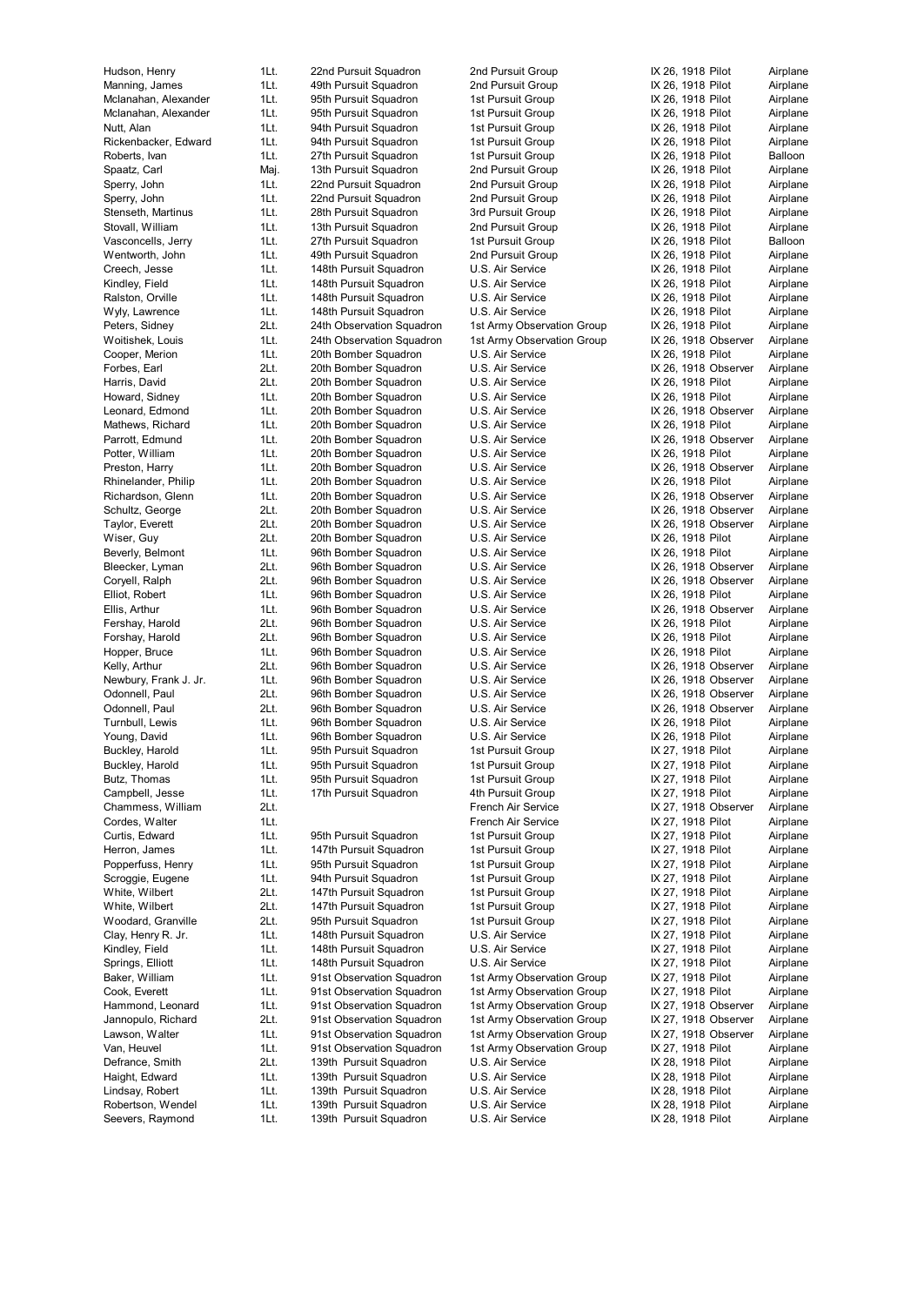| | | | | | | |
|---|---|---|---|---|---|---|
| Hudson, Henry | 1Lt. | 22nd Pursuit Squadron | 2nd Pursuit Group | IX 26, 1918 | Pilot | Airplane |
| Manning, James | 1Lt. | 49th Pursuit Squadron | 2nd Pursuit Group | IX 26, 1918 | Pilot | Airplane |
| Mclanahan, Alexander | 1Lt. | 95th Pursuit Squadron | 1st Pursuit Group | IX 26, 1918 | Pilot | Airplane |
| Mclanahan, Alexander | 1Lt. | 95th Pursuit Squadron | 1st Pursuit Group | IX 26, 1918 | Pilot | Airplane |
| Nutt, Alan | 1Lt. | 94th Pursuit Squadron | 1st Pursuit Group | IX 26, 1918 | Pilot | Airplane |
| Rickenbacker, Edward | 1Lt. | 94th Pursuit Squadron | 1st Pursuit Group | IX 26, 1918 | Pilot | Airplane |
| Roberts, Ivan | 1Lt. | 27th Pursuit Squadron | 1st Pursuit Group | IX 26, 1918 | Pilot | Balloon |
| Spaatz, Carl | Maj. | 13th Pursuit Squadron | 2nd Pursuit Group | IX 26, 1918 | Pilot | Airplane |
| Sperry, John | 1Lt. | 22nd Pursuit Squadron | 2nd Pursuit Group | IX 26, 1918 | Pilot | Airplane |
| Sperry, John | 1Lt. | 22nd Pursuit Squadron | 2nd Pursuit Group | IX 26, 1918 | Pilot | Airplane |
| Stenseth, Martinus | 1Lt. | 28th Pursuit Squadron | 3rd Pursuit Group | IX 26, 1918 | Pilot | Airplane |
| Stovall, William | 1Lt. | 13th Pursuit Squadron | 2nd Pursuit Group | IX 26, 1918 | Pilot | Airplane |
| Vasconcells, Jerry | 1Lt. | 27th Pursuit Squadron | 1st Pursuit Group | IX 26, 1918 | Pilot | Balloon |
| Wentworth, John | 1Lt. | 49th Pursuit Squadron | 2nd Pursuit Group | IX 26, 1918 | Pilot | Airplane |
| Creech, Jesse | 1Lt. | 148th Pursuit Squadron | U.S. Air Service | IX 26, 1918 | Pilot | Airplane |
| Kindley, Field | 1Lt. | 148th Pursuit Squadron | U.S. Air Service | IX 26, 1918 | Pilot | Airplane |
| Ralston, Orville | 1Lt. | 148th Pursuit Squadron | U.S. Air Service | IX 26, 1918 | Pilot | Airplane |
| Wyly, Lawrence | 1Lt. | 148th Pursuit Squadron | U.S. Air Service | IX 26, 1918 | Pilot | Airplane |
| Peters, Sidney | 2Lt. | 24th Observation Squadron | 1st Army Observation Group | IX 26, 1918 | Pilot | Airplane |
| Woitishek, Louis | 1Lt. | 24th Observation Squadron | 1st Army Observation Group | IX 26, 1918 | Observer | Airplane |
| Cooper, Merion | 1Lt. | 20th Bomber Squadron | U.S. Air Service | IX 26, 1918 | Pilot | Airplane |
| Forbes, Earl | 2Lt. | 20th Bomber Squadron | U.S. Air Service | IX 26, 1918 | Observer | Airplane |
| Harris, David | 2Lt. | 20th Bomber Squadron | U.S. Air Service | IX 26, 1918 | Pilot | Airplane |
| Howard, Sidney | 1Lt. | 20th Bomber Squadron | U.S. Air Service | IX 26, 1918 | Pilot | Airplane |
| Leonard, Edmond | 1Lt. | 20th Bomber Squadron | U.S. Air Service | IX 26, 1918 | Observer | Airplane |
| Mathews, Richard | 1Lt. | 20th Bomber Squadron | U.S. Air Service | IX 26, 1918 | Pilot | Airplane |
| Parrott, Edmund | 1Lt. | 20th Bomber Squadron | U.S. Air Service | IX 26, 1918 | Observer | Airplane |
| Potter, William | 1Lt. | 20th Bomber Squadron | U.S. Air Service | IX 26, 1918 | Pilot | Airplane |
| Preston, Harry | 1Lt. | 20th Bomber Squadron | U.S. Air Service | IX 26, 1918 | Observer | Airplane |
| Rhinelander, Philip | 1Lt. | 20th Bomber Squadron | U.S. Air Service | IX 26, 1918 | Pilot | Airplane |
| Richardson, Glenn | 1Lt. | 20th Bomber Squadron | U.S. Air Service | IX 26, 1918 | Observer | Airplane |
| Schultz, George | 2Lt. | 20th Bomber Squadron | U.S. Air Service | IX 26, 1918 | Observer | Airplane |
| Taylor, Everett | 2Lt. | 20th Bomber Squadron | U.S. Air Service | IX 26, 1918 | Observer | Airplane |
| Wiser, Guy | 2Lt. | 20th Bomber Squadron | U.S. Air Service | IX 26, 1918 | Pilot | Airplane |
| Beverly, Belmont | 1Lt. | 96th Bomber Squadron | U.S. Air Service | IX 26, 1918 | Pilot | Airplane |
| Bleecker, Lyman | 2Lt. | 96th Bomber Squadron | U.S. Air Service | IX 26, 1918 | Observer | Airplane |
| Coryell, Ralph | 2Lt. | 96th Bomber Squadron | U.S. Air Service | IX 26, 1918 | Observer | Airplane |
| Elliot, Robert | 1Lt. | 96th Bomber Squadron | U.S. Air Service | IX 26, 1918 | Pilot | Airplane |
| Ellis, Arthur | 1Lt. | 96th Bomber Squadron | U.S. Air Service | IX 26, 1918 | Observer | Airplane |
| Fershay, Harold | 2Lt. | 96th Bomber Squadron | U.S. Air Service | IX 26, 1918 | Pilot | Airplane |
| Forshay, Harold | 2Lt. | 96th Bomber Squadron | U.S. Air Service | IX 26, 1918 | Pilot | Airplane |
| Hopper, Bruce | 1Lt. | 96th Bomber Squadron | U.S. Air Service | IX 26, 1918 | Pilot | Airplane |
| Kelly, Arthur | 2Lt. | 96th Bomber Squadron | U.S. Air Service | IX 26, 1918 | Observer | Airplane |
| Newbury, Frank J. Jr. | 1Lt. | 96th Bomber Squadron | U.S. Air Service | IX 26, 1918 | Observer | Airplane |
| Odonnell, Paul | 2Lt. | 96th Bomber Squadron | U.S. Air Service | IX 26, 1918 | Observer | Airplane |
| Odonnell, Paul | 2Lt. | 96th Bomber Squadron | U.S. Air Service | IX 26, 1918 | Observer | Airplane |
| Turnbull, Lewis | 1Lt. | 96th Bomber Squadron | U.S. Air Service | IX 26, 1918 | Pilot | Airplane |
| Young, David | 1Lt. | 96th Bomber Squadron | U.S. Air Service | IX 26, 1918 | Pilot | Airplane |
| Buckley, Harold | 1Lt. | 95th Pursuit Squadron | 1st Pursuit Group | IX 27, 1918 | Pilot | Airplane |
| Buckley, Harold | 1Lt. | 95th Pursuit Squadron | 1st Pursuit Group | IX 27, 1918 | Pilot | Airplane |
| Butz, Thomas | 1Lt. | 95th Pursuit Squadron | 1st Pursuit Group | IX 27, 1918 | Pilot | Airplane |
| Campbell, Jesse | 1Lt. | 17th Pursuit Squadron | 4th Pursuit Group | IX 27, 1918 | Pilot | Airplane |
| Chammess, William | 2Lt. | | French Air Service | IX 27, 1918 | Observer | Airplane |
| Cordes, Walter | 1Lt. | | French Air Service | IX 27, 1918 | Pilot | Airplane |
| Curtis, Edward | 1Lt. | 95th Pursuit Squadron | 1st Pursuit Group | IX 27, 1918 | Pilot | Airplane |
| Herron, James | 1Lt. | 147th Pursuit Squadron | 1st Pursuit Group | IX 27, 1918 | Pilot | Airplane |
| Popperfuss, Henry | 1Lt. | 95th Pursuit Squadron | 1st Pursuit Group | IX 27, 1918 | Pilot | Airplane |
| Scroggie, Eugene | 1Lt. | 94th Pursuit Squadron | 1st Pursuit Group | IX 27, 1918 | Pilot | Airplane |
| White, Wilbert | 2Lt. | 147th Pursuit Squadron | 1st Pursuit Group | IX 27, 1918 | Pilot | Airplane |
| White, Wilbert | 2Lt. | 147th Pursuit Squadron | 1st Pursuit Group | IX 27, 1918 | Pilot | Airplane |
| Woodard, Granville | 2Lt. | 95th Pursuit Squadron | 1st Pursuit Group | IX 27, 1918 | Pilot | Airplane |
| Clay, Henry R. Jr. | 1Lt. | 148th Pursuit Squadron | U.S. Air Service | IX 27, 1918 | Pilot | Airplane |
| Kindley, Field | 1Lt. | 148th Pursuit Squadron | U.S. Air Service | IX 27, 1918 | Pilot | Airplane |
| Springs, Elliott | 1Lt. | 148th Pursuit Squadron | U.S. Air Service | IX 27, 1918 | Pilot | Airplane |
| Baker, William | 1Lt. | 91st Observation Squadron | 1st Army Observation Group | IX 27, 1918 | Pilot | Airplane |
| Cook, Everett | 1Lt. | 91st Observation Squadron | 1st Army Observation Group | IX 27, 1918 | Pilot | Airplane |
| Hammond, Leonard | 1Lt. | 91st Observation Squadron | 1st Army Observation Group | IX 27, 1918 | Observer | Airplane |
| Jannopulo, Richard | 2Lt. | 91st Observation Squadron | 1st Army Observation Group | IX 27, 1918 | Observer | Airplane |
| Lawson, Walter | 1Lt. | 91st Observation Squadron | 1st Army Observation Group | IX 27, 1918 | Observer | Airplane |
| Van, Heuvel | 1Lt. | 91st Observation Squadron | 1st Army Observation Group | IX 27, 1918 | Pilot | Airplane |
| Defrance, Smith | 2Lt. | 139th Pursuit Squadron | U.S. Air Service | IX 28, 1918 | Pilot | Airplane |
| Haight, Edward | 1Lt. | 139th Pursuit Squadron | U.S. Air Service | IX 28, 1918 | Pilot | Airplane |
| Lindsay, Robert | 1Lt. | 139th Pursuit Squadron | U.S. Air Service | IX 28, 1918 | Pilot | Airplane |
| Robertson, Wendel | 1Lt. | 139th Pursuit Squadron | U.S. Air Service | IX 28, 1918 | Pilot | Airplane |
| Seevers, Raymond | 1Lt. | 139th Pursuit Squadron | U.S. Air Service | IX 28, 1918 | Pilot | Airplane |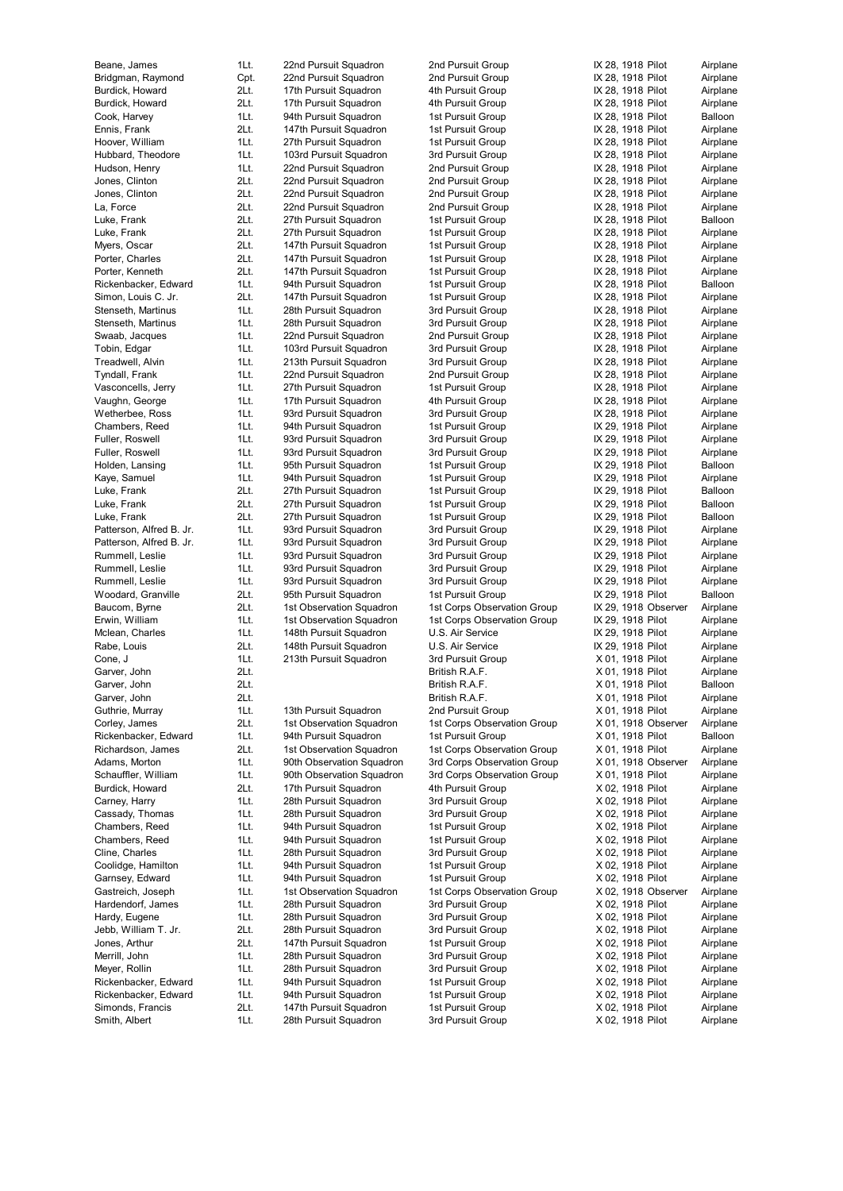| | | | | | | |
|---|---|---|---|---|---|---|
| Beane, James | 1Lt. | 22nd Pursuit Squadron | 2nd Pursuit Group | IX 28, 1918 | Pilot | Airplane |
| Bridgman, Raymond | Cpt. | 22nd Pursuit Squadron | 2nd Pursuit Group | IX 28, 1918 | Pilot | Airplane |
| Burdick, Howard | 2Lt. | 17th Pursuit Squadron | 4th Pursuit Group | IX 28, 1918 | Pilot | Airplane |
| Burdick, Howard | 2Lt. | 17th Pursuit Squadron | 4th Pursuit Group | IX 28, 1918 | Pilot | Airplane |
| Cook, Harvey | 1Lt. | 94th Pursuit Squadron | 1st Pursuit Group | IX 28, 1918 | Pilot | Balloon |
| Ennis, Frank | 2Lt. | 147th Pursuit Squadron | 1st Pursuit Group | IX 28, 1918 | Pilot | Airplane |
| Hoover, William | 1Lt. | 27th Pursuit Squadron | 1st Pursuit Group | IX 28, 1918 | Pilot | Airplane |
| Hubbard, Theodore | 1Lt. | 103rd Pursuit Squadron | 3rd Pursuit Group | IX 28, 1918 | Pilot | Airplane |
| Hudson, Henry | 1Lt. | 22nd Pursuit Squadron | 2nd Pursuit Group | IX 28, 1918 | Pilot | Airplane |
| Jones, Clinton | 2Lt. | 22nd Pursuit Squadron | 2nd Pursuit Group | IX 28, 1918 | Pilot | Airplane |
| Jones, Clinton | 2Lt. | 22nd Pursuit Squadron | 2nd Pursuit Group | IX 28, 1918 | Pilot | Airplane |
| La, Force | 2Lt. | 22nd Pursuit Squadron | 2nd Pursuit Group | IX 28, 1918 | Pilot | Airplane |
| Luke, Frank | 2Lt. | 27th Pursuit Squadron | 1st Pursuit Group | IX 28, 1918 | Pilot | Balloon |
| Luke, Frank | 2Lt. | 27th Pursuit Squadron | 1st Pursuit Group | IX 28, 1918 | Pilot | Airplane |
| Myers, Oscar | 2Lt. | 147th Pursuit Squadron | 1st Pursuit Group | IX 28, 1918 | Pilot | Airplane |
| Porter, Charles | 2Lt. | 147th Pursuit Squadron | 1st Pursuit Group | IX 28, 1918 | Pilot | Airplane |
| Porter, Kenneth | 2Lt. | 147th Pursuit Squadron | 1st Pursuit Group | IX 28, 1918 | Pilot | Airplane |
| Rickenbacker, Edward | 1Lt. | 94th Pursuit Squadron | 1st Pursuit Group | IX 28, 1918 | Pilot | Balloon |
| Simon, Louis C. Jr. | 2Lt. | 147th Pursuit Squadron | 1st Pursuit Group | IX 28, 1918 | Pilot | Airplane |
| Stenseth, Martinus | 1Lt. | 28th Pursuit Squadron | 3rd Pursuit Group | IX 28, 1918 | Pilot | Airplane |
| Stenseth, Martinus | 1Lt. | 28th Pursuit Squadron | 3rd Pursuit Group | IX 28, 1918 | Pilot | Airplane |
| Swaab, Jacques | 1Lt. | 22nd Pursuit Squadron | 2nd Pursuit Group | IX 28, 1918 | Pilot | Airplane |
| Tobin, Edgar | 1Lt. | 103rd Pursuit Squadron | 3rd Pursuit Group | IX 28, 1918 | Pilot | Airplane |
| Treadwell, Alvin | 1Lt. | 213th Pursuit Squadron | 3rd Pursuit Group | IX 28, 1918 | Pilot | Airplane |
| Tyndall, Frank | 1Lt. | 22nd Pursuit Squadron | 2nd Pursuit Group | IX 28, 1918 | Pilot | Airplane |
| Vasconcells, Jerry | 1Lt. | 27th Pursuit Squadron | 1st Pursuit Group | IX 28, 1918 | Pilot | Airplane |
| Vaughn, George | 1Lt. | 17th Pursuit Squadron | 4th Pursuit Group | IX 28, 1918 | Pilot | Airplane |
| Wetherbee, Ross | 1Lt. | 93rd Pursuit Squadron | 3rd Pursuit Group | IX 28, 1918 | Pilot | Airplane |
| Chambers, Reed | 1Lt. | 94th Pursuit Squadron | 1st Pursuit Group | IX 29, 1918 | Pilot | Airplane |
| Fuller, Roswell | 1Lt. | 93rd Pursuit Squadron | 3rd Pursuit Group | IX 29, 1918 | Pilot | Airplane |
| Fuller, Roswell | 1Lt. | 93rd Pursuit Squadron | 3rd Pursuit Group | IX 29, 1918 | Pilot | Airplane |
| Holden, Lansing | 1Lt. | 95th Pursuit Squadron | 1st Pursuit Group | IX 29, 1918 | Pilot | Balloon |
| Kaye, Samuel | 1Lt. | 94th Pursuit Squadron | 1st Pursuit Group | IX 29, 1918 | Pilot | Airplane |
| Luke, Frank | 2Lt. | 27th Pursuit Squadron | 1st Pursuit Group | IX 29, 1918 | Pilot | Balloon |
| Luke, Frank | 2Lt. | 27th Pursuit Squadron | 1st Pursuit Group | IX 29, 1918 | Pilot | Balloon |
| Luke, Frank | 2Lt. | 27th Pursuit Squadron | 1st Pursuit Group | IX 29, 1918 | Pilot | Balloon |
| Patterson, Alfred B. Jr. | 1Lt. | 93rd Pursuit Squadron | 3rd Pursuit Group | IX 29, 1918 | Pilot | Airplane |
| Patterson, Alfred B. Jr. | 1Lt. | 93rd Pursuit Squadron | 3rd Pursuit Group | IX 29, 1918 | Pilot | Airplane |
| Rummell, Leslie | 1Lt. | 93rd Pursuit Squadron | 3rd Pursuit Group | IX 29, 1918 | Pilot | Airplane |
| Rummell, Leslie | 1Lt. | 93rd Pursuit Squadron | 3rd Pursuit Group | IX 29, 1918 | Pilot | Airplane |
| Rummell, Leslie | 1Lt. | 93rd Pursuit Squadron | 3rd Pursuit Group | IX 29, 1918 | Pilot | Airplane |
| Woodard, Granville | 2Lt. | 95th Pursuit Squadron | 1st Pursuit Group | IX 29, 1918 | Pilot | Balloon |
| Baucom, Byrne | 2Lt. | 1st Observation Squadron | 1st Corps Observation Group | IX 29, 1918 | Observer | Airplane |
| Erwin, William | 1Lt. | 1st Observation Squadron | 1st Corps Observation Group | IX 29, 1918 | Pilot | Airplane |
| Mclean, Charles | 1Lt. | 148th Pursuit Squadron | U.S. Air Service | IX 29, 1918 | Pilot | Airplane |
| Rabe, Louis | 2Lt. | 148th Pursuit Squadron | U.S. Air Service | IX 29, 1918 | Pilot | Airplane |
| Cone, J | 1Lt. | 213th Pursuit Squadron | 3rd Pursuit Group | X 01, 1918 | Pilot | Airplane |
| Garver, John | 2Lt. | | British R.A.F. | X 01, 1918 | Pilot | Airplane |
| Garver, John | 2Lt. | | British R.A.F. | X 01, 1918 | Pilot | Balloon |
| Garver, John | 2Lt. | | British R.A.F. | X 01, 1918 | Pilot | Airplane |
| Guthrie, Murray | 1Lt. | 13th Pursuit Squadron | 2nd Pursuit Group | X 01, 1918 | Pilot | Airplane |
| Corley, James | 2Lt. | 1st Observation Squadron | 1st Corps Observation Group | X 01, 1918 | Observer | Airplane |
| Rickenbacker, Edward | 1Lt. | 94th Pursuit Squadron | 1st Pursuit Group | X 01, 1918 | Pilot | Balloon |
| Richardson, James | 2Lt. | 1st Observation Squadron | 1st Corps Observation Group | X 01, 1918 | Pilot | Airplane |
| Adams, Morton | 1Lt. | 90th Observation Squadron | 3rd Corps Observation Group | X 01, 1918 | Observer | Airplane |
| Schauffler, William | 1Lt. | 90th Observation Squadron | 3rd Corps Observation Group | X 01, 1918 | Pilot | Airplane |
| Burdick, Howard | 2Lt. | 17th Pursuit Squadron | 4th Pursuit Group | X 02, 1918 | Pilot | Airplane |
| Carney, Harry | 1Lt. | 28th Pursuit Squadron | 3rd Pursuit Group | X 02, 1918 | Pilot | Airplane |
| Cassady, Thomas | 1Lt. | 28th Pursuit Squadron | 3rd Pursuit Group | X 02, 1918 | Pilot | Airplane |
| Chambers, Reed | 1Lt. | 94th Pursuit Squadron | 1st Pursuit Group | X 02, 1918 | Pilot | Airplane |
| Chambers, Reed | 1Lt. | 94th Pursuit Squadron | 1st Pursuit Group | X 02, 1918 | Pilot | Airplane |
| Cline, Charles | 1Lt. | 28th Pursuit Squadron | 3rd Pursuit Group | X 02, 1918 | Pilot | Airplane |
| Coolidge, Hamilton | 1Lt. | 94th Pursuit Squadron | 1st Pursuit Group | X 02, 1918 | Pilot | Airplane |
| Garnsey, Edward | 1Lt. | 94th Pursuit Squadron | 1st Pursuit Group | X 02, 1918 | Pilot | Airplane |
| Gastreich, Joseph | 1Lt. | 1st Observation Squadron | 1st Corps Observation Group | X 02, 1918 | Observer | Airplane |
| Hardendorf, James | 1Lt. | 28th Pursuit Squadron | 3rd Pursuit Group | X 02, 1918 | Pilot | Airplane |
| Hardy, Eugene | 1Lt. | 28th Pursuit Squadron | 3rd Pursuit Group | X 02, 1918 | Pilot | Airplane |
| Jebb, William T. Jr. | 2Lt. | 28th Pursuit Squadron | 3rd Pursuit Group | X 02, 1918 | Pilot | Airplane |
| Jones, Arthur | 2Lt. | 147th Pursuit Squadron | 1st Pursuit Group | X 02, 1918 | Pilot | Airplane |
| Merrill, John | 1Lt. | 28th Pursuit Squadron | 3rd Pursuit Group | X 02, 1918 | Pilot | Airplane |
| Meyer, Rollin | 1Lt. | 28th Pursuit Squadron | 3rd Pursuit Group | X 02, 1918 | Pilot | Airplane |
| Rickenbacker, Edward | 1Lt. | 94th Pursuit Squadron | 1st Pursuit Group | X 02, 1918 | Pilot | Airplane |
| Rickenbacker, Edward | 1Lt. | 94th Pursuit Squadron | 1st Pursuit Group | X 02, 1918 | Pilot | Airplane |
| Simonds, Francis | 2Lt. | 147th Pursuit Squadron | 1st Pursuit Group | X 02, 1918 | Pilot | Airplane |
| Smith, Albert | 1Lt. | 28th Pursuit Squadron | 3rd Pursuit Group | X 02, 1918 | Pilot | Airplane |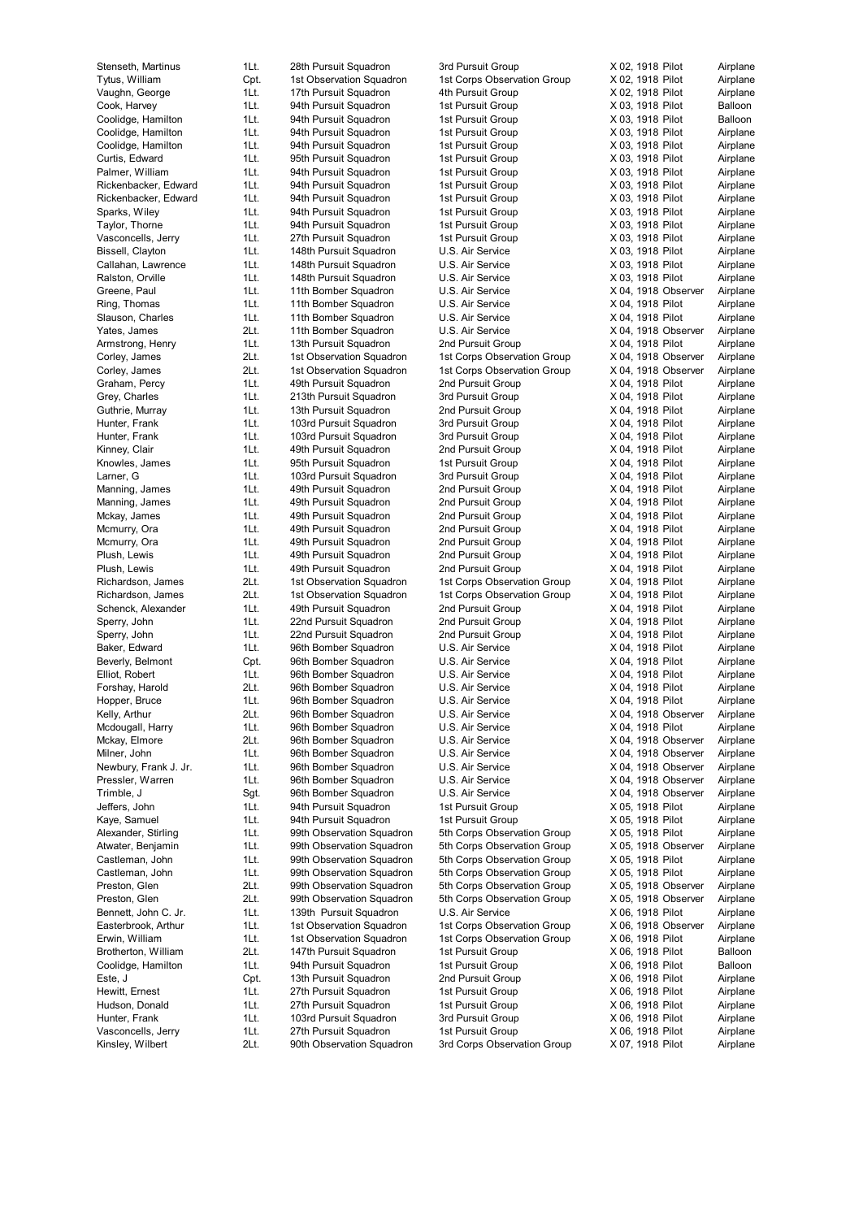| | | | | | |
|---|---|---|---|---|---|
| Stenseth, Martinus | 1Lt. | 28th Pursuit Squadron | 3rd Pursuit Group | X 02, 1918 Pilot | Airplane |
| Tytus, William | Cpt. | 1st Observation Squadron | 1st Corps Observation Group | X 02, 1918 Pilot | Airplane |
| Vaughn, George | 1Lt. | 17th Pursuit Squadron | 4th Pursuit Group | X 02, 1918 Pilot | Airplane |
| Cook, Harvey | 1Lt. | 94th Pursuit Squadron | 1st Pursuit Group | X 03, 1918 Pilot | Balloon |
| Coolidge, Hamilton | 1Lt. | 94th Pursuit Squadron | 1st Pursuit Group | X 03, 1918 Pilot | Balloon |
| Coolidge, Hamilton | 1Lt. | 94th Pursuit Squadron | 1st Pursuit Group | X 03, 1918 Pilot | Airplane |
| Coolidge, Hamilton | 1Lt. | 94th Pursuit Squadron | 1st Pursuit Group | X 03, 1918 Pilot | Airplane |
| Curtis, Edward | 1Lt. | 95th Pursuit Squadron | 1st Pursuit Group | X 03, 1918 Pilot | Airplane |
| Palmer, William | 1Lt. | 94th Pursuit Squadron | 1st Pursuit Group | X 03, 1918 Pilot | Airplane |
| Rickenbacker, Edward | 1Lt. | 94th Pursuit Squadron | 1st Pursuit Group | X 03, 1918 Pilot | Airplane |
| Rickenbacker, Edward | 1Lt. | 94th Pursuit Squadron | 1st Pursuit Group | X 03, 1918 Pilot | Airplane |
| Sparks, Wiley | 1Lt. | 94th Pursuit Squadron | 1st Pursuit Group | X 03, 1918 Pilot | Airplane |
| Taylor, Thorne | 1Lt. | 94th Pursuit Squadron | 1st Pursuit Group | X 03, 1918 Pilot | Airplane |
| Vasconcells, Jerry | 1Lt. | 27th Pursuit Squadron | 1st Pursuit Group | X 03, 1918 Pilot | Airplane |
| Bissell, Clayton | 1Lt. | 148th Pursuit Squadron | U.S. Air Service | X 03, 1918 Pilot | Airplane |
| Callahan, Lawrence | 1Lt. | 148th Pursuit Squadron | U.S. Air Service | X 03, 1918 Pilot | Airplane |
| Ralston, Orville | 1Lt. | 148th Pursuit Squadron | U.S. Air Service | X 03, 1918 Pilot | Airplane |
| Greene, Paul | 1Lt. | 11th Bomber Squadron | U.S. Air Service | X 04, 1918 Observer | Airplane |
| Ring, Thomas | 1Lt. | 11th Bomber Squadron | U.S. Air Service | X 04, 1918 Pilot | Airplane |
| Slauson, Charles | 1Lt. | 11th Bomber Squadron | U.S. Air Service | X 04, 1918 Pilot | Airplane |
| Yates, James | 2Lt. | 11th Bomber Squadron | U.S. Air Service | X 04, 1918 Observer | Airplane |
| Armstrong, Henry | 1Lt. | 13th Pursuit Squadron | 2nd Pursuit Group | X 04, 1918 Pilot | Airplane |
| Corley, James | 2Lt. | 1st Observation Squadron | 1st Corps Observation Group | X 04, 1918 Observer | Airplane |
| Corley, James | 2Lt. | 1st Observation Squadron | 1st Corps Observation Group | X 04, 1918 Observer | Airplane |
| Graham, Percy | 1Lt. | 49th Pursuit Squadron | 2nd Pursuit Group | X 04, 1918 Pilot | Airplane |
| Grey, Charles | 1Lt. | 213th Pursuit Squadron | 3rd Pursuit Group | X 04, 1918 Pilot | Airplane |
| Guthrie, Murray | 1Lt. | 13th Pursuit Squadron | 2nd Pursuit Group | X 04, 1918 Pilot | Airplane |
| Hunter, Frank | 1Lt. | 103rd Pursuit Squadron | 3rd Pursuit Group | X 04, 1918 Pilot | Airplane |
| Hunter, Frank | 1Lt. | 103rd Pursuit Squadron | 3rd Pursuit Group | X 04, 1918 Pilot | Airplane |
| Kinney, Clair | 1Lt. | 49th Pursuit Squadron | 2nd Pursuit Group | X 04, 1918 Pilot | Airplane |
| Knowles, James | 1Lt. | 95th Pursuit Squadron | 1st Pursuit Group | X 04, 1918 Pilot | Airplane |
| Larner, G | 1Lt. | 103rd Pursuit Squadron | 3rd Pursuit Group | X 04, 1918 Pilot | Airplane |
| Manning, James | 1Lt. | 49th Pursuit Squadron | 2nd Pursuit Group | X 04, 1918 Pilot | Airplane |
| Manning, James | 1Lt. | 49th Pursuit Squadron | 2nd Pursuit Group | X 04, 1918 Pilot | Airplane |
| Mckay, James | 1Lt. | 49th Pursuit Squadron | 2nd Pursuit Group | X 04, 1918 Pilot | Airplane |
| Mcmurry, Ora | 1Lt. | 49th Pursuit Squadron | 2nd Pursuit Group | X 04, 1918 Pilot | Airplane |
| Mcmurry, Ora | 1Lt. | 49th Pursuit Squadron | 2nd Pursuit Group | X 04, 1918 Pilot | Airplane |
| Plush, Lewis | 1Lt. | 49th Pursuit Squadron | 2nd Pursuit Group | X 04, 1918 Pilot | Airplane |
| Plush, Lewis | 1Lt. | 49th Pursuit Squadron | 2nd Pursuit Group | X 04, 1918 Pilot | Airplane |
| Richardson, James | 2Lt. | 1st Observation Squadron | 1st Corps Observation Group | X 04, 1918 Pilot | Airplane |
| Richardson, James | 2Lt. | 1st Observation Squadron | 1st Corps Observation Group | X 04, 1918 Pilot | Airplane |
| Schenck, Alexander | 1Lt. | 49th Pursuit Squadron | 2nd Pursuit Group | X 04, 1918 Pilot | Airplane |
| Sperry, John | 1Lt. | 22nd Pursuit Squadron | 2nd Pursuit Group | X 04, 1918 Pilot | Airplane |
| Sperry, John | 1Lt. | 22nd Pursuit Squadron | 2nd Pursuit Group | X 04, 1918 Pilot | Airplane |
| Baker, Edward | 1Lt. | 96th Bomber Squadron | U.S. Air Service | X 04, 1918 Pilot | Airplane |
| Beverly, Belmont | Cpt. | 96th Bomber Squadron | U.S. Air Service | X 04, 1918 Pilot | Airplane |
| Elliot, Robert | 1Lt. | 96th Bomber Squadron | U.S. Air Service | X 04, 1918 Pilot | Airplane |
| Forshay, Harold | 2Lt. | 96th Bomber Squadron | U.S. Air Service | X 04, 1918 Pilot | Airplane |
| Hopper, Bruce | 1Lt. | 96th Bomber Squadron | U.S. Air Service | X 04, 1918 Pilot | Airplane |
| Kelly, Arthur | 2Lt. | 96th Bomber Squadron | U.S. Air Service | X 04, 1918 Observer | Airplane |
| Mcdougall, Harry | 1Lt. | 96th Bomber Squadron | U.S. Air Service | X 04, 1918 Pilot | Airplane |
| Mckay, Elmore | 2Lt. | 96th Bomber Squadron | U.S. Air Service | X 04, 1918 Observer | Airplane |
| Milner, John | 1Lt. | 96th Bomber Squadron | U.S. Air Service | X 04, 1918 Observer | Airplane |
| Newbury, Frank J. Jr. | 1Lt. | 96th Bomber Squadron | U.S. Air Service | X 04, 1918 Observer | Airplane |
| Pressler, Warren | 1Lt. | 96th Bomber Squadron | U.S. Air Service | X 04, 1918 Observer | Airplane |
| Trimble, J | Sgt. | 96th Bomber Squadron | U.S. Air Service | X 04, 1918 Observer | Airplane |
| Jeffers, John | 1Lt. | 94th Pursuit Squadron | 1st Pursuit Group | X 05, 1918 Pilot | Airplane |
| Kaye, Samuel | 1Lt. | 94th Pursuit Squadron | 1st Pursuit Group | X 05, 1918 Pilot | Airplane |
| Alexander, Stirling | 1Lt. | 99th Observation Squadron | 5th Corps Observation Group | X 05, 1918 Pilot | Airplane |
| Atwater, Benjamin | 1Lt. | 99th Observation Squadron | 5th Corps Observation Group | X 05, 1918 Observer | Airplane |
| Castleman, John | 1Lt. | 99th Observation Squadron | 5th Corps Observation Group | X 05, 1918 Pilot | Airplane |
| Castleman, John | 1Lt. | 99th Observation Squadron | 5th Corps Observation Group | X 05, 1918 Pilot | Airplane |
| Preston, Glen | 2Lt. | 99th Observation Squadron | 5th Corps Observation Group | X 05, 1918 Observer | Airplane |
| Preston, Glen | 2Lt. | 99th Observation Squadron | 5th Corps Observation Group | X 05, 1918 Observer | Airplane |
| Bennett, John C. Jr. | 1Lt. | 139th Pursuit Squadron | U.S. Air Service | X 06, 1918 Pilot | Airplane |
| Easterbrook, Arthur | 1Lt. | 1st Observation Squadron | 1st Corps Observation Group | X 06, 1918 Observer | Airplane |
| Erwin, William | 1Lt. | 1st Observation Squadron | 1st Corps Observation Group | X 06, 1918 Pilot | Airplane |
| Brotherton, William | 2Lt. | 147th Pursuit Squadron | 1st Pursuit Group | X 06, 1918 Pilot | Balloon |
| Coolidge, Hamilton | 1Lt. | 94th Pursuit Squadron | 1st Pursuit Group | X 06, 1918 Pilot | Balloon |
| Este, J | Cpt. | 13th Pursuit Squadron | 2nd Pursuit Group | X 06, 1918 Pilot | Airplane |
| Hewitt, Ernest | 1Lt. | 27th Pursuit Squadron | 1st Pursuit Group | X 06, 1918 Pilot | Airplane |
| Hudson, Donald | 1Lt. | 27th Pursuit Squadron | 1st Pursuit Group | X 06, 1918 Pilot | Airplane |
| Hunter, Frank | 1Lt. | 103rd Pursuit Squadron | 3rd Pursuit Group | X 06, 1918 Pilot | Airplane |
| Vasconcells, Jerry | 1Lt. | 27th Pursuit Squadron | 1st Pursuit Group | X 06, 1918 Pilot | Airplane |
| Kinsley, Wilbert | 2Lt. | 90th Observation Squadron | 3rd Corps Observation Group | X 07, 1918 Pilot | Airplane |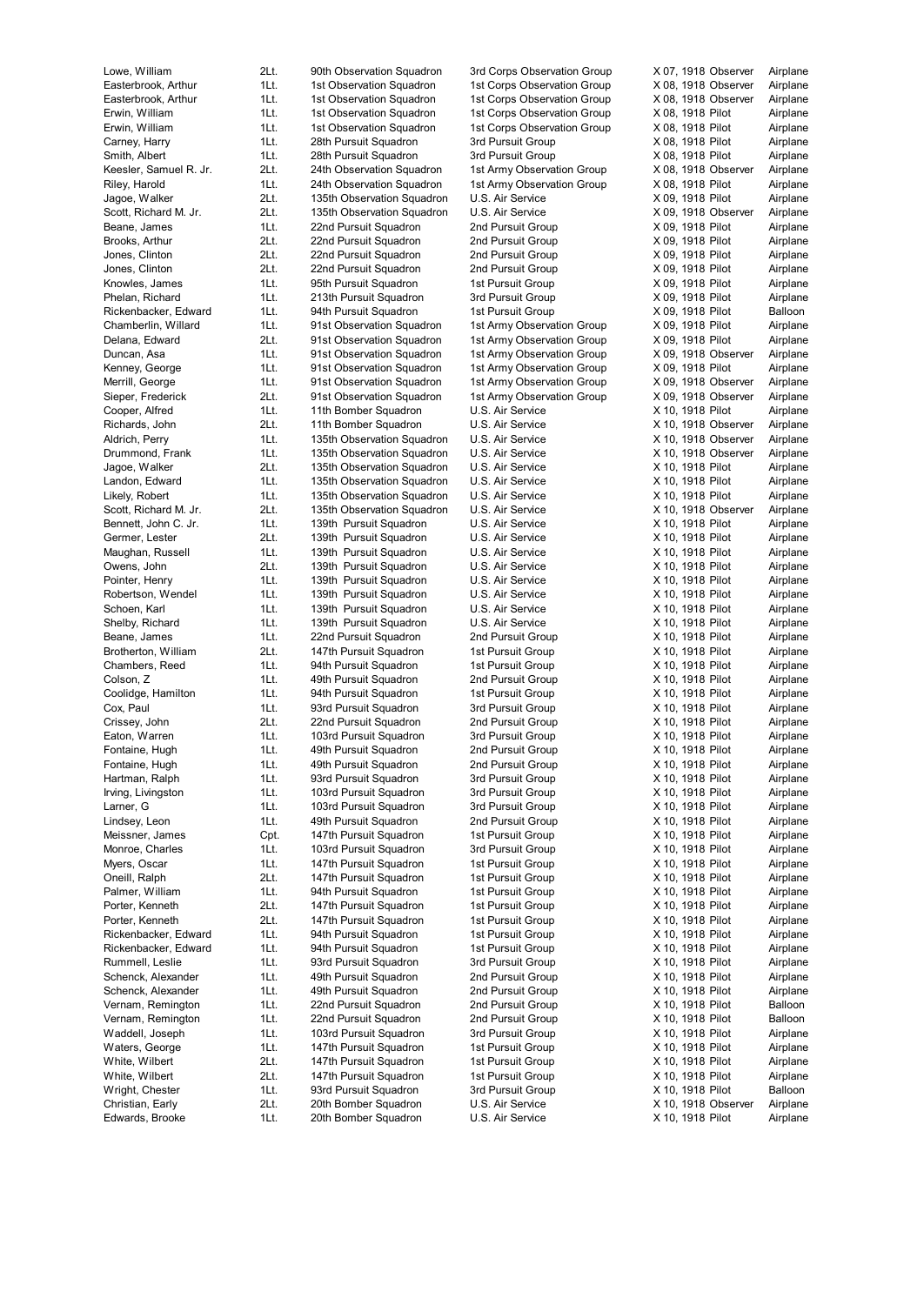| | | | | | |
|---|---|---|---|---|---|
| Lowe, William | 2Lt. | 90th Observation Squadron | 3rd Corps Observation Group | X 07, 1918 Observer | Airplane |
| Easterbrook, Arthur | 1Lt. | 1st Observation Squadron | 1st Corps Observation Group | X 08, 1918 Observer | Airplane |
| Easterbrook, Arthur | 1Lt. | 1st Observation Squadron | 1st Corps Observation Group | X 08, 1918 Observer | Airplane |
| Erwin, William | 1Lt. | 1st Observation Squadron | 1st Corps Observation Group | X 08, 1918 Pilot | Airplane |
| Erwin, William | 1Lt. | 1st Observation Squadron | 1st Corps Observation Group | X 08, 1918 Pilot | Airplane |
| Carney, Harry | 1Lt. | 28th Pursuit Squadron | 3rd Pursuit Group | X 08, 1918 Pilot | Airplane |
| Smith, Albert | 1Lt. | 28th Pursuit Squadron | 3rd Pursuit Group | X 08, 1918 Pilot | Airplane |
| Keesler, Samuel R. Jr. | 2Lt. | 24th Observation Squadron | 1st Army Observation Group | X 08, 1918 Observer | Airplane |
| Riley, Harold | 1Lt. | 24th Observation Squadron | 1st Army Observation Group | X 08, 1918 Pilot | Airplane |
| Jagoe, Walker | 2Lt. | 135th Observation Squadron | U.S. Air Service | X 09, 1918 Pilot | Airplane |
| Scott, Richard M. Jr. | 2Lt. | 135th Observation Squadron | U.S. Air Service | X 09, 1918 Observer | Airplane |
| Beane, James | 1Lt. | 22nd Pursuit Squadron | 2nd Pursuit Group | X 09, 1918 Pilot | Airplane |
| Brooks, Arthur | 2Lt. | 22nd Pursuit Squadron | 2nd Pursuit Group | X 09, 1918 Pilot | Airplane |
| Jones, Clinton | 2Lt. | 22nd Pursuit Squadron | 2nd Pursuit Group | X 09, 1918 Pilot | Airplane |
| Jones, Clinton | 2Lt. | 22nd Pursuit Squadron | 2nd Pursuit Group | X 09, 1918 Pilot | Airplane |
| Knowles, James | 1Lt. | 95th Pursuit Squadron | 1st Pursuit Group | X 09, 1918 Pilot | Airplane |
| Phelan, Richard | 1Lt. | 213th Pursuit Squadron | 3rd Pursuit Group | X 09, 1918 Pilot | Airplane |
| Rickenbacker, Edward | 1Lt. | 94th Pursuit Squadron | 1st Pursuit Group | X 09, 1918 Pilot | Balloon |
| Chamberlin, Willard | 1Lt. | 91st Observation Squadron | 1st Army Observation Group | X 09, 1918 Pilot | Airplane |
| Delana, Edward | 2Lt. | 91st Observation Squadron | 1st Army Observation Group | X 09, 1918 Pilot | Airplane |
| Duncan, Asa | 1Lt. | 91st Observation Squadron | 1st Army Observation Group | X 09, 1918 Observer | Airplane |
| Kenney, George | 1Lt. | 91st Observation Squadron | 1st Army Observation Group | X 09, 1918 Pilot | Airplane |
| Merrill, George | 1Lt. | 91st Observation Squadron | 1st Army Observation Group | X 09, 1918 Observer | Airplane |
| Sieper, Frederick | 2Lt. | 91st Observation Squadron | 1st Army Observation Group | X 09, 1918 Observer | Airplane |
| Cooper, Alfred | 1Lt. | 11th Bomber Squadron | U.S. Air Service | X 10, 1918 Pilot | Airplane |
| Richards, John | 2Lt. | 11th Bomber Squadron | U.S. Air Service | X 10, 1918 Observer | Airplane |
| Aldrich, Perry | 1Lt. | 135th Observation Squadron | U.S. Air Service | X 10, 1918 Observer | Airplane |
| Drummond, Frank | 1Lt. | 135th Observation Squadron | U.S. Air Service | X 10, 1918 Observer | Airplane |
| Jagoe, Walker | 2Lt. | 135th Observation Squadron | U.S. Air Service | X 10, 1918 Pilot | Airplane |
| Landon, Edward | 1Lt. | 135th Observation Squadron | U.S. Air Service | X 10, 1918 Pilot | Airplane |
| Likely, Robert | 1Lt. | 135th Observation Squadron | U.S. Air Service | X 10, 1918 Pilot | Airplane |
| Scott, Richard M. Jr. | 2Lt. | 135th Observation Squadron | U.S. Air Service | X 10, 1918 Observer | Airplane |
| Bennett, John C. Jr. | 1Lt. | 139th Pursuit Squadron | U.S. Air Service | X 10, 1918 Pilot | Airplane |
| Germer, Lester | 2Lt. | 139th Pursuit Squadron | U.S. Air Service | X 10, 1918 Pilot | Airplane |
| Maughan, Russell | 1Lt. | 139th Pursuit Squadron | U.S. Air Service | X 10, 1918 Pilot | Airplane |
| Owens, John | 2Lt. | 139th Pursuit Squadron | U.S. Air Service | X 10, 1918 Pilot | Airplane |
| Pointer, Henry | 1Lt. | 139th Pursuit Squadron | U.S. Air Service | X 10, 1918 Pilot | Airplane |
| Robertson, Wendel | 1Lt. | 139th Pursuit Squadron | U.S. Air Service | X 10, 1918 Pilot | Airplane |
| Schoen, Karl | 1Lt. | 139th Pursuit Squadron | U.S. Air Service | X 10, 1918 Pilot | Airplane |
| Shelby, Richard | 1Lt. | 139th Pursuit Squadron | U.S. Air Service | X 10, 1918 Pilot | Airplane |
| Beane, James | 1Lt. | 22nd Pursuit Squadron | 2nd Pursuit Group | X 10, 1918 Pilot | Airplane |
| Brotherton, William | 2Lt. | 147th Pursuit Squadron | 1st Pursuit Group | X 10, 1918 Pilot | Airplane |
| Chambers, Reed | 1Lt. | 94th Pursuit Squadron | 1st Pursuit Group | X 10, 1918 Pilot | Airplane |
| Colson, Z | 1Lt. | 49th Pursuit Squadron | 2nd Pursuit Group | X 10, 1918 Pilot | Airplane |
| Coolidge, Hamilton | 1Lt. | 94th Pursuit Squadron | 1st Pursuit Group | X 10, 1918 Pilot | Airplane |
| Cox, Paul | 1Lt. | 93rd Pursuit Squadron | 3rd Pursuit Group | X 10, 1918 Pilot | Airplane |
| Crissey, John | 2Lt. | 22nd Pursuit Squadron | 2nd Pursuit Group | X 10, 1918 Pilot | Airplane |
| Eaton, Warren | 1Lt. | 103rd Pursuit Squadron | 3rd Pursuit Group | X 10, 1918 Pilot | Airplane |
| Fontaine, Hugh | 1Lt. | 49th Pursuit Squadron | 2nd Pursuit Group | X 10, 1918 Pilot | Airplane |
| Fontaine, Hugh | 1Lt. | 49th Pursuit Squadron | 2nd Pursuit Group | X 10, 1918 Pilot | Airplane |
| Hartman, Ralph | 1Lt. | 93rd Pursuit Squadron | 3rd Pursuit Group | X 10, 1918 Pilot | Airplane |
| Irving, Livingston | 1Lt. | 103rd Pursuit Squadron | 3rd Pursuit Group | X 10, 1918 Pilot | Airplane |
| Larner, G | 1Lt. | 103rd Pursuit Squadron | 3rd Pursuit Group | X 10, 1918 Pilot | Airplane |
| Lindsey, Leon | 1Lt. | 49th Pursuit Squadron | 2nd Pursuit Group | X 10, 1918 Pilot | Airplane |
| Meissner, James | Cpt. | 147th Pursuit Squadron | 1st Pursuit Group | X 10, 1918 Pilot | Airplane |
| Monroe, Charles | 1Lt. | 103rd Pursuit Squadron | 3rd Pursuit Group | X 10, 1918 Pilot | Airplane |
| Myers, Oscar | 1Lt. | 147th Pursuit Squadron | 1st Pursuit Group | X 10, 1918 Pilot | Airplane |
| Oneill, Ralph | 2Lt. | 147th Pursuit Squadron | 1st Pursuit Group | X 10, 1918 Pilot | Airplane |
| Palmer, William | 1Lt. | 94th Pursuit Squadron | 1st Pursuit Group | X 10, 1918 Pilot | Airplane |
| Porter, Kenneth | 2Lt. | 147th Pursuit Squadron | 1st Pursuit Group | X 10, 1918 Pilot | Airplane |
| Porter, Kenneth | 2Lt. | 147th Pursuit Squadron | 1st Pursuit Group | X 10, 1918 Pilot | Airplane |
| Rickenbacker, Edward | 1Lt. | 94th Pursuit Squadron | 1st Pursuit Group | X 10, 1918 Pilot | Airplane |
| Rickenbacker, Edward | 1Lt. | 94th Pursuit Squadron | 1st Pursuit Group | X 10, 1918 Pilot | Airplane |
| Rummell, Leslie | 1Lt. | 93rd Pursuit Squadron | 3rd Pursuit Group | X 10, 1918 Pilot | Airplane |
| Schenck, Alexander | 1Lt. | 49th Pursuit Squadron | 2nd Pursuit Group | X 10, 1918 Pilot | Airplane |
| Schenck, Alexander | 1Lt. | 49th Pursuit Squadron | 2nd Pursuit Group | X 10, 1918 Pilot | Airplane |
| Vernam, Remington | 1Lt. | 22nd Pursuit Squadron | 2nd Pursuit Group | X 10, 1918 Pilot | Balloon |
| Vernam, Remington | 1Lt. | 22nd Pursuit Squadron | 2nd Pursuit Group | X 10, 1918 Pilot | Balloon |
| Waddell, Joseph | 1Lt. | 103rd Pursuit Squadron | 3rd Pursuit Group | X 10, 1918 Pilot | Airplane |
| Waters, George | 1Lt. | 147th Pursuit Squadron | 1st Pursuit Group | X 10, 1918 Pilot | Airplane |
| White, Wilbert | 2Lt. | 147th Pursuit Squadron | 1st Pursuit Group | X 10, 1918 Pilot | Airplane |
| White, Wilbert | 2Lt. | 147th Pursuit Squadron | 1st Pursuit Group | X 10, 1918 Pilot | Airplane |
| Wright, Chester | 1Lt. | 93rd Pursuit Squadron | 3rd Pursuit Group | X 10, 1918 Pilot | Balloon |
| Christian, Early | 2Lt. | 20th Bomber Squadron | U.S. Air Service | X 10, 1918 Observer | Airplane |
| Edwards, Brooke | 1Lt. | 20th Bomber Squadron | U.S. Air Service | X 10, 1918 Pilot | Airplane |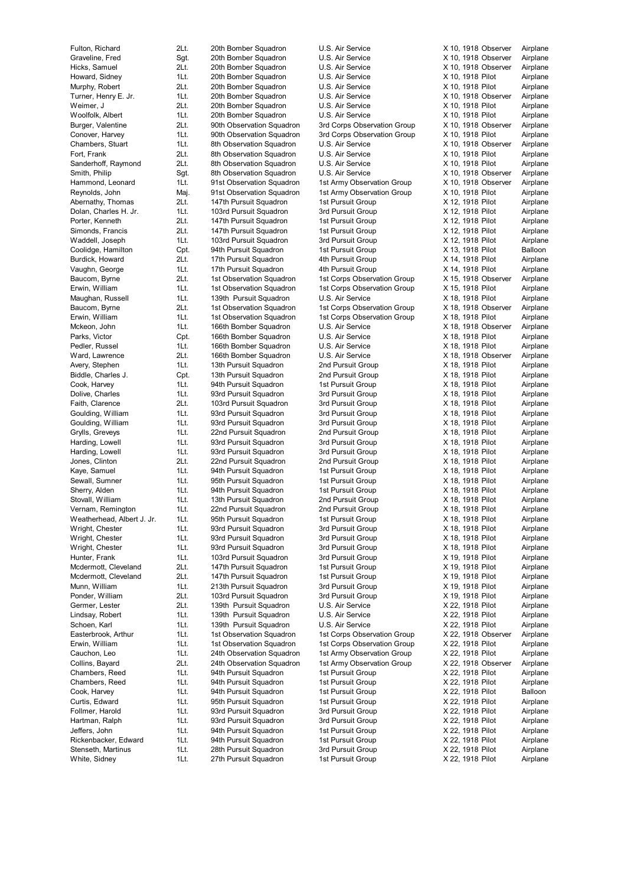| | | | | | | |
|---|---|---|---|---|---|---|
| Fulton, Richard | 2Lt. | 20th Bomber Squadron | U.S. Air Service | X 10, 1918 | Observer | Airplane |
| Graveline, Fred | Sgt. | 20th Bomber Squadron | U.S. Air Service | X 10, 1918 | Observer | Airplane |
| Hicks, Samuel | 2Lt. | 20th Bomber Squadron | U.S. Air Service | X 10, 1918 | Observer | Airplane |
| Howard, Sidney | 1Lt. | 20th Bomber Squadron | U.S. Air Service | X 10, 1918 | Pilot | Airplane |
| Murphy, Robert | 2Lt. | 20th Bomber Squadron | U.S. Air Service | X 10, 1918 | Pilot | Airplane |
| Turner, Henry E. Jr. | 1Lt. | 20th Bomber Squadron | U.S. Air Service | X 10, 1918 | Observer | Airplane |
| Weimer, J | 2Lt. | 20th Bomber Squadron | U.S. Air Service | X 10, 1918 | Pilot | Airplane |
| Woolfolk, Albert | 1Lt. | 20th Bomber Squadron | U.S. Air Service | X 10, 1918 | Pilot | Airplane |
| Burger, Valentine | 2Lt. | 90th Observation Squadron | 3rd Corps Observation Group | X 10, 1918 | Observer | Airplane |
| Conover, Harvey | 1Lt. | 90th Observation Squadron | 3rd Corps Observation Group | X 10, 1918 | Pilot | Airplane |
| Chambers, Stuart | 1Lt. | 8th Observation Squadron | U.S. Air Service | X 10, 1918 | Observer | Airplane |
| Fort, Frank | 2Lt. | 8th Observation Squadron | U.S. Air Service | X 10, 1918 | Pilot | Airplane |
| Sanderhoff, Raymond | 2Lt. | 8th Observation Squadron | U.S. Air Service | X 10, 1918 | Pilot | Airplane |
| Smith, Philip | Sgt. | 8th Observation Squadron | U.S. Air Service | X 10, 1918 | Observer | Airplane |
| Hammond, Leonard | 1Lt. | 91st Observation Squadron | 1st Army Observation Group | X 10, 1918 | Observer | Airplane |
| Reynolds, John | Maj. | 91st Observation Squadron | 1st Army Observation Group | X 10, 1918 | Pilot | Airplane |
| Abernathy, Thomas | 2Lt. | 147th Pursuit Squadron | 1st Pursuit Group | X 12, 1918 | Pilot | Airplane |
| Dolan, Charles H. Jr. | 1Lt. | 103rd Pursuit Squadron | 3rd Pursuit Group | X 12, 1918 | Pilot | Airplane |
| Porter, Kenneth | 2Lt. | 147th Pursuit Squadron | 1st Pursuit Group | X 12, 1918 | Pilot | Airplane |
| Simonds, Francis | 2Lt. | 147th Pursuit Squadron | 1st Pursuit Group | X 12, 1918 | Pilot | Airplane |
| Waddell, Joseph | 1Lt. | 103rd Pursuit Squadron | 3rd Pursuit Group | X 12, 1918 | Pilot | Airplane |
| Coolidge, Hamilton | Cpt. | 94th Pursuit Squadron | 1st Pursuit Group | X 13, 1918 | Pilot | Balloon |
| Burdick, Howard | 2Lt. | 17th Pursuit Squadron | 4th Pursuit Group | X 14, 1918 | Pilot | Airplane |
| Vaughn, George | 1Lt. | 17th Pursuit Squadron | 4th Pursuit Group | X 14, 1918 | Pilot | Airplane |
| Baucom, Byrne | 2Lt. | 1st Observation Squadron | 1st Corps Observation Group | X 15, 1918 | Observer | Airplane |
| Erwin, William | 1Lt. | 1st Observation Squadron | 1st Corps Observation Group | X 15, 1918 | Pilot | Airplane |
| Maughan, Russell | 1Lt. | 139th Pursuit Squadron | U.S. Air Service | X 18, 1918 | Pilot | Airplane |
| Baucom, Byrne | 2Lt. | 1st Observation Squadron | 1st Corps Observation Group | X 18, 1918 | Observer | Airplane |
| Erwin, William | 1Lt. | 1st Observation Squadron | 1st Corps Observation Group | X 18, 1918 | Pilot | Airplane |
| Mckeon, John | 1Lt. | 166th Bomber Squadron | U.S. Air Service | X 18, 1918 | Observer | Airplane |
| Parks, Victor | Cpt. | 166th Bomber Squadron | U.S. Air Service | X 18, 1918 | Pilot | Airplane |
| Pedler, Russel | 1Lt. | 166th Bomber Squadron | U.S. Air Service | X 18, 1918 | Pilot | Airplane |
| Ward, Lawrence | 2Lt. | 166th Bomber Squadron | U.S. Air Service | X 18, 1918 | Observer | Airplane |
| Avery, Stephen | 1Lt. | 13th Pursuit Squadron | 2nd Pursuit Group | X 18, 1918 | Pilot | Airplane |
| Biddle, Charles J. | Cpt. | 13th Pursuit Squadron | 2nd Pursuit Group | X 18, 1918 | Pilot | Airplane |
| Cook, Harvey | 1Lt. | 94th Pursuit Squadron | 1st Pursuit Group | X 18, 1918 | Pilot | Airplane |
| Dolive, Charles | 1Lt. | 93rd Pursuit Squadron | 3rd Pursuit Group | X 18, 1918 | Pilot | Airplane |
| Faith, Clarence | 2Lt. | 103rd Pursuit Squadron | 3rd Pursuit Group | X 18, 1918 | Pilot | Airplane |
| Goulding, William | 1Lt. | 93rd Pursuit Squadron | 3rd Pursuit Group | X 18, 1918 | Pilot | Airplane |
| Goulding, William | 1Lt. | 93rd Pursuit Squadron | 3rd Pursuit Group | X 18, 1918 | Pilot | Airplane |
| Grylls, Greveys | 1Lt. | 22nd Pursuit Squadron | 2nd Pursuit Group | X 18, 1918 | Pilot | Airplane |
| Harding, Lowell | 1Lt. | 93rd Pursuit Squadron | 3rd Pursuit Group | X 18, 1918 | Pilot | Airplane |
| Harding, Lowell | 1Lt. | 93rd Pursuit Squadron | 3rd Pursuit Group | X 18, 1918 | Pilot | Airplane |
| Jones, Clinton | 2Lt. | 22nd Pursuit Squadron | 2nd Pursuit Group | X 18, 1918 | Pilot | Airplane |
| Kaye, Samuel | 1Lt. | 94th Pursuit Squadron | 1st Pursuit Group | X 18, 1918 | Pilot | Airplane |
| Sewall, Sumner | 1Lt. | 95th Pursuit Squadron | 1st Pursuit Group | X 18, 1918 | Pilot | Airplane |
| Sherry, Alden | 1Lt. | 94th Pursuit Squadron | 1st Pursuit Group | X 18, 1918 | Pilot | Airplane |
| Stovall, William | 1Lt. | 13th Pursuit Squadron | 2nd Pursuit Group | X 18, 1918 | Pilot | Airplane |
| Vernam, Remington | 1Lt. | 22nd Pursuit Squadron | 2nd Pursuit Group | X 18, 1918 | Pilot | Airplane |
| Weatherhead, Albert J. Jr. | 1Lt. | 95th Pursuit Squadron | 1st Pursuit Group | X 18, 1918 | Pilot | Airplane |
| Wright, Chester | 1Lt. | 93rd Pursuit Squadron | 3rd Pursuit Group | X 18, 1918 | Pilot | Airplane |
| Wright, Chester | 1Lt. | 93rd Pursuit Squadron | 3rd Pursuit Group | X 18, 1918 | Pilot | Airplane |
| Wright, Chester | 1Lt. | 93rd Pursuit Squadron | 3rd Pursuit Group | X 18, 1918 | Pilot | Airplane |
| Hunter, Frank | 1Lt. | 103rd Pursuit Squadron | 3rd Pursuit Group | X 19, 1918 | Pilot | Airplane |
| Mcdermott, Cleveland | 2Lt. | 147th Pursuit Squadron | 1st Pursuit Group | X 19, 1918 | Pilot | Airplane |
| Mcdermott, Cleveland | 2Lt. | 147th Pursuit Squadron | 1st Pursuit Group | X 19, 1918 | Pilot | Airplane |
| Munn, William | 1Lt. | 213th Pursuit Squadron | 3rd Pursuit Group | X 19, 1918 | Pilot | Airplane |
| Ponder, William | 2Lt. | 103rd Pursuit Squadron | 3rd Pursuit Group | X 19, 1918 | Pilot | Airplane |
| Germer, Lester | 2Lt. | 139th Pursuit Squadron | U.S. Air Service | X 22, 1918 | Pilot | Airplane |
| Lindsay, Robert | 1Lt. | 139th Pursuit Squadron | U.S. Air Service | X 22, 1918 | Pilot | Airplane |
| Schoen, Karl | 1Lt. | 139th Pursuit Squadron | U.S. Air Service | X 22, 1918 | Pilot | Airplane |
| Easterbrook, Arthur | 1Lt. | 1st Observation Squadron | 1st Corps Observation Group | X 22, 1918 | Observer | Airplane |
| Erwin, William | 1Lt. | 1st Observation Squadron | 1st Corps Observation Group | X 22, 1918 | Pilot | Airplane |
| Cauchon, Leo | 1Lt. | 24th Observation Squadron | 1st Army Observation Group | X 22, 1918 | Pilot | Airplane |
| Collins, Bayard | 2Lt. | 24th Observation Squadron | 1st Army Observation Group | X 22, 1918 | Observer | Airplane |
| Chambers, Reed | 1Lt. | 94th Pursuit Squadron | 1st Pursuit Group | X 22, 1918 | Pilot | Airplane |
| Chambers, Reed | 1Lt. | 94th Pursuit Squadron | 1st Pursuit Group | X 22, 1918 | Pilot | Airplane |
| Cook, Harvey | 1Lt. | 94th Pursuit Squadron | 1st Pursuit Group | X 22, 1918 | Pilot | Balloon |
| Curtis, Edward | 1Lt. | 95th Pursuit Squadron | 1st Pursuit Group | X 22, 1918 | Pilot | Airplane |
| Follmer, Harold | 1Lt. | 93rd Pursuit Squadron | 3rd Pursuit Group | X 22, 1918 | Pilot | Airplane |
| Hartman, Ralph | 1Lt. | 93rd Pursuit Squadron | 3rd Pursuit Group | X 22, 1918 | Pilot | Airplane |
| Jeffers, John | 1Lt. | 94th Pursuit Squadron | 1st Pursuit Group | X 22, 1918 | Pilot | Airplane |
| Rickenbacker, Edward | 1Lt. | 94th Pursuit Squadron | 1st Pursuit Group | X 22, 1918 | Pilot | Airplane |
| Stenseth, Martinus | 1Lt. | 28th Pursuit Squadron | 3rd Pursuit Group | X 22, 1918 | Pilot | Airplane |
| White, Sidney | 1Lt. | 27th Pursuit Squadron | 1st Pursuit Group | X 22, 1918 | Pilot | Airplane |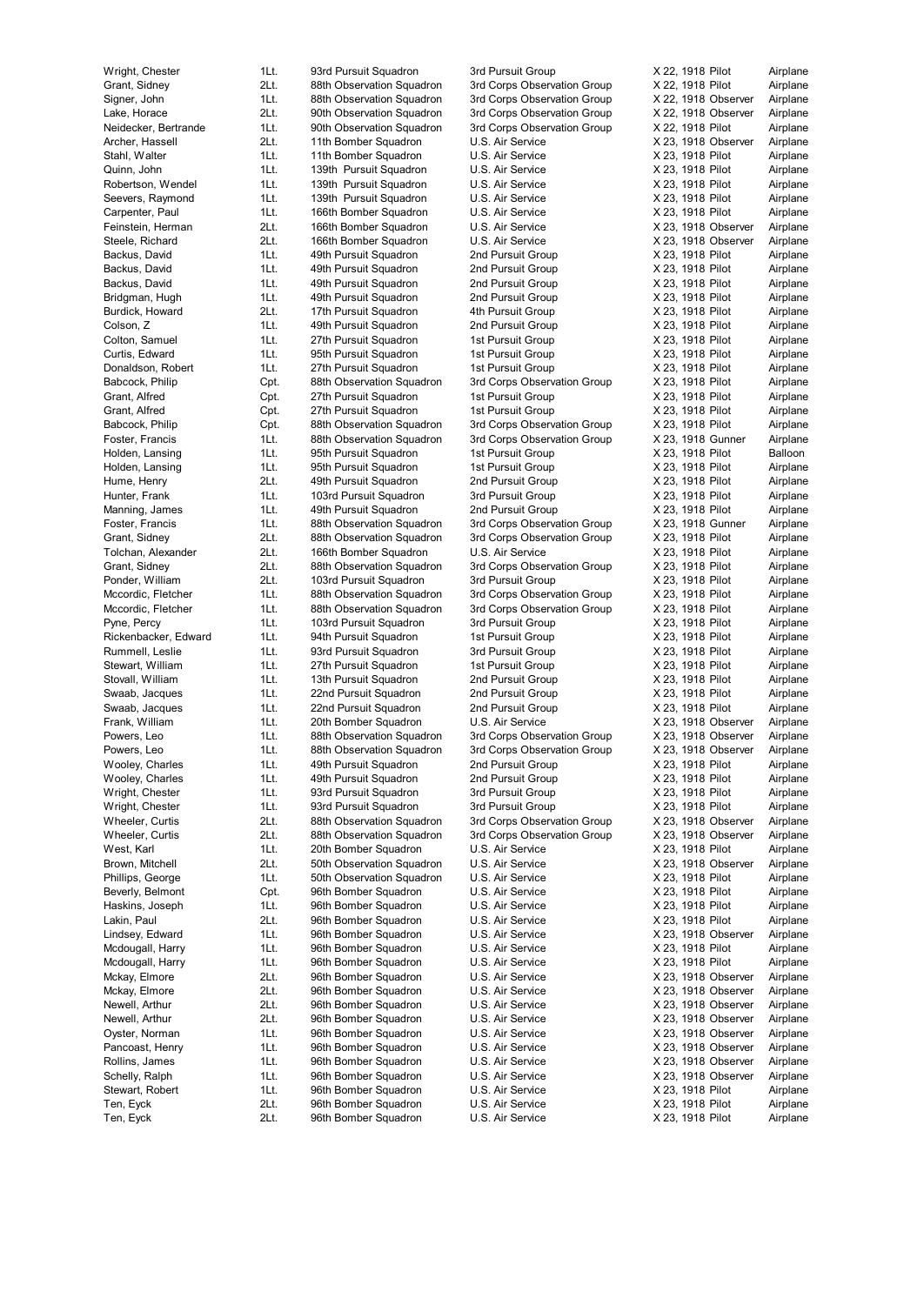| | | | | | | |
|---|---|---|---|---|---|---|
| Wright, Chester | 1Lt. | 93rd Pursuit Squadron | 3rd Pursuit Group | X 22, 1918 | Pilot | Airplane |
| Grant, Sidney | 2Lt. | 88th Observation Squadron | 3rd Corps Observation Group | X 22, 1918 | Pilot | Airplane |
| Signer, John | 1Lt. | 88th Observation Squadron | 3rd Corps Observation Group | X 22, 1918 | Observer | Airplane |
| Lake, Horace | 2Lt. | 90th Observation Squadron | 3rd Corps Observation Group | X 22, 1918 | Observer | Airplane |
| Neidecker, Bertrande | 1Lt. | 90th Observation Squadron | 3rd Corps Observation Group | X 22, 1918 | Pilot | Airplane |
| Archer, Hassell | 2Lt. | 11th Bomber Squadron | U.S. Air Service | X 23, 1918 | Observer | Airplane |
| Stahl, Walter | 1Lt. | 11th Bomber Squadron | U.S. Air Service | X 23, 1918 | Pilot | Airplane |
| Quinn, John | 1Lt. | 139th Pursuit Squadron | U.S. Air Service | X 23, 1918 | Pilot | Airplane |
| Robertson, Wendel | 1Lt. | 139th Pursuit Squadron | U.S. Air Service | X 23, 1918 | Pilot | Airplane |
| Seevers, Raymond | 1Lt. | 139th Pursuit Squadron | U.S. Air Service | X 23, 1918 | Pilot | Airplane |
| Carpenter, Paul | 1Lt. | 166th Bomber Squadron | U.S. Air Service | X 23, 1918 | Pilot | Airplane |
| Feinstein, Herman | 2Lt. | 166th Bomber Squadron | U.S. Air Service | X 23, 1918 | Observer | Airplane |
| Steele, Richard | 2Lt. | 166th Bomber Squadron | U.S. Air Service | X 23, 1918 | Observer | Airplane |
| Backus, David | 1Lt. | 49th Pursuit Squadron | 2nd Pursuit Group | X 23, 1918 | Pilot | Airplane |
| Backus, David | 1Lt. | 49th Pursuit Squadron | 2nd Pursuit Group | X 23, 1918 | Pilot | Airplane |
| Backus, David | 1Lt. | 49th Pursuit Squadron | 2nd Pursuit Group | X 23, 1918 | Pilot | Airplane |
| Bridgman, Hugh | 1Lt. | 49th Pursuit Squadron | 2nd Pursuit Group | X 23, 1918 | Pilot | Airplane |
| Burdick, Howard | 2Lt. | 17th Pursuit Squadron | 4th Pursuit Group | X 23, 1918 | Pilot | Airplane |
| Colson, Z | 1Lt. | 49th Pursuit Squadron | 2nd Pursuit Group | X 23, 1918 | Pilot | Airplane |
| Colton, Samuel | 1Lt. | 27th Pursuit Squadron | 1st Pursuit Group | X 23, 1918 | Pilot | Airplane |
| Curtis, Edward | 1Lt. | 95th Pursuit Squadron | 1st Pursuit Group | X 23, 1918 | Pilot | Airplane |
| Donaldson, Robert | 1Lt. | 27th Pursuit Squadron | 1st Pursuit Group | X 23, 1918 | Pilot | Airplane |
| Babcock, Philip | Cpt. | 88th Observation Squadron | 3rd Corps Observation Group | X 23, 1918 | Pilot | Airplane |
| Grant, Alfred | Cpt. | 27th Pursuit Squadron | 1st Pursuit Group | X 23, 1918 | Pilot | Airplane |
| Grant, Alfred | Cpt. | 27th Pursuit Squadron | 1st Pursuit Group | X 23, 1918 | Pilot | Airplane |
| Babcock, Philip | Cpt. | 88th Observation Squadron | 3rd Corps Observation Group | X 23, 1918 | Pilot | Airplane |
| Foster, Francis | 1Lt. | 88th Observation Squadron | 3rd Corps Observation Group | X 23, 1918 | Gunner | Airplane |
| Holden, Lansing | 1Lt. | 95th Pursuit Squadron | 1st Pursuit Group | X 23, 1918 | Pilot | Balloon |
| Holden, Lansing | 1Lt. | 95th Pursuit Squadron | 1st Pursuit Group | X 23, 1918 | Pilot | Airplane |
| Hume, Henry | 2Lt. | 49th Pursuit Squadron | 2nd Pursuit Group | X 23, 1918 | Pilot | Airplane |
| Hunter, Frank | 1Lt. | 103rd Pursuit Squadron | 3rd Pursuit Group | X 23, 1918 | Pilot | Airplane |
| Manning, James | 1Lt. | 49th Pursuit Squadron | 2nd Pursuit Group | X 23, 1918 | Pilot | Airplane |
| Foster, Francis | 1Lt. | 88th Observation Squadron | 3rd Corps Observation Group | X 23, 1918 | Gunner | Airplane |
| Grant, Sidney | 2Lt. | 88th Observation Squadron | 3rd Corps Observation Group | X 23, 1918 | Pilot | Airplane |
| Tolchan, Alexander | 2Lt. | 166th Bomber Squadron | U.S. Air Service | X 23, 1918 | Pilot | Airplane |
| Grant, Sidney | 2Lt. | 88th Observation Squadron | 3rd Corps Observation Group | X 23, 1918 | Pilot | Airplane |
| Ponder, William | 2Lt. | 103rd Pursuit Squadron | 3rd Pursuit Group | X 23, 1918 | Pilot | Airplane |
| Mccordic, Fletcher | 1Lt. | 88th Observation Squadron | 3rd Corps Observation Group | X 23, 1918 | Pilot | Airplane |
| Mccordic, Fletcher | 1Lt. | 88th Observation Squadron | 3rd Corps Observation Group | X 23, 1918 | Pilot | Airplane |
| Pyne, Percy | 1Lt. | 103rd Pursuit Squadron | 3rd Pursuit Group | X 23, 1918 | Pilot | Airplane |
| Rickenbacker, Edward | 1Lt. | 94th Pursuit Squadron | 1st Pursuit Group | X 23, 1918 | Pilot | Airplane |
| Rummell, Leslie | 1Lt. | 93rd Pursuit Squadron | 3rd Pursuit Group | X 23, 1918 | Pilot | Airplane |
| Stewart, William | 1Lt. | 27th Pursuit Squadron | 1st Pursuit Group | X 23, 1918 | Pilot | Airplane |
| Stovall, William | 1Lt. | 13th Pursuit Squadron | 2nd Pursuit Group | X 23, 1918 | Pilot | Airplane |
| Swaab, Jacques | 1Lt. | 22nd Pursuit Squadron | 2nd Pursuit Group | X 23, 1918 | Pilot | Airplane |
| Swaab, Jacques | 1Lt. | 22nd Pursuit Squadron | 2nd Pursuit Group | X 23, 1918 | Pilot | Airplane |
| Frank, William | 1Lt. | 20th Bomber Squadron | U.S. Air Service | X 23, 1918 | Observer | Airplane |
| Powers, Leo | 1Lt. | 88th Observation Squadron | 3rd Corps Observation Group | X 23, 1918 | Observer | Airplane |
| Powers, Leo | 1Lt. | 88th Observation Squadron | 3rd Corps Observation Group | X 23, 1918 | Observer | Airplane |
| Wooley, Charles | 1Lt. | 49th Pursuit Squadron | 2nd Pursuit Group | X 23, 1918 | Pilot | Airplane |
| Wooley, Charles | 1Lt. | 49th Pursuit Squadron | 2nd Pursuit Group | X 23, 1918 | Pilot | Airplane |
| Wright, Chester | 1Lt. | 93rd Pursuit Squadron | 3rd Pursuit Group | X 23, 1918 | Pilot | Airplane |
| Wright, Chester | 1Lt. | 93rd Pursuit Squadron | 3rd Pursuit Group | X 23, 1918 | Pilot | Airplane |
| Wheeler, Curtis | 2Lt. | 88th Observation Squadron | 3rd Corps Observation Group | X 23, 1918 | Observer | Airplane |
| Wheeler, Curtis | 2Lt. | 88th Observation Squadron | 3rd Corps Observation Group | X 23, 1918 | Observer | Airplane |
| West, Karl | 1Lt. | 20th Bomber Squadron | U.S. Air Service | X 23, 1918 | Pilot | Airplane |
| Brown, Mitchell | 2Lt. | 50th Observation Squadron | U.S. Air Service | X 23, 1918 | Observer | Airplane |
| Phillips, George | 1Lt. | 50th Observation Squadron | U.S. Air Service | X 23, 1918 | Pilot | Airplane |
| Beverly, Belmont | Cpt. | 96th Bomber Squadron | U.S. Air Service | X 23, 1918 | Pilot | Airplane |
| Haskins, Joseph | 1Lt. | 96th Bomber Squadron | U.S. Air Service | X 23, 1918 | Pilot | Airplane |
| Lakin, Paul | 2Lt. | 96th Bomber Squadron | U.S. Air Service | X 23, 1918 | Pilot | Airplane |
| Lindsey, Edward | 1Lt. | 96th Bomber Squadron | U.S. Air Service | X 23, 1918 | Observer | Airplane |
| Mcdougall, Harry | 1Lt. | 96th Bomber Squadron | U.S. Air Service | X 23, 1918 | Pilot | Airplane |
| Mcdougall, Harry | 1Lt. | 96th Bomber Squadron | U.S. Air Service | X 23, 1918 | Pilot | Airplane |
| Mckay, Elmore | 2Lt. | 96th Bomber Squadron | U.S. Air Service | X 23, 1918 | Observer | Airplane |
| Mckay, Elmore | 2Lt. | 96th Bomber Squadron | U.S. Air Service | X 23, 1918 | Observer | Airplane |
| Newell, Arthur | 2Lt. | 96th Bomber Squadron | U.S. Air Service | X 23, 1918 | Observer | Airplane |
| Newell, Arthur | 2Lt. | 96th Bomber Squadron | U.S. Air Service | X 23, 1918 | Observer | Airplane |
| Oyster, Norman | 1Lt. | 96th Bomber Squadron | U.S. Air Service | X 23, 1918 | Observer | Airplane |
| Pancoast, Henry | 1Lt. | 96th Bomber Squadron | U.S. Air Service | X 23, 1918 | Observer | Airplane |
| Rollins, James | 1Lt. | 96th Bomber Squadron | U.S. Air Service | X 23, 1918 | Observer | Airplane |
| Schelly, Ralph | 1Lt. | 96th Bomber Squadron | U.S. Air Service | X 23, 1918 | Observer | Airplane |
| Stewart, Robert | 1Lt. | 96th Bomber Squadron | U.S. Air Service | X 23, 1918 | Pilot | Airplane |
| Ten, Eyck | 2Lt. | 96th Bomber Squadron | U.S. Air Service | X 23, 1918 | Pilot | Airplane |
| Ten, Eyck | 2Lt. | 96th Bomber Squadron | U.S. Air Service | X 23, 1918 | Pilot | Airplane |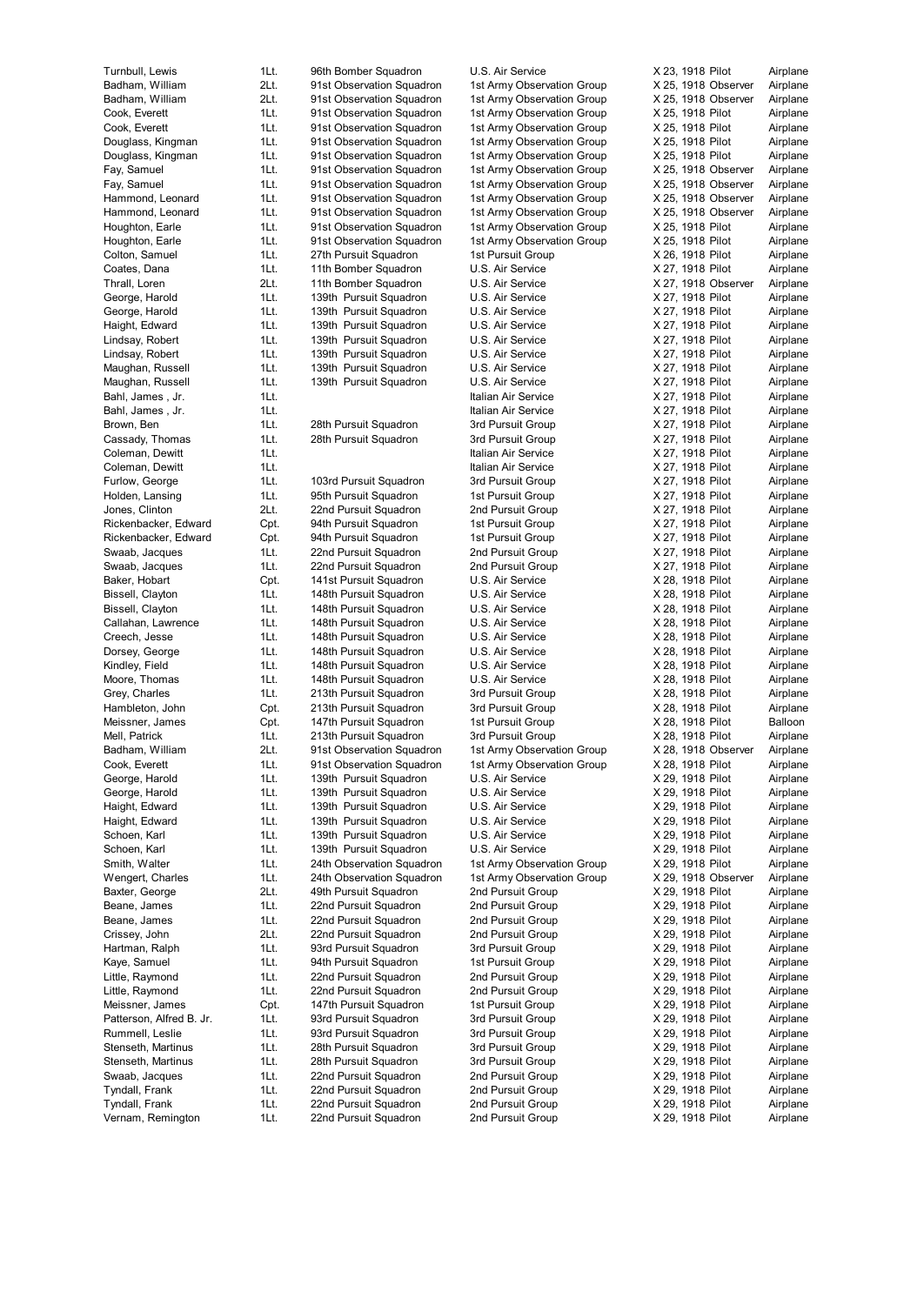| | | | | | |
|---|---|---|---|---|---|
| Turnbull, Lewis | 1Lt. | 96th Bomber Squadron | U.S. Air Service | X 23, 1918 Pilot | Airplane |
| Badham, William | 2Lt. | 91st Observation Squadron | 1st Army Observation Group | X 25, 1918 Observer | Airplane |
| Badham, William | 2Lt. | 91st Observation Squadron | 1st Army Observation Group | X 25, 1918 Observer | Airplane |
| Cook, Everett | 1Lt. | 91st Observation Squadron | 1st Army Observation Group | X 25, 1918 Pilot | Airplane |
| Cook, Everett | 1Lt. | 91st Observation Squadron | 1st Army Observation Group | X 25, 1918 Pilot | Airplane |
| Douglass, Kingman | 1Lt. | 91st Observation Squadron | 1st Army Observation Group | X 25, 1918 Pilot | Airplane |
| Douglass, Kingman | 1Lt. | 91st Observation Squadron | 1st Army Observation Group | X 25, 1918 Pilot | Airplane |
| Fay, Samuel | 1Lt. | 91st Observation Squadron | 1st Army Observation Group | X 25, 1918 Observer | Airplane |
| Fay, Samuel | 1Lt. | 91st Observation Squadron | 1st Army Observation Group | X 25, 1918 Observer | Airplane |
| Hammond, Leonard | 1Lt. | 91st Observation Squadron | 1st Army Observation Group | X 25, 1918 Observer | Airplane |
| Hammond, Leonard | 1Lt. | 91st Observation Squadron | 1st Army Observation Group | X 25, 1918 Observer | Airplane |
| Houghton, Earle | 1Lt. | 91st Observation Squadron | 1st Army Observation Group | X 25, 1918 Pilot | Airplane |
| Houghton, Earle | 1Lt. | 91st Observation Squadron | 1st Army Observation Group | X 25, 1918 Pilot | Airplane |
| Colton, Samuel | 1Lt. | 27th Pursuit Squadron | 1st Pursuit Group | X 26, 1918 Pilot | Airplane |
| Coates, Dana | 1Lt. | 11th Bomber Squadron | U.S. Air Service | X 27, 1918 Pilot | Airplane |
| Thrall, Loren | 2Lt. | 11th Bomber Squadron | U.S. Air Service | X 27, 1918 Observer | Airplane |
| George, Harold | 1Lt. | 139th Pursuit Squadron | U.S. Air Service | X 27, 1918 Pilot | Airplane |
| George, Harold | 1Lt. | 139th Pursuit Squadron | U.S. Air Service | X 27, 1918 Pilot | Airplane |
| Haight, Edward | 1Lt. | 139th Pursuit Squadron | U.S. Air Service | X 27, 1918 Pilot | Airplane |
| Lindsay, Robert | 1Lt. | 139th Pursuit Squadron | U.S. Air Service | X 27, 1918 Pilot | Airplane |
| Lindsay, Robert | 1Lt. | 139th Pursuit Squadron | U.S. Air Service | X 27, 1918 Pilot | Airplane |
| Maughan, Russell | 1Lt. | 139th Pursuit Squadron | U.S. Air Service | X 27, 1918 Pilot | Airplane |
| Maughan, Russell | 1Lt. | 139th Pursuit Squadron | U.S. Air Service | X 27, 1918 Pilot | Airplane |
| Bahl, James , Jr. | 1Lt. | | Italian Air Service | X 27, 1918 Pilot | Airplane |
| Bahl, James , Jr. | 1Lt. | | Italian Air Service | X 27, 1918 Pilot | Airplane |
| Brown, Ben | 1Lt. | 28th Pursuit Squadron | 3rd Pursuit Group | X 27, 1918 Pilot | Airplane |
| Cassady, Thomas | 1Lt. | 28th Pursuit Squadron | 3rd Pursuit Group | X 27, 1918 Pilot | Airplane |
| Coleman, Dewitt | 1Lt. | | Italian Air Service | X 27, 1918 Pilot | Airplane |
| Coleman, Dewitt | 1Lt. | | Italian Air Service | X 27, 1918 Pilot | Airplane |
| Furlow, George | 1Lt. | 103rd Pursuit Squadron | 3rd Pursuit Group | X 27, 1918 Pilot | Airplane |
| Holden, Lansing | 1Lt. | 95th Pursuit Squadron | 1st Pursuit Group | X 27, 1918 Pilot | Airplane |
| Jones, Clinton | 2Lt. | 22nd Pursuit Squadron | 2nd Pursuit Group | X 27, 1918 Pilot | Airplane |
| Rickenbacker, Edward | Cpt. | 94th Pursuit Squadron | 1st Pursuit Group | X 27, 1918 Pilot | Airplane |
| Rickenbacker, Edward | Cpt. | 94th Pursuit Squadron | 1st Pursuit Group | X 27, 1918 Pilot | Airplane |
| Swaab, Jacques | 1Lt. | 22nd Pursuit Squadron | 2nd Pursuit Group | X 27, 1918 Pilot | Airplane |
| Swaab, Jacques | 1Lt. | 22nd Pursuit Squadron | 2nd Pursuit Group | X 27, 1918 Pilot | Airplane |
| Baker, Hobart | Cpt. | 141st Pursuit Squadron | U.S. Air Service | X 28, 1918 Pilot | Airplane |
| Bissell, Clayton | 1Lt. | 148th Pursuit Squadron | U.S. Air Service | X 28, 1918 Pilot | Airplane |
| Bissell, Clayton | 1Lt. | 148th Pursuit Squadron | U.S. Air Service | X 28, 1918 Pilot | Airplane |
| Callahan, Lawrence | 1Lt. | 148th Pursuit Squadron | U.S. Air Service | X 28, 1918 Pilot | Airplane |
| Creech, Jesse | 1Lt. | 148th Pursuit Squadron | U.S. Air Service | X 28, 1918 Pilot | Airplane |
| Dorsey, George | 1Lt. | 148th Pursuit Squadron | U.S. Air Service | X 28, 1918 Pilot | Airplane |
| Kindley, Field | 1Lt. | 148th Pursuit Squadron | U.S. Air Service | X 28, 1918 Pilot | Airplane |
| Moore, Thomas | 1Lt. | 148th Pursuit Squadron | U.S. Air Service | X 28, 1918 Pilot | Airplane |
| Grey, Charles | 1Lt. | 213th Pursuit Squadron | 3rd Pursuit Group | X 28, 1918 Pilot | Airplane |
| Hambleton, John | Cpt. | 213th Pursuit Squadron | 3rd Pursuit Group | X 28, 1918 Pilot | Airplane |
| Meissner, James | Cpt. | 147th Pursuit Squadron | 1st Pursuit Group | X 28, 1918 Pilot | Balloon |
| Mell, Patrick | 1Lt. | 213th Pursuit Squadron | 3rd Pursuit Group | X 28, 1918 Pilot | Airplane |
| Badham, William | 2Lt. | 91st Observation Squadron | 1st Army Observation Group | X 28, 1918 Observer | Airplane |
| Cook, Everett | 1Lt. | 91st Observation Squadron | 1st Army Observation Group | X 28, 1918 Pilot | Airplane |
| George, Harold | 1Lt. | 139th Pursuit Squadron | U.S. Air Service | X 29, 1918 Pilot | Airplane |
| George, Harold | 1Lt. | 139th Pursuit Squadron | U.S. Air Service | X 29, 1918 Pilot | Airplane |
| Haight, Edward | 1Lt. | 139th Pursuit Squadron | U.S. Air Service | X 29, 1918 Pilot | Airplane |
| Haight, Edward | 1Lt. | 139th Pursuit Squadron | U.S. Air Service | X 29, 1918 Pilot | Airplane |
| Schoen, Karl | 1Lt. | 139th Pursuit Squadron | U.S. Air Service | X 29, 1918 Pilot | Airplane |
| Schoen, Karl | 1Lt. | 139th Pursuit Squadron | U.S. Air Service | X 29, 1918 Pilot | Airplane |
| Smith, Walter | 1Lt. | 24th Observation Squadron | 1st Army Observation Group | X 29, 1918 Pilot | Airplane |
| Wengert, Charles | 1Lt. | 24th Observation Squadron | 1st Army Observation Group | X 29, 1918 Observer | Airplane |
| Baxter, George | 2Lt. | 49th Pursuit Squadron | 2nd Pursuit Group | X 29, 1918 Pilot | Airplane |
| Beane, James | 1Lt. | 22nd Pursuit Squadron | 2nd Pursuit Group | X 29, 1918 Pilot | Airplane |
| Beane, James | 1Lt. | 22nd Pursuit Squadron | 2nd Pursuit Group | X 29, 1918 Pilot | Airplane |
| Crissey, John | 2Lt. | 22nd Pursuit Squadron | 2nd Pursuit Group | X 29, 1918 Pilot | Airplane |
| Hartman, Ralph | 1Lt. | 93rd Pursuit Squadron | 3rd Pursuit Group | X 29, 1918 Pilot | Airplane |
| Kaye, Samuel | 1Lt. | 94th Pursuit Squadron | 1st Pursuit Group | X 29, 1918 Pilot | Airplane |
| Little, Raymond | 1Lt. | 22nd Pursuit Squadron | 2nd Pursuit Group | X 29, 1918 Pilot | Airplane |
| Little, Raymond | 1Lt. | 22nd Pursuit Squadron | 2nd Pursuit Group | X 29, 1918 Pilot | Airplane |
| Meissner, James | Cpt. | 147th Pursuit Squadron | 1st Pursuit Group | X 29, 1918 Pilot | Airplane |
| Patterson, Alfred B. Jr. | 1Lt. | 93rd Pursuit Squadron | 3rd Pursuit Group | X 29, 1918 Pilot | Airplane |
| Rummell, Leslie | 1Lt. | 93rd Pursuit Squadron | 3rd Pursuit Group | X 29, 1918 Pilot | Airplane |
| Stenseth, Martinus | 1Lt. | 28th Pursuit Squadron | 3rd Pursuit Group | X 29, 1918 Pilot | Airplane |
| Stenseth, Martinus | 1Lt. | 28th Pursuit Squadron | 3rd Pursuit Group | X 29, 1918 Pilot | Airplane |
| Swaab, Jacques | 1Lt. | 22nd Pursuit Squadron | 2nd Pursuit Group | X 29, 1918 Pilot | Airplane |
| Tyndall, Frank | 1Lt. | 22nd Pursuit Squadron | 2nd Pursuit Group | X 29, 1918 Pilot | Airplane |
| Tyndall, Frank | 1Lt. | 22nd Pursuit Squadron | 2nd Pursuit Group | X 29, 1918 Pilot | Airplane |
| Vernam, Remington | 1Lt. | 22nd Pursuit Squadron | 2nd Pursuit Group | X 29, 1918 Pilot | Airplane |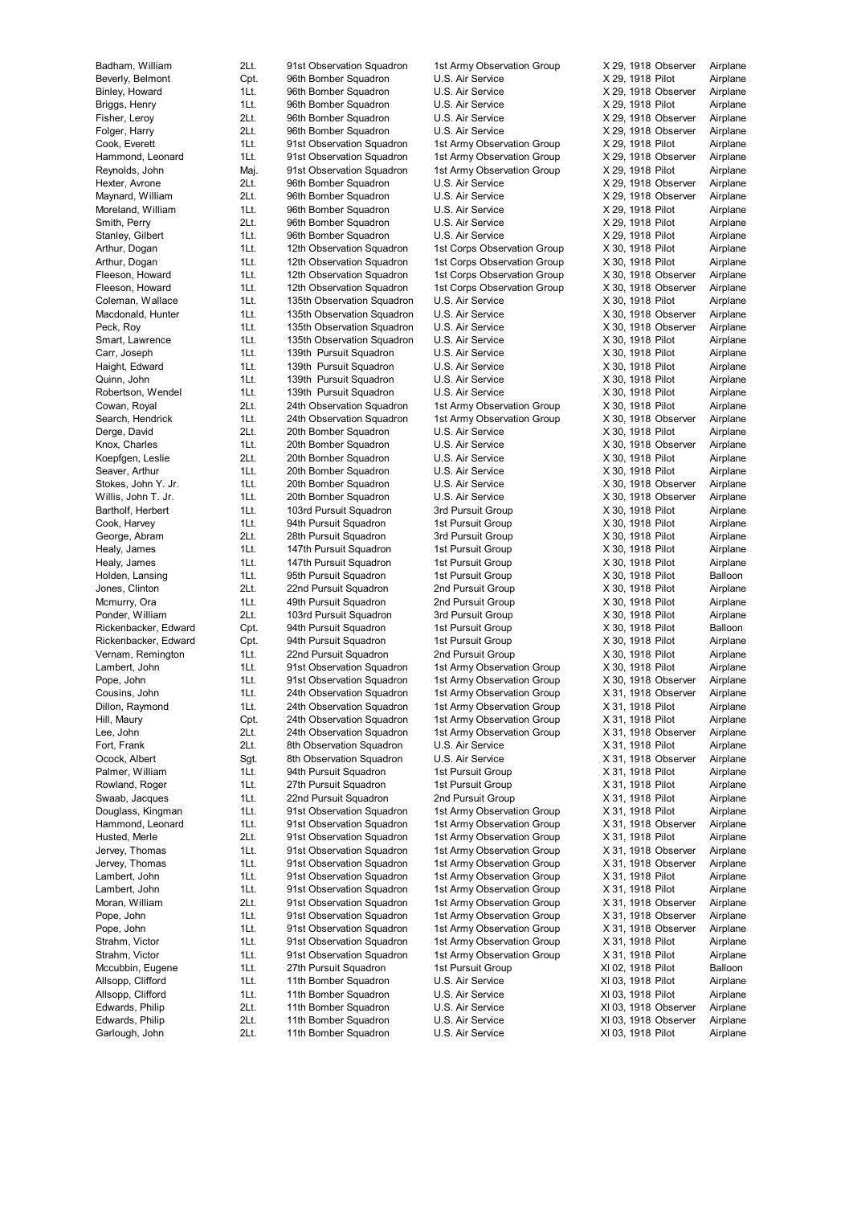| | | | | | | |
|---|---|---|---|---|---|---|
| Badham, William | 2Lt. | 91st Observation Squadron | 1st Army Observation Group | X 29, 1918 | Observer | Airplane |
| Beverly, Belmont | Cpt. | 96th Bomber Squadron | U.S. Air Service | X 29, 1918 | Pilot | Airplane |
| Binley, Howard | 1Lt. | 96th Bomber Squadron | U.S. Air Service | X 29, 1918 | Observer | Airplane |
| Briggs, Henry | 1Lt. | 96th Bomber Squadron | U.S. Air Service | X 29, 1918 | Pilot | Airplane |
| Fisher, Leroy | 2Lt. | 96th Bomber Squadron | U.S. Air Service | X 29, 1918 | Observer | Airplane |
| Folger, Harry | 2Lt. | 96th Bomber Squadron | U.S. Air Service | X 29, 1918 | Observer | Airplane |
| Cook, Everett | 1Lt. | 91st Observation Squadron | 1st Army Observation Group | X 29, 1918 | Pilot | Airplane |
| Hammond, Leonard | 1Lt. | 91st Observation Squadron | 1st Army Observation Group | X 29, 1918 | Observer | Airplane |
| Reynolds, John | Maj. | 91st Observation Squadron | 1st Army Observation Group | X 29, 1918 | Pilot | Airplane |
| Hexter, Avrone | 2Lt. | 96th Bomber Squadron | U.S. Air Service | X 29, 1918 | Observer | Airplane |
| Maynard, William | 2Lt. | 96th Bomber Squadron | U.S. Air Service | X 29, 1918 | Observer | Airplane |
| Moreland, William | 1Lt. | 96th Bomber Squadron | U.S. Air Service | X 29, 1918 | Pilot | Airplane |
| Smith, Perry | 2Lt. | 96th Bomber Squadron | U.S. Air Service | X 29, 1918 | Pilot | Airplane |
| Stanley, Gilbert | 1Lt. | 96th Bomber Squadron | U.S. Air Service | X 29, 1918 | Pilot | Airplane |
| Arthur, Dogan | 1Lt. | 12th Observation Squadron | 1st Corps Observation Group | X 30, 1918 | Pilot | Airplane |
| Arthur, Dogan | 1Lt. | 12th Observation Squadron | 1st Corps Observation Group | X 30, 1918 | Pilot | Airplane |
| Fleeson, Howard | 1Lt. | 12th Observation Squadron | 1st Corps Observation Group | X 30, 1918 | Observer | Airplane |
| Fleeson, Howard | 1Lt. | 12th Observation Squadron | 1st Corps Observation Group | X 30, 1918 | Observer | Airplane |
| Coleman, Wallace | 1Lt. | 135th Observation Squadron | U.S. Air Service | X 30, 1918 | Pilot | Airplane |
| Macdonald, Hunter | 1Lt. | 135th Observation Squadron | U.S. Air Service | X 30, 1918 | Observer | Airplane |
| Peck, Roy | 1Lt. | 135th Observation Squadron | U.S. Air Service | X 30, 1918 | Observer | Airplane |
| Smart, Lawrence | 1Lt. | 135th Observation Squadron | U.S. Air Service | X 30, 1918 | Pilot | Airplane |
| Carr, Joseph | 1Lt. | 139th Pursuit Squadron | U.S. Air Service | X 30, 1918 | Pilot | Airplane |
| Haight, Edward | 1Lt. | 139th Pursuit Squadron | U.S. Air Service | X 30, 1918 | Pilot | Airplane |
| Quinn, John | 1Lt. | 139th Pursuit Squadron | U.S. Air Service | X 30, 1918 | Pilot | Airplane |
| Robertson, Wendel | 1Lt. | 139th Pursuit Squadron | U.S. Air Service | X 30, 1918 | Pilot | Airplane |
| Cowan, Royal | 2Lt. | 24th Observation Squadron | 1st Army Observation Group | X 30, 1918 | Pilot | Airplane |
| Search, Hendrick | 1Lt. | 24th Observation Squadron | 1st Army Observation Group | X 30, 1918 | Observer | Airplane |
| Derge, David | 2Lt. | 20th Bomber Squadron | U.S. Air Service | X 30, 1918 | Pilot | Airplane |
| Knox, Charles | 1Lt. | 20th Bomber Squadron | U.S. Air Service | X 30, 1918 | Observer | Airplane |
| Koepfgen, Leslie | 2Lt. | 20th Bomber Squadron | U.S. Air Service | X 30, 1918 | Pilot | Airplane |
| Seaver, Arthur | 1Lt. | 20th Bomber Squadron | U.S. Air Service | X 30, 1918 | Pilot | Airplane |
| Stokes, John Y. Jr. | 1Lt. | 20th Bomber Squadron | U.S. Air Service | X 30, 1918 | Observer | Airplane |
| Willis, John T. Jr. | 1Lt. | 20th Bomber Squadron | U.S. Air Service | X 30, 1918 | Observer | Airplane |
| Bartholf, Herbert | 1Lt. | 103rd Pursuit Squadron | 3rd Pursuit Group | X 30, 1918 | Pilot | Airplane |
| Cook, Harvey | 1Lt. | 94th Pursuit Squadron | 1st Pursuit Group | X 30, 1918 | Pilot | Airplane |
| George, Abram | 2Lt. | 28th Pursuit Squadron | 3rd Pursuit Group | X 30, 1918 | Pilot | Airplane |
| Healy, James | 1Lt. | 147th Pursuit Squadron | 1st Pursuit Group | X 30, 1918 | Pilot | Airplane |
| Healy, James | 1Lt. | 147th Pursuit Squadron | 1st Pursuit Group | X 30, 1918 | Pilot | Airplane |
| Holden, Lansing | 1Lt. | 95th Pursuit Squadron | 1st Pursuit Group | X 30, 1918 | Pilot | Balloon |
| Jones, Clinton | 2Lt. | 22nd Pursuit Squadron | 2nd Pursuit Group | X 30, 1918 | Pilot | Airplane |
| Mcmurry, Ora | 1Lt. | 49th Pursuit Squadron | 2nd Pursuit Group | X 30, 1918 | Pilot | Airplane |
| Ponder, William | 2Lt. | 103rd Pursuit Squadron | 3rd Pursuit Group | X 30, 1918 | Pilot | Airplane |
| Rickenbacker, Edward | Cpt. | 94th Pursuit Squadron | 1st Pursuit Group | X 30, 1918 | Pilot | Balloon |
| Rickenbacker, Edward | Cpt. | 94th Pursuit Squadron | 1st Pursuit Group | X 30, 1918 | Pilot | Airplane |
| Vernam, Remington | 1Lt. | 22nd Pursuit Squadron | 2nd Pursuit Group | X 30, 1918 | Pilot | Airplane |
| Lambert, John | 1Lt. | 91st Observation Squadron | 1st Army Observation Group | X 30, 1918 | Pilot | Airplane |
| Pope, John | 1Lt. | 91st Observation Squadron | 1st Army Observation Group | X 30, 1918 | Observer | Airplane |
| Cousins, John | 1Lt. | 24th Observation Squadron | 1st Army Observation Group | X 31, 1918 | Observer | Airplane |
| Dillon, Raymond | 1Lt. | 24th Observation Squadron | 1st Army Observation Group | X 31, 1918 | Pilot | Airplane |
| Hill, Maury | Cpt. | 24th Observation Squadron | 1st Army Observation Group | X 31, 1918 | Pilot | Airplane |
| Lee, John | 2Lt. | 24th Observation Squadron | 1st Army Observation Group | X 31, 1918 | Observer | Airplane |
| Fort, Frank | 2Lt. | 8th Observation Squadron | U.S. Air Service | X 31, 1918 | Pilot | Airplane |
| Ocock, Albert | Sgt. | 8th Observation Squadron | U.S. Air Service | X 31, 1918 | Observer | Airplane |
| Palmer, William | 1Lt. | 94th Pursuit Squadron | 1st Pursuit Group | X 31, 1918 | Pilot | Airplane |
| Rowland, Roger | 1Lt. | 27th Pursuit Squadron | 1st Pursuit Group | X 31, 1918 | Pilot | Airplane |
| Swaab, Jacques | 1Lt. | 22nd Pursuit Squadron | 2nd Pursuit Group | X 31, 1918 | Pilot | Airplane |
| Douglass, Kingman | 1Lt. | 91st Observation Squadron | 1st Army Observation Group | X 31, 1918 | Pilot | Airplane |
| Hammond, Leonard | 1Lt. | 91st Observation Squadron | 1st Army Observation Group | X 31, 1918 | Observer | Airplane |
| Husted, Merle | 2Lt. | 91st Observation Squadron | 1st Army Observation Group | X 31, 1918 | Pilot | Airplane |
| Jervey, Thomas | 1Lt. | 91st Observation Squadron | 1st Army Observation Group | X 31, 1918 | Observer | Airplane |
| Jervey, Thomas | 1Lt. | 91st Observation Squadron | 1st Army Observation Group | X 31, 1918 | Observer | Airplane |
| Lambert, John | 1Lt. | 91st Observation Squadron | 1st Army Observation Group | X 31, 1918 | Pilot | Airplane |
| Lambert, John | 1Lt. | 91st Observation Squadron | 1st Army Observation Group | X 31, 1918 | Pilot | Airplane |
| Moran, William | 2Lt. | 91st Observation Squadron | 1st Army Observation Group | X 31, 1918 | Observer | Airplane |
| Pope, John | 1Lt. | 91st Observation Squadron | 1st Army Observation Group | X 31, 1918 | Observer | Airplane |
| Pope, John | 1Lt. | 91st Observation Squadron | 1st Army Observation Group | X 31, 1918 | Observer | Airplane |
| Strahm, Victor | 1Lt. | 91st Observation Squadron | 1st Army Observation Group | X 31, 1918 | Pilot | Airplane |
| Strahm, Victor | 1Lt. | 91st Observation Squadron | 1st Army Observation Group | X 31, 1918 | Pilot | Airplane |
| Mccubbin, Eugene | 1Lt. | 27th Pursuit Squadron | 1st Pursuit Group | XI 02, 1918 | Pilot | Balloon |
| Allsopp, Clifford | 1Lt. | 11th Bomber Squadron | U.S. Air Service | XI 03, 1918 | Pilot | Airplane |
| Allsopp, Clifford | 1Lt. | 11th Bomber Squadron | U.S. Air Service | XI 03, 1918 | Pilot | Airplane |
| Edwards, Philip | 2Lt. | 11th Bomber Squadron | U.S. Air Service | XI 03, 1918 | Observer | Airplane |
| Edwards, Philip | 2Lt. | 11th Bomber Squadron | U.S. Air Service | XI 03, 1918 | Observer | Airplane |
| Garlough, John | 2Lt. | 11th Bomber Squadron | U.S. Air Service | XI 03, 1918 | Pilot | Airplane |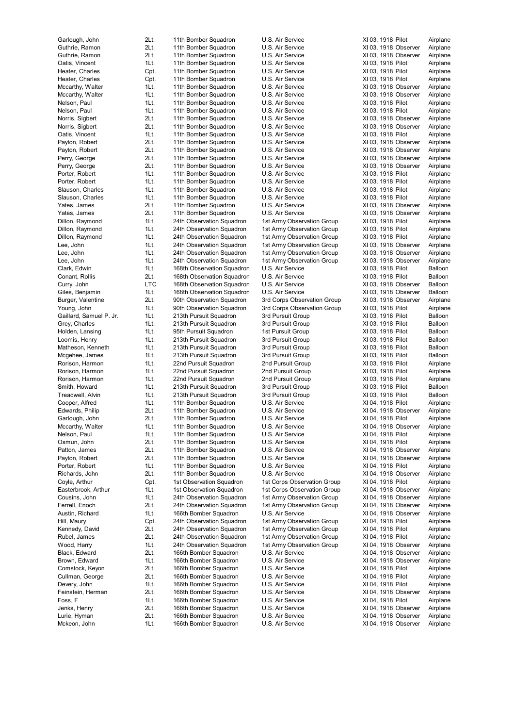| | | | | | | |
|---|---|---|---|---|---|---|
| Garlough, John | 2Lt. | 11th Bomber Squadron | U.S. Air Service | XI 03, 1918 | Pilot | Airplane |
| Guthrie, Ramon | 2Lt. | 11th Bomber Squadron | U.S. Air Service | XI 03, 1918 | Observer | Airplane |
| Guthrie, Ramon | 2Lt. | 11th Bomber Squadron | U.S. Air Service | XI 03, 1918 | Observer | Airplane |
| Oatis, Vincent | 1Lt. | 11th Bomber Squadron | U.S. Air Service | XI 03, 1918 | Pilot | Airplane |
| Heater, Charles | Cpt. | 11th Bomber Squadron | U.S. Air Service | XI 03, 1918 | Pilot | Airplane |
| Heater, Charles | Cpt. | 11th Bomber Squadron | U.S. Air Service | XI 03, 1918 | Pilot | Airplane |
| Mccarthy, Walter | 1Lt. | 11th Bomber Squadron | U.S. Air Service | XI 03, 1918 | Observer | Airplane |
| Mccarthy, Walter | 1Lt. | 11th Bomber Squadron | U.S. Air Service | XI 03, 1918 | Observer | Airplane |
| Nelson, Paul | 1Lt. | 11th Bomber Squadron | U.S. Air Service | XI 03, 1918 | Pilot | Airplane |
| Nelson, Paul | 1Lt. | 11th Bomber Squadron | U.S. Air Service | XI 03, 1918 | Pilot | Airplane |
| Norris, Sigbert | 2Lt. | 11th Bomber Squadron | U.S. Air Service | XI 03, 1918 | Observer | Airplane |
| Norris, Sigbert | 2Lt. | 11th Bomber Squadron | U.S. Air Service | XI 03, 1918 | Observer | Airplane |
| Oatis, Vincent | 1Lt. | 11th Bomber Squadron | U.S. Air Service | XI 03, 1918 | Pilot | Airplane |
| Payton, Robert | 2Lt. | 11th Bomber Squadron | U.S. Air Service | XI 03, 1918 | Observer | Airplane |
| Payton, Robert | 2Lt. | 11th Bomber Squadron | U.S. Air Service | XI 03, 1918 | Observer | Airplane |
| Perry, George | 2Lt. | 11th Bomber Squadron | U.S. Air Service | XI 03, 1918 | Observer | Airplane |
| Perry, George | 2Lt. | 11th Bomber Squadron | U.S. Air Service | XI 03, 1918 | Observer | Airplane |
| Porter, Robert | 1Lt. | 11th Bomber Squadron | U.S. Air Service | XI 03, 1918 | Pilot | Airplane |
| Porter, Robert | 1Lt. | 11th Bomber Squadron | U.S. Air Service | XI 03, 1918 | Pilot | Airplane |
| Slauson, Charles | 1Lt. | 11th Bomber Squadron | U.S. Air Service | XI 03, 1918 | Pilot | Airplane |
| Slauson, Charles | 1Lt. | 11th Bomber Squadron | U.S. Air Service | XI 03, 1918 | Pilot | Airplane |
| Yates, James | 2Lt. | 11th Bomber Squadron | U.S. Air Service | XI 03, 1918 | Observer | Airplane |
| Yates, James | 2Lt. | 11th Bomber Squadron | U.S. Air Service | XI 03, 1918 | Observer | Airplane |
| Dillon, Raymond | 1Lt. | 24th Observation Squadron | 1st Army Observation Group | XI 03, 1918 | Pilot | Airplane |
| Dillon, Raymond | 1Lt. | 24th Observation Squadron | 1st Army Observation Group | XI 03, 1918 | Pilot | Airplane |
| Dillon, Raymond | 1Lt. | 24th Observation Squadron | 1st Army Observation Group | XI 03, 1918 | Pilot | Airplane |
| Lee, John | 1Lt. | 24th Observation Squadron | 1st Army Observation Group | XI 03, 1918 | Observer | Airplane |
| Lee, John | 1Lt. | 24th Observation Squadron | 1st Army Observation Group | XI 03, 1918 | Observer | Airplane |
| Lee, John | 1Lt. | 24th Observation Squadron | 1st Army Observation Group | XI 03, 1918 | Observer | Airplane |
| Clark, Edwin | 1Lt. | 168th Observation Squadron | U.S. Air Service | XI 03, 1918 | Pilot | Balloon |
| Conant, Rollis | 2Lt. | 168th Observation Squadron | U.S. Air Service | XI 03, 1918 | Pilot | Balloon |
| Curry, John | LTC | 168th Observation Squadron | U.S. Air Service | XI 03, 1918 | Observer | Balloon |
| Giles, Benjamin | 1Lt. | 168th Observation Squadron | U.S. Air Service | XI 03, 1918 | Observer | Balloon |
| Burger, Valentine | 2Lt. | 90th Observation Squadron | 3rd Corps Observation Group | XI 03, 1918 | Observer | Airplane |
| Young, John | 1Lt. | 90th Observation Squadron | 3rd Corps Observation Group | XI 03, 1918 | Pilot | Airplane |
| Gaillard, Samuel P. Jr. | 1Lt. | 213th Pursuit Squadron | 3rd Pursuit Group | XI 03, 1918 | Pilot | Balloon |
| Grey, Charles | 1Lt. | 213th Pursuit Squadron | 3rd Pursuit Group | XI 03, 1918 | Pilot | Balloon |
| Holden, Lansing | 1Lt. | 95th Pursuit Squadron | 1st Pursuit Group | XI 03, 1918 | Pilot | Balloon |
| Loomis, Henry | 1Lt. | 213th Pursuit Squadron | 3rd Pursuit Group | XI 03, 1918 | Pilot | Balloon |
| Matheson, Kenneth | 1Lt. | 213th Pursuit Squadron | 3rd Pursuit Group | XI 03, 1918 | Pilot | Balloon |
| Mcgehee, James | 1Lt. | 213th Pursuit Squadron | 3rd Pursuit Group | XI 03, 1918 | Pilot | Balloon |
| Rorison, Harmon | 1Lt. | 22nd Pursuit Squadron | 2nd Pursuit Group | XI 03, 1918 | Pilot | Airplane |
| Rorison, Harmon | 1Lt. | 22nd Pursuit Squadron | 2nd Pursuit Group | XI 03, 1918 | Pilot | Airplane |
| Rorison, Harmon | 1Lt. | 22nd Pursuit Squadron | 2nd Pursuit Group | XI 03, 1918 | Pilot | Airplane |
| Smith, Howard | 1Lt. | 213th Pursuit Squadron | 3rd Pursuit Group | XI 03, 1918 | Pilot | Balloon |
| Treadwell, Alvin | 1Lt. | 213th Pursuit Squadron | 3rd Pursuit Group | XI 03, 1918 | Pilot | Balloon |
| Cooper, Alfred | 1Lt. | 11th Bomber Squadron | U.S. Air Service | XI 04, 1918 | Pilot | Airplane |
| Edwards, Philip | 2Lt. | 11th Bomber Squadron | U.S. Air Service | XI 04, 1918 | Observer | Airplane |
| Garlough, John | 2Lt. | 11th Bomber Squadron | U.S. Air Service | XI 04, 1918 | Pilot | Airplane |
| Mccarthy, Walter | 1Lt. | 11th Bomber Squadron | U.S. Air Service | XI 04, 1918 | Observer | Airplane |
| Nelson, Paul | 1Lt. | 11th Bomber Squadron | U.S. Air Service | XI 04, 1918 | Pilot | Airplane |
| Osmun, John | 2Lt. | 11th Bomber Squadron | U.S. Air Service | XI 04, 1918 | Pilot | Airplane |
| Patton, James | 2Lt. | 11th Bomber Squadron | U.S. Air Service | XI 04, 1918 | Observer | Airplane |
| Payton, Robert | 2Lt. | 11th Bomber Squadron | U.S. Air Service | XI 04, 1918 | Observer | Airplane |
| Porter, Robert | 1Lt. | 11th Bomber Squadron | U.S. Air Service | XI 04, 1918 | Pilot | Airplane |
| Richards, John | 2Lt. | 11th Bomber Squadron | U.S. Air Service | XI 04, 1918 | Observer | Airplane |
| Coyle, Arthur | Cpt. | 1st Observation Squadron | 1st Corps Observation Group | XI 04, 1918 | Pilot | Airplane |
| Easterbrook, Arthur | 1Lt. | 1st Observation Squadron | 1st Corps Observation Group | XI 04, 1918 | Observer | Airplane |
| Cousins, John | 1Lt. | 24th Observation Squadron | 1st Army Observation Group | XI 04, 1918 | Observer | Airplane |
| Ferrell, Enoch | 2Lt. | 24th Observation Squadron | 1st Army Observation Group | XI 04, 1918 | Observer | Airplane |
| Austin, Richard | 1Lt. | 166th Bomber Squadron | U.S. Air Service | XI 04, 1918 | Observer | Airplane |
| Hill, Maury | Cpt. | 24th Observation Squadron | 1st Army Observation Group | XI 04, 1918 | Pilot | Airplane |
| Kennedy, David | 2Lt. | 24th Observation Squadron | 1st Army Observation Group | XI 04, 1918 | Pilot | Airplane |
| Rubel, James | 2Lt. | 24th Observation Squadron | 1st Army Observation Group | XI 04, 1918 | Pilot | Airplane |
| Wood, Harry | 1Lt. | 24th Observation Squadron | 1st Army Observation Group | XI 04, 1918 | Observer | Airplane |
| Black, Edward | 2Lt. | 166th Bomber Squadron | U.S. Air Service | XI 04, 1918 | Observer | Airplane |
| Brown, Edward | 1Lt. | 166th Bomber Squadron | U.S. Air Service | XI 04, 1918 | Observer | Airplane |
| Comstock, Keyon | 2Lt. | 166th Bomber Squadron | U.S. Air Service | XI 04, 1918 | Pilot | Airplane |
| Cullman, George | 2Lt. | 166th Bomber Squadron | U.S. Air Service | XI 04, 1918 | Pilot | Airplane |
| Devery, John | 1Lt. | 166th Bomber Squadron | U.S. Air Service | XI 04, 1918 | Pilot | Airplane |
| Feinstein, Herman | 2Lt. | 166th Bomber Squadron | U.S. Air Service | XI 04, 1918 | Observer | Airplane |
| Foss, F | 1Lt. | 166th Bomber Squadron | U.S. Air Service | XI 04, 1918 | Pilot | Airplane |
| Jenks, Henry | 2Lt. | 166th Bomber Squadron | U.S. Air Service | XI 04, 1918 | Observer | Airplane |
| Lurie, Hyman | 2Lt. | 166th Bomber Squadron | U.S. Air Service | XI 04, 1918 | Observer | Airplane |
| Mckeon, John | 1Lt. | 166th Bomber Squadron | U.S. Air Service | XI 04, 1918 | Observer | Airplane |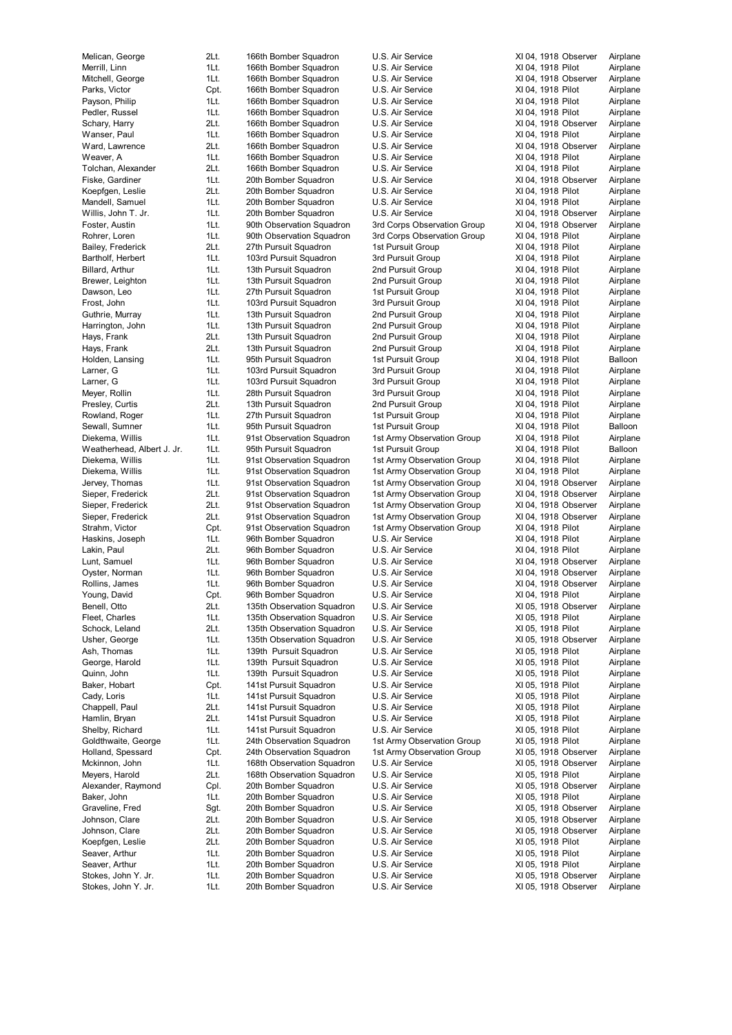| | | | | | | |
|---|---|---|---|---|---|---|
| Melican, George | 2Lt. | 166th Bomber Squadron | U.S. Air Service | XI 04, 1918 | Observer | Airplane |
| Merrill, Linn | 1Lt. | 166th Bomber Squadron | U.S. Air Service | XI 04, 1918 | Pilot | Airplane |
| Mitchell, George | 1Lt. | 166th Bomber Squadron | U.S. Air Service | XI 04, 1918 | Observer | Airplane |
| Parks, Victor | Cpt. | 166th Bomber Squadron | U.S. Air Service | XI 04, 1918 | Pilot | Airplane |
| Payson, Philip | 1Lt. | 166th Bomber Squadron | U.S. Air Service | XI 04, 1918 | Pilot | Airplane |
| Pedler, Russel | 1Lt. | 166th Bomber Squadron | U.S. Air Service | XI 04, 1918 | Pilot | Airplane |
| Schary, Harry | 2Lt. | 166th Bomber Squadron | U.S. Air Service | XI 04, 1918 | Observer | Airplane |
| Wanser, Paul | 1Lt. | 166th Bomber Squadron | U.S. Air Service | XI 04, 1918 | Pilot | Airplane |
| Ward, Lawrence | 2Lt. | 166th Bomber Squadron | U.S. Air Service | XI 04, 1918 | Observer | Airplane |
| Weaver, A | 1Lt. | 166th Bomber Squadron | U.S. Air Service | XI 04, 1918 | Pilot | Airplane |
| Tolchan, Alexander | 2Lt. | 166th Bomber Squadron | U.S. Air Service | XI 04, 1918 | Pilot | Airplane |
| Fiske, Gardiner | 1Lt. | 20th Bomber Squadron | U.S. Air Service | XI 04, 1918 | Observer | Airplane |
| Koepfgen, Leslie | 2Lt. | 20th Bomber Squadron | U.S. Air Service | XI 04, 1918 | Pilot | Airplane |
| Mandell, Samuel | 1Lt. | 20th Bomber Squadron | U.S. Air Service | XI 04, 1918 | Pilot | Airplane |
| Willis, John T. Jr. | 1Lt. | 20th Bomber Squadron | U.S. Air Service | XI 04, 1918 | Observer | Airplane |
| Foster, Austin | 1Lt. | 90th Observation Squadron | 3rd Corps Observation Group | XI 04, 1918 | Observer | Airplane |
| Rohrer, Loren | 1Lt. | 90th Observation Squadron | 3rd Corps Observation Group | XI 04, 1918 | Pilot | Airplane |
| Bailey, Frederick | 2Lt. | 27th Pursuit Squadron | 1st Pursuit Group | XI 04, 1918 | Pilot | Airplane |
| Bartholf, Herbert | 1Lt. | 103rd Pursuit Squadron | 3rd Pursuit Group | XI 04, 1918 | Pilot | Airplane |
| Billard, Arthur | 1Lt. | 13th Pursuit Squadron | 2nd Pursuit Group | XI 04, 1918 | Pilot | Airplane |
| Brewer, Leighton | 1Lt. | 13th Pursuit Squadron | 2nd Pursuit Group | XI 04, 1918 | Pilot | Airplane |
| Dawson, Leo | 1Lt. | 27th Pursuit Squadron | 1st Pursuit Group | XI 04, 1918 | Pilot | Airplane |
| Frost, John | 1Lt. | 103rd Pursuit Squadron | 3rd Pursuit Group | XI 04, 1918 | Pilot | Airplane |
| Guthrie, Murray | 1Lt. | 13th Pursuit Squadron | 2nd Pursuit Group | XI 04, 1918 | Pilot | Airplane |
| Harrington, John | 1Lt. | 13th Pursuit Squadron | 2nd Pursuit Group | XI 04, 1918 | Pilot | Airplane |
| Hays, Frank | 2Lt. | 13th Pursuit Squadron | 2nd Pursuit Group | XI 04, 1918 | Pilot | Airplane |
| Hays, Frank | 2Lt. | 13th Pursuit Squadron | 2nd Pursuit Group | XI 04, 1918 | Pilot | Airplane |
| Holden, Lansing | 1Lt. | 95th Pursuit Squadron | 1st Pursuit Group | XI 04, 1918 | Pilot | Balloon |
| Larner, G | 1Lt. | 103rd Pursuit Squadron | 3rd Pursuit Group | XI 04, 1918 | Pilot | Airplane |
| Larner, G | 1Lt. | 103rd Pursuit Squadron | 3rd Pursuit Group | XI 04, 1918 | Pilot | Airplane |
| Meyer, Rollin | 1Lt. | 28th Pursuit Squadron | 3rd Pursuit Group | XI 04, 1918 | Pilot | Airplane |
| Presley, Curtis | 2Lt. | 13th Pursuit Squadron | 2nd Pursuit Group | XI 04, 1918 | Pilot | Airplane |
| Rowland, Roger | 1Lt. | 27th Pursuit Squadron | 1st Pursuit Group | XI 04, 1918 | Pilot | Airplane |
| Sewall, Sumner | 1Lt. | 95th Pursuit Squadron | 1st Pursuit Group | XI 04, 1918 | Pilot | Balloon |
| Diekema, Willis | 1Lt. | 91st Observation Squadron | 1st Army Observation Group | XI 04, 1918 | Pilot | Airplane |
| Weatherhead, Albert J. Jr. | 1Lt. | 95th Pursuit Squadron | 1st Pursuit Group | XI 04, 1918 | Pilot | Balloon |
| Diekema, Willis | 1Lt. | 91st Observation Squadron | 1st Army Observation Group | XI 04, 1918 | Pilot | Airplane |
| Diekema, Willis | 1Lt. | 91st Observation Squadron | 1st Army Observation Group | XI 04, 1918 | Pilot | Airplane |
| Jervey, Thomas | 1Lt. | 91st Observation Squadron | 1st Army Observation Group | XI 04, 1918 | Observer | Airplane |
| Sieper, Frederick | 2Lt. | 91st Observation Squadron | 1st Army Observation Group | XI 04, 1918 | Observer | Airplane |
| Sieper, Frederick | 2Lt. | 91st Observation Squadron | 1st Army Observation Group | XI 04, 1918 | Observer | Airplane |
| Sieper, Frederick | 2Lt. | 91st Observation Squadron | 1st Army Observation Group | XI 04, 1918 | Observer | Airplane |
| Strahm, Victor | Cpt. | 91st Observation Squadron | 1st Army Observation Group | XI 04, 1918 | Pilot | Airplane |
| Haskins, Joseph | 1Lt. | 96th Bomber Squadron | U.S. Air Service | XI 04, 1918 | Pilot | Airplane |
| Lakin, Paul | 2Lt. | 96th Bomber Squadron | U.S. Air Service | XI 04, 1918 | Pilot | Airplane |
| Lunt, Samuel | 1Lt. | 96th Bomber Squadron | U.S. Air Service | XI 04, 1918 | Observer | Airplane |
| Oyster, Norman | 1Lt. | 96th Bomber Squadron | U.S. Air Service | XI 04, 1918 | Observer | Airplane |
| Rollins, James | 1Lt. | 96th Bomber Squadron | U.S. Air Service | XI 04, 1918 | Observer | Airplane |
| Young, David | Cpt. | 96th Bomber Squadron | U.S. Air Service | XI 04, 1918 | Pilot | Airplane |
| Benell, Otto | 2Lt. | 135th Observation Squadron | U.S. Air Service | XI 05, 1918 | Observer | Airplane |
| Fleet, Charles | 1Lt. | 135th Observation Squadron | U.S. Air Service | XI 05, 1918 | Pilot | Airplane |
| Schock, Leland | 2Lt. | 135th Observation Squadron | U.S. Air Service | XI 05, 1918 | Pilot | Airplane |
| Usher, George | 1Lt. | 135th Observation Squadron | U.S. Air Service | XI 05, 1918 | Observer | Airplane |
| Ash, Thomas | 1Lt. | 139th Pursuit Squadron | U.S. Air Service | XI 05, 1918 | Pilot | Airplane |
| George, Harold | 1Lt. | 139th Pursuit Squadron | U.S. Air Service | XI 05, 1918 | Pilot | Airplane |
| Quinn, John | 1Lt. | 139th Pursuit Squadron | U.S. Air Service | XI 05, 1918 | Pilot | Airplane |
| Baker, Hobart | Cpt. | 141st Pursuit Squadron | U.S. Air Service | XI 05, 1918 | Pilot | Airplane |
| Cady, Loris | 1Lt. | 141st Pursuit Squadron | U.S. Air Service | XI 05, 1918 | Pilot | Airplane |
| Chappell, Paul | 2Lt. | 141st Pursuit Squadron | U.S. Air Service | XI 05, 1918 | Pilot | Airplane |
| Hamlin, Bryan | 2Lt. | 141st Pursuit Squadron | U.S. Air Service | XI 05, 1918 | Pilot | Airplane |
| Shelby, Richard | 1Lt. | 141st Pursuit Squadron | U.S. Air Service | XI 05, 1918 | Pilot | Airplane |
| Goldthwaite, George | 1Lt. | 24th Observation Squadron | 1st Army Observation Group | XI 05, 1918 | Pilot | Airplane |
| Holland, Spessard | Cpt. | 24th Observation Squadron | 1st Army Observation Group | XI 05, 1918 | Observer | Airplane |
| Mckinnon, John | 1Lt. | 168th Observation Squadron | U.S. Air Service | XI 05, 1918 | Observer | Airplane |
| Meyers, Harold | 2Lt. | 168th Observation Squadron | U.S. Air Service | XI 05, 1918 | Pilot | Airplane |
| Alexander, Raymond | Cpl. | 20th Bomber Squadron | U.S. Air Service | XI 05, 1918 | Observer | Airplane |
| Baker, John | 1Lt. | 20th Bomber Squadron | U.S. Air Service | XI 05, 1918 | Pilot | Airplane |
| Graveline, Fred | Sgt. | 20th Bomber Squadron | U.S. Air Service | XI 05, 1918 | Observer | Airplane |
| Johnson, Clare | 2Lt. | 20th Bomber Squadron | U.S. Air Service | XI 05, 1918 | Observer | Airplane |
| Johnson, Clare | 2Lt. | 20th Bomber Squadron | U.S. Air Service | XI 05, 1918 | Observer | Airplane |
| Koepfgen, Leslie | 2Lt. | 20th Bomber Squadron | U.S. Air Service | XI 05, 1918 | Pilot | Airplane |
| Seaver, Arthur | 1Lt. | 20th Bomber Squadron | U.S. Air Service | XI 05, 1918 | Pilot | Airplane |
| Seaver, Arthur | 1Lt. | 20th Bomber Squadron | U.S. Air Service | XI 05, 1918 | Pilot | Airplane |
| Stokes, John Y. Jr. | 1Lt. | 20th Bomber Squadron | U.S. Air Service | XI 05, 1918 | Observer | Airplane |
| Stokes, John Y. Jr. | 1Lt. | 20th Bomber Squadron | U.S. Air Service | XI 05, 1918 | Observer | Airplane |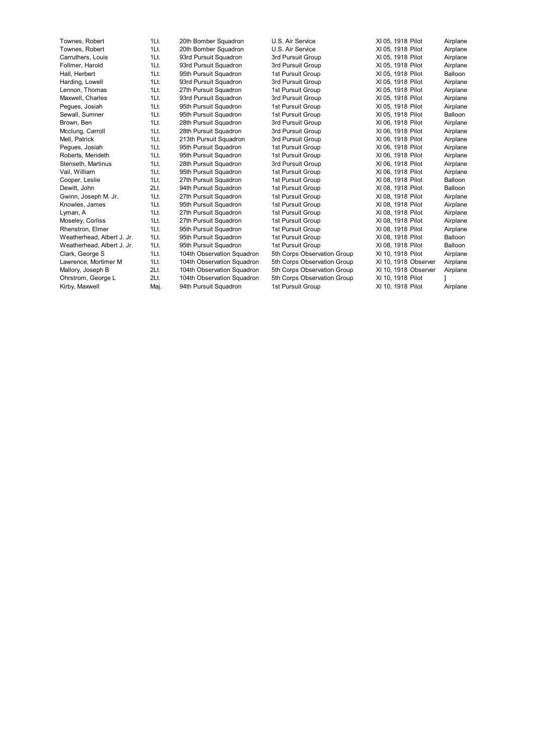| | | | | | |
|---|---|---|---|---|---|
| Townes, Robert | 1Lt. | 20th Bomber Squadron | U.S. Air Service | XI 05, 1918 Pilot | Airplane |
| Townes, Robert | 1Lt. | 20th Bomber Squadron | U.S. Air Service | XI 05, 1918 Pilot | Airplane |
| Carruthers, Louis | 1Lt. | 93rd Pursuit Squadron | 3rd Pursuit Group | XI 05, 1918 Pilot | Airplane |
| Follmer, Harold | 1Lt. | 93rd Pursuit Squadron | 3rd Pursuit Group | XI 05, 1918 Pilot | Airplane |
| Hall, Herbert | 1Lt. | 95th Pursuit Squadron | 1st Pursuit Group | XI 05, 1918 Pilot | Balloon |
| Harding, Lowell | 1Lt. | 93rd Pursuit Squadron | 3rd Pursuit Group | XI 05, 1918 Pilot | Airplane |
| Lennon, Thomas | 1Lt. | 27th Pursuit Squadron | 1st Pursuit Group | XI 05, 1918 Pilot | Airplane |
| Maxwell, Charles | 1Lt. | 93rd Pursuit Squadron | 3rd Pursuit Group | XI 05, 1918 Pilot | Airplane |
| Pegues, Josiah | 1Lt. | 95th Pursuit Squadron | 1st Pursuit Group | XI 05, 1918 Pilot | Airplane |
| Sewall, Sumner | 1Lt. | 95th Pursuit Squadron | 1st Pursuit Group | XI 05, 1918 Pilot | Balloon |
| Brown, Ben | 1Lt. | 28th Pursuit Squadron | 3rd Pursuit Group | XI 06, 1918 Pilot | Airplane |
| Mcclung, Carroll | 1Lt. | 28th Pursuit Squadron | 3rd Pursuit Group | XI 06, 1918 Pilot | Airplane |
| Mell, Patrick | 1Lt. | 213th Pursuit Squadron | 3rd Pursuit Group | XI 06, 1918 Pilot | Airplane |
| Pegues, Josiah | 1Lt. | 95th Pursuit Squadron | 1st Pursuit Group | XI 06, 1918 Pilot | Airplane |
| Roberts, Merideth | 1Lt. | 95th Pursuit Squadron | 1st Pursuit Group | XI 06, 1918 Pilot | Airplane |
| Stenseth, Martinus | 1Lt. | 28th Pursuit Squadron | 3rd Pursuit Group | XI 06, 1918 Pilot | Airplane |
| Vail, William | 1Lt. | 95th Pursuit Squadron | 1st Pursuit Group | XI 06, 1918 Pilot | Airplane |
| Cooper, Leslie | 1Lt. | 27th Pursuit Squadron | 1st Pursuit Group | XI 08, 1918 Pilot | Balloon |
| Dewitt, John | 2Lt. | 94th Pursuit Squadron | 1st Pursuit Group | XI 08, 1918 Pilot | Balloon |
| Gwinn, Joseph M. Jr. | 1Lt. | 27th Pursuit Squadron | 1st Pursuit Group | XI 08, 1918 Pilot | Airplane |
| Knowles, James | 1Lt. | 95th Pursuit Squadron | 1st Pursuit Group | XI 08, 1918 Pilot | Airplane |
| Lyman, A | 1Lt. | 27th Pursuit Squadron | 1st Pursuit Group | XI 08, 1918 Pilot | Airplane |
| Moseley, Corliss | 1Lt. | 27th Pursuit Squadron | 1st Pursuit Group | XI 08, 1918 Pilot | Airplane |
| Rhenstron, Elmer | 1Lt. | 95th Pursuit Squadron | 1st Pursuit Group | XI 08, 1918 Pilot | Airplane |
| Weatherhead, Albert J. Jr. | 1Lt. | 95th Pursuit Squadron | 1st Pursuit Group | XI 08, 1918 Pilot | Balloon |
| Weatherhead, Albert J. Jr. | 1Lt. | 95th Pursuit Squadron | 1st Pursuit Group | XI 08, 1918 Pilot | Balloon |
| Clark, George S | 1Lt. | 104th Observation Squadron | 5th Corps Observation Group | XI 10, 1918 Pilot | Airplane |
| Lawrence, Mortimer M | 1Lt. | 104th Observation Squadron | 5th Corps Observation Group | XI 10, 1918 Observer | Airplane |
| Mallory, Joseph B | 2Lt. | 104th Observation Squadron | 5th Corps Observation Group | XI 10, 1918 Observer | Airplane |
| Ohrstrom, George L | 2Lt. | 104th Observation Squadron | 5th Corps Observation Group | XI 10, 1918 Pilot | ] |
| Kirby, Maxwell | Maj. | 94th Pursuit Squadron | 1st Pursuit Group | XI 10, 1918 Pilot | Airplane |